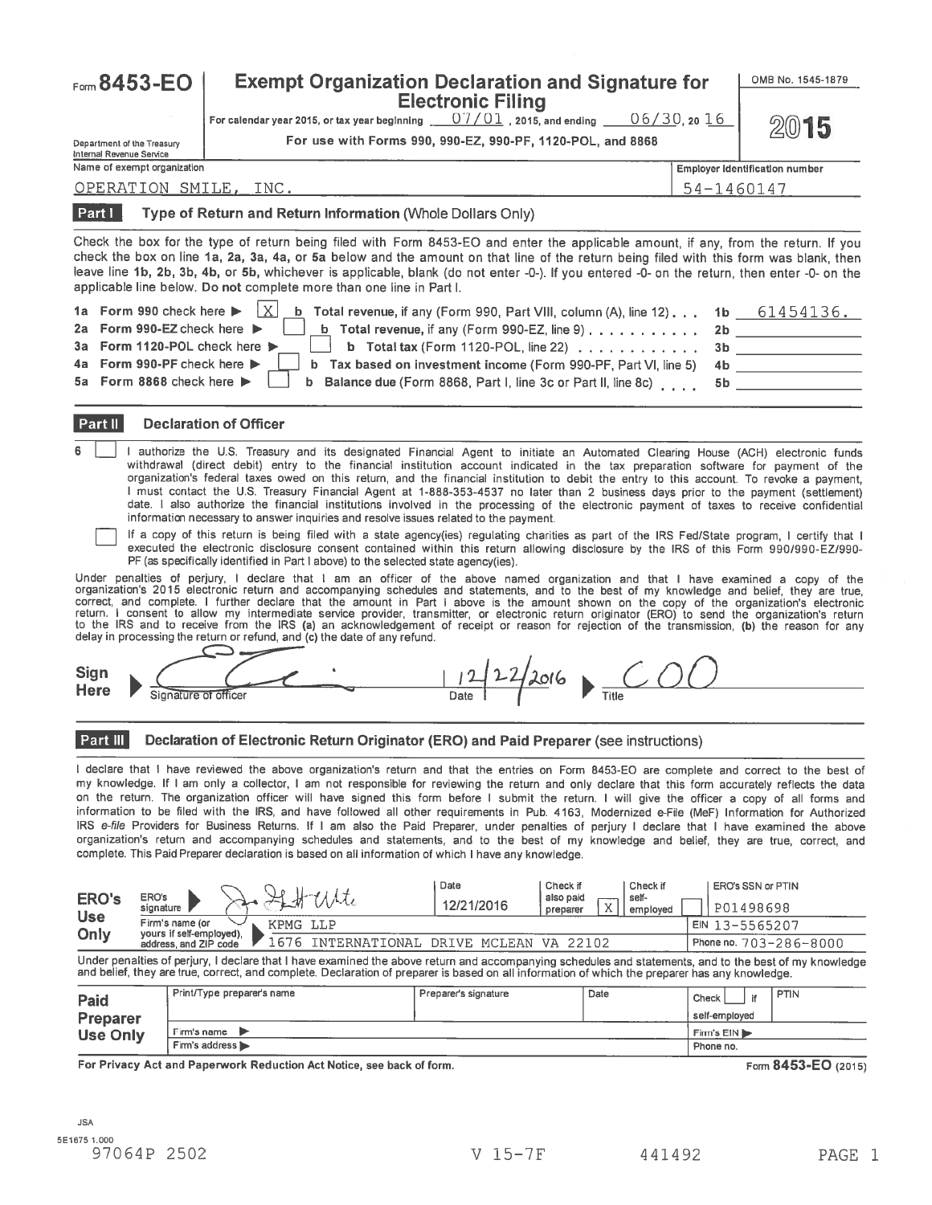# Form 8453-EO

## Exempt Organization Declaration and Signature for Electronic Filing

For calendar year 2015, or tax year beginning 07/01, 2015, and ending 06/30, 2016

For use with Forms 990, 990-EZ, 990-PF, 1120-POL, and 8868

Department of the Treasury
Internal Revenue Service

OMB No. 1545-1879

**2015**

Name of exempt organization: OPERATION SMILE, INC.

Employer identification number: 54-1460147

### Part I — Type of Return and Return Information (Whole Dollars Only)

Check the box for the type of return being filed with Form 8453-EO and enter the applicable amount, if any, from the return. If you check the box on line 1a, 2a, 3a, 4a, or 5a below and the amount on that line of the return being filed with this form was blank, then leave line 1b, 2b, 3b, 4b, or 5b, whichever is applicable, blank (do not enter -0-). If you entered -0- on the return, then enter -0- on the applicable line below. **Do not** complete more than one line in Part I.

| | | | |
|---|---|---|---|
| 1a Form 990 check here ▶ [X] | b Total revenue, if any (Form 990, Part VIII, column (A), line 12) | 1b | 61454136. |
| 2a Form 990-EZ check here ▶ [ ] | b Total revenue, if any (Form 990-EZ, line 9) | 2b | |
| 3a Form 1120-POL check here ▶ [ ] | b Total tax (Form 1120-POL, line 22) | 3b | |
| 4a Form 990-PF check here ▶ [ ] | b Tax based on investment income (Form 990-PF, Part VI, line 5) | 4b | |
| 5a Form 8868 check here ▶ [ ] | b Balance due (Form 8868, Part I, line 3c or Part II, line 8c) | 5b | |

### Part II — Declaration of Officer

6 [ ] I authorize the U.S. Treasury and its designated Financial Agent to initiate an Automated Clearing House (ACH) electronic funds withdrawal (direct debit) entry to the financial institution account indicated in the tax preparation software for payment of the organization's federal taxes owed on this return, and the financial institution to debit the entry to this account. To revoke a payment, I must contact the U.S. Treasury Financial Agent at 1-888-353-4537 no later than 2 business days prior to the payment (settlement) date. I also authorize the financial institutions involved in the processing of the electronic payment of taxes to receive confidential information necessary to answer inquiries and resolve issues related to the payment.

[ ] If a copy of this return is being filed with a state agency(ies) regulating charities as part of the IRS Fed/State program, I certify that I executed the electronic disclosure consent contained within this return allowing disclosure by the IRS of this Form 990/990-EZ/990-PF (as specifically identified in Part I above) to the selected state agency(ies).

Under penalties of perjury, I declare that I am an officer of the above named organization and that I have examined a copy of the organization's 2015 electronic return and accompanying schedules and statements, and to the best of my knowledge and belief, they are true, correct, and complete. I further declare that the amount in Part I above is the amount shown on the copy of the organization's electronic return. I consent to allow my intermediate service provider, transmitter, or electronic return originator (ERO) to send the organization's return to the IRS and to receive from the IRS (a) an acknowledgement of receipt or reason for rejection of the transmission, (b) the reason for any delay in processing the return or refund, and (c) the date of any refund.

**Sign Here** ▶ Signature of officer: [signature] Date: 12/22/2016 ▶ Title: COO

### Part III — Declaration of Electronic Return Originator (ERO) and Paid Preparer (see instructions)

I declare that I have reviewed the above organization's return and that the entries on Form 8453-EO are complete and correct to the best of my knowledge. If I am only a collector, I am not responsible for reviewing the return and only declare that this form accurately reflects the data on the return. The organization officer will have signed this form before I submit the return. I will give the officer a copy of all forms and information to be filed with the IRS, and have followed all other requirements in Pub. 4163, Modernized e-File (MeF) Information for Authorized IRS *e-file* Providers for Business Returns. If I am also the Paid Preparer, under penalties of perjury I declare that I have examined the above organization's return and accompanying schedules and statements, and to the best of my knowledge and belief, they are true, correct, and complete. This Paid Preparer declaration is based on all information of which I have any knowledge.

| ERO's Use Only | | | | | |
|---|---|---|---|---|---|
| ERO's signature ▶ [signature] | Date: 12/21/2016 | Check if also paid preparer [X] | Check if self-employed [ ] | ERO's SSN or PTIN: P01498698 |
| Firm's name (or yours if self-employed), address, and ZIP code ▶ KPMG LLP, 1676 INTERNATIONAL DRIVE MCLEAN VA 22102 | | | | EIN 13-5565207 |
| | | | | Phone no. 703-286-8000 |

Under penalties of perjury, I declare that I have examined the above return and accompanying schedules and statements, and to the best of my knowledge and belief, they are true, correct, and complete. Declaration of preparer is based on all information of which the preparer has any knowledge.

| Paid Preparer Use Only | | | | |
|---|---|---|---|---|
| Print/Type preparer's name | Preparer's signature | Date | Check [ ] if self-employed | PTIN |
| Firm's name ▶ | | | Firm's EIN ▶ | |
| Firm's address ▶ | | | Phone no. | |

For Privacy Act and Paperwork Reduction Act Notice, see back of form.

Form **8453-EO** (2015)

JSA
5E1675 1.000
97064P 2502 V 15-7F 441492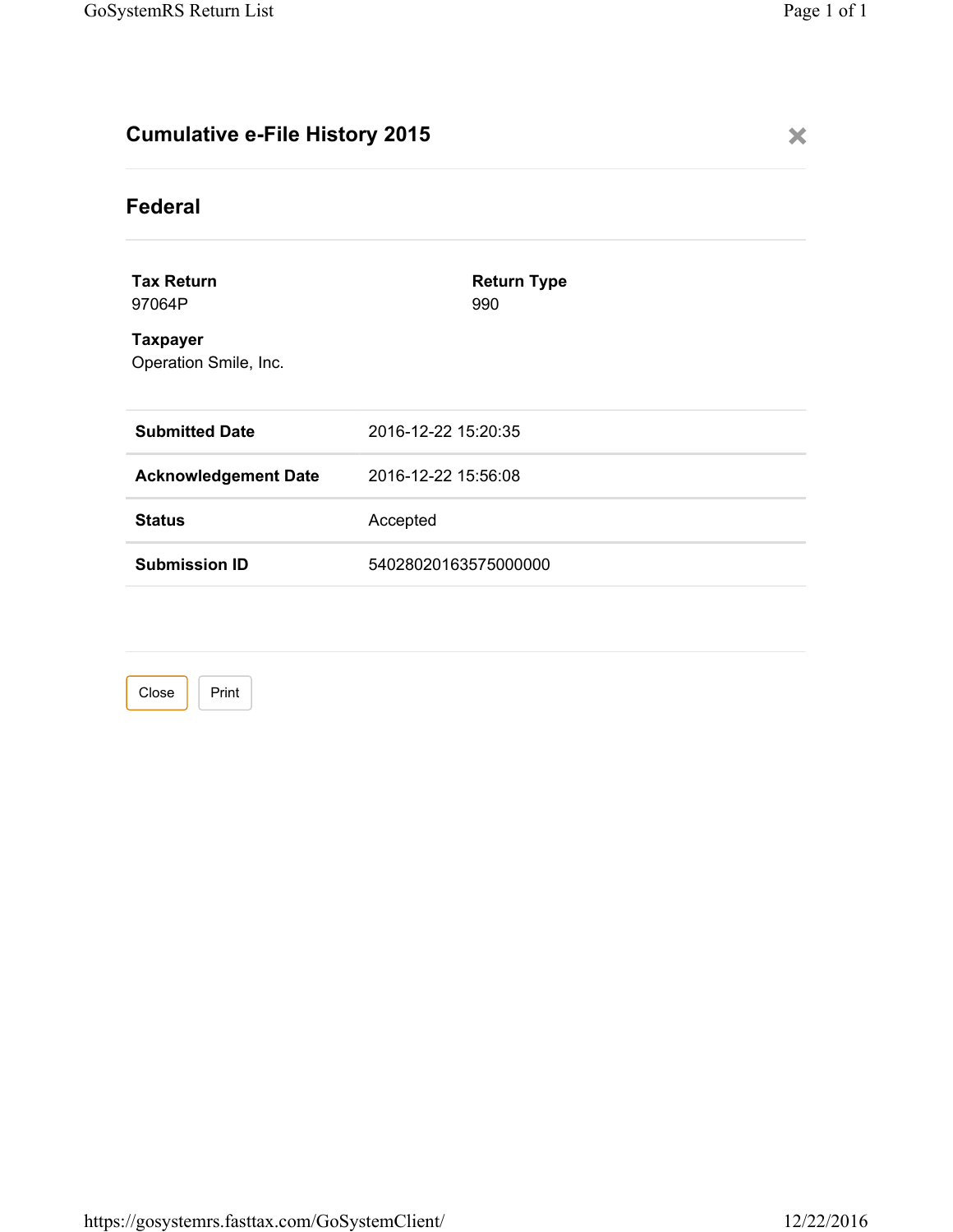# Cumulative e-File History 2015

## Federal

**Tax Return**
97064P

**Return Type**
990

**Taxpayer**
Operation Smile, Inc.

| | |
|---|---|
| **Submitted Date** | 2016-12-22 15:20:35 |
| **Acknowledgement Date** | 2016-12-22 15:56:08 |
| **Status** | Accepted |
| **Submission ID** | 54028020163575000000 |

Close Print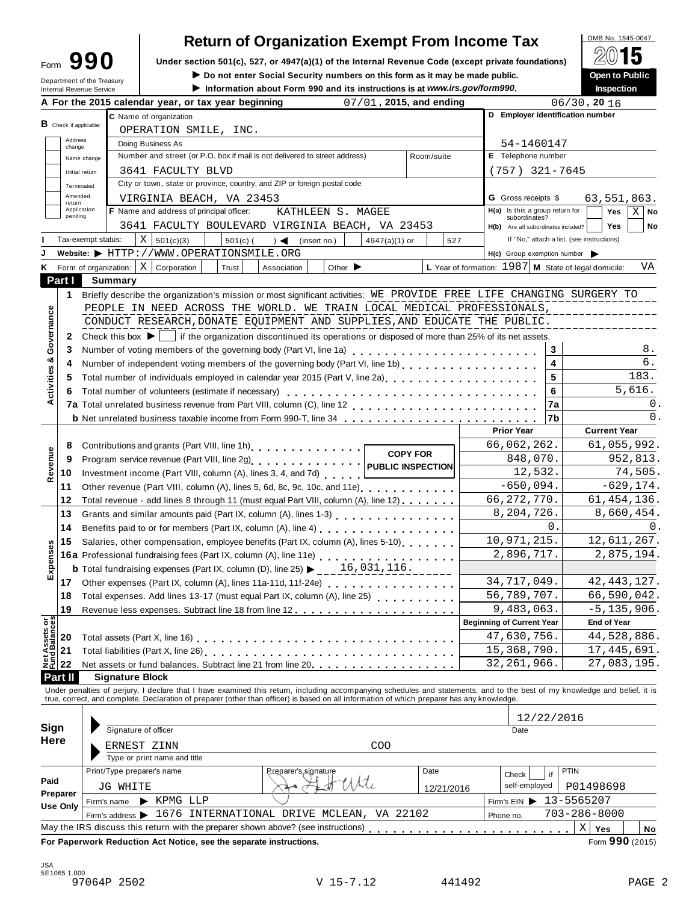Form **990**

Department of the Treasury
Internal Revenue Service

# Return of Organization Exempt From Income Tax

**Under section 501(c), 527, or 4947(a)(1) of the Internal Revenue Code (except private foundations)**

▶ **Do not enter Social Security numbers on this form as it may be made public.**

▶ **Information about Form 990 and its instructions is at www.irs.gov/form990.**

OMB No. 1545-0047

**2015**

**Open to Public Inspection**

**A** For the 2015 calendar year, or tax year beginning 07/01, 2015, and ending 06/30, 20 16

**B** Check if applicable: Address change, Name change, Initial return, Terminated, Amended return, Application pending

**C** Name of organization: OPERATION SMILE, INC.

Doing Business As

Number and street (or P.O. box if mail is not delivered to street address): 3641 FACULTY BLVD | Room/suite

City or town, state or province, country, and ZIP or foreign postal code: VIRGINIA BEACH, VA 23453

**D** Employer identification number: 54-1460147

**E** Telephone number: (757) 321-7645

**G** Gross receipts $ 63,551,863.

**F** Name and address of principal officer: KATHLEEN S. MAGEE, 3641 FACULTY BOULEVARD VIRGINIA BEACH, VA 23453

**H(a)** Is this a group return for subordinates? Yes [ ] No [X]

**H(b)** Are all subordinates included? Yes [ ] No [ ] If "No," attach a list. (see instructions)

**I** Tax-exempt status: [X] 501(c)(3) [ ] 501(c) ( ) ◀ (insert no.) [ ] 4947(a)(1) or [ ] 527

**J** Website: ▶ HTTP://WWW.OPERATIONSMILE.ORG

**H(c)** Group exemption number ▶

**K** Form of organization: [X] Corporation [ ] Trust [ ] Association [ ] Other ▶

**L** Year of formation: 1987 **M** State of legal domicile: VA

## Part I Summary

**Activities & Governance**

1 Briefly describe the organization's mission or most significant activities: WE PROVIDE FREE LIFE CHANGING SURGERY TO PEOPLE IN NEED ACROSS THE WORLD. WE TRAIN LOCAL MEDICAL PROFESSIONALS, CONDUCT RESEARCH,DONATE EQUIPMENT AND SUPPLIES,AND EDUCATE THE PUBLIC.

2 Check this box ▶ [ ] if the organization discontinued its operations or disposed of more than 25% of its net assets.

| | | | |
|---|---|---|---|
| 3 | Number of voting members of the governing body (Part VI, line 1a) | 3 | 8. |
| 4 | Number of independent voting members of the governing body (Part VI, line 1b) | 4 | 6. |
| 5 | Total number of individuals employed in calendar year 2015 (Part V, line 2a) | 5 | 183. |
| 6 | Total number of volunteers (estimate if necessary) | 6 | 5,616. |
| 7a | Total unrelated business revenue from Part VIII, column (C), line 12 | 7a | 0. |
| b | Net unrelated business taxable income from Form 990-T, line 34 | 7b | 0. |

| | | | Prior Year | Current Year |
|---|---|---|---|---|
| **Revenue** | 8 | Contributions and grants (Part VIII, line 1h) | 66,062,262. | 61,055,992. |
| | 9 | Program service revenue (Part VIII, line 2g) | 848,070. | 952,813. |
| | 10 | Investment income (Part VIII, column (A), lines 3, 4, and 7d) | 12,532. | 74,505. |
| | 11 | Other revenue (Part VIII, column (A), lines 5, 6d, 8c, 9c, 10c, and 11e) | -650,094. | -629,174. |
| | 12 | Total revenue - add lines 8 through 11 (must equal Part VIII, column (A), line 12) | 66,272,770. | 61,454,136. |
| **Expenses** | 13 | Grants and similar amounts paid (Part IX, column (A), lines 1-3) | 8,204,726. | 8,660,454. |
| | 14 | Benefits paid to or for members (Part IX, column (A), line 4) | 0. | 0. |
| | 15 | Salaries, other compensation, employee benefits (Part IX, column (A), lines 5-10) | 10,971,215. | 12,611,267. |
| | 16a | Professional fundraising fees (Part IX, column (A), line 11e) | 2,896,717. | 2,875,194. |
| | b | Total fundraising expenses (Part IX, column (D), line 25) ▶ 16,031,116. | | |
| | 17 | Other expenses (Part IX, column (A), lines 11a-11d, 11f-24e) | 34,717,049. | 42,443,127. |
| | 18 | Total expenses. Add lines 13-17 (must equal Part IX, column (A), line 25) | 56,789,707. | 66,590,042. |
| | 19 | Revenue less expenses. Subtract line 18 from line 12 | 9,483,063. | -5,135,906. |
| | | | **Beginning of Current Year** | **End of Year** |
| **Net Assets or Fund Balances** | 20 | Total assets (Part X, line 16) | 47,630,756. | 44,528,886. |
| | 21 | Total liabilities (Part X, line 26) | 15,368,790. | 17,445,691. |
| | 22 | Net assets or fund balances. Subtract line 21 from line 20 | 32,261,966. | 27,083,195. |

COPY FOR PUBLIC INSPECTION

## Part II Signature Block

Under penalties of perjury, I declare that I have examined this return, including accompanying schedules and statements, and to the best of my knowledge and belief, it is true, correct, and complete. Declaration of preparer (other than officer) is based on all information of which preparer has any knowledge.

**Sign Here**

Signature of officer — Date: 12/22/2016

ERNEST ZINN, COO
Type or print name and title

**Paid Preparer Use Only**

| Print/Type preparer's name | Preparer's signature | Date | Check if self-employed | PTIN |
|---|---|---|---|---|
| JG WHITE | | 12/21/2016 | | P01498698 |

Firm's name ▶ KPMG LLP — Firm's EIN ▶ 13-5565207

Firm's address ▶ 1676 INTERNATIONAL DRIVE MCLEAN, VA 22102 — Phone no. 703-286-8000

May the IRS discuss this return with the preparer shown above? (see instructions) [X] Yes [ ] No

**For Paperwork Reduction Act Notice, see the separate instructions.** Form **990** (2015)

JSA 5E1065 1.000

97064P 2502 V 15-7.12 441492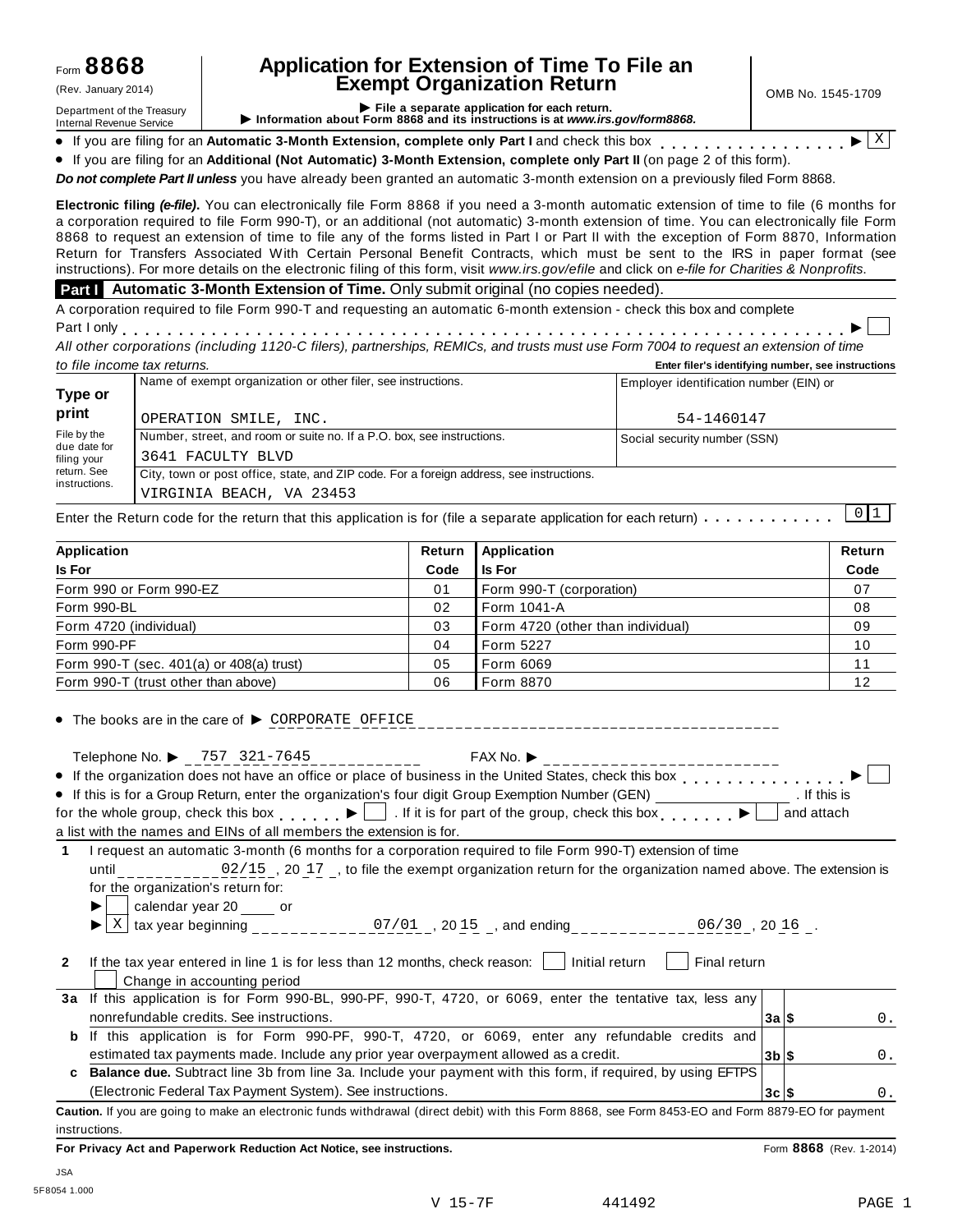Form **8868** (Rev. January 2014) Department of the Treasury Internal Revenue Service

# Application for Extension of Time To File an Exempt Organization Return

OMB No. 1545-1709

▶ File a separate application for each return.
▶ Information about Form 8868 and its instructions is at *www.irs.gov/form8868.*

- If you are filing for an **Automatic 3-Month Extension, complete only Part I** and check this box . . . . . . . . . . . . . . . . ▶ [X]
- If you are filing for an **Additional (Not Automatic) 3-Month Extension, complete only Part II** (on page 2 of this form).

***Do not complete Part II unless*** you have already been granted an automatic 3-month extension on a previously filed Form 8868.

**Electronic filing *(e-file)*.** You can electronically file Form 8868 if you need a 3-month automatic extension of time to file (6 months for a corporation required to file Form 990-T), or an additional (not automatic) 3-month extension of time. You can electronically file Form 8868 to request an extension of time to file any of the forms listed in Part I or Part II with the exception of Form 8870, Information Return for Transfers Associated With Certain Personal Benefit Contracts, which must be sent to the IRS in paper format (see instructions). For more details on the electronic filing of this form, visit *www.irs.gov/efile* and click on *e-file for Charities & Nonprofits*.

## Part I Automatic 3-Month Extension of Time. Only submit original (no copies needed).

A corporation required to file Form 990-T and requesting an automatic 6-month extension - check this box and complete Part I only . . . . . . . . . . . . . . . . . . . . . . . . . . . . . . . . . . . . . . . . . . . . . . . . ▶ [ ]

*All other corporations (including 1120-C filers), partnerships, REMICs, and trusts must use Form 7004 to request an extension of time to file income tax returns.*

**Enter filer's identifying number, see instructions**

| **Type or print** | Name of exempt organization or other filer, see instructions. | Employer identification number (EIN) or |
|---|---|---|
| | OPERATION SMILE, INC. | 54-1460147 |
| File by the due date for filing your return. See instructions. | Number, street, and room or suite no. If a P.O. box, see instructions. | Social security number (SSN) |
| | 3641 FACULTY BLVD | |
| | City, town or post office, state, and ZIP code. For a foreign address, see instructions. | |
| | VIRGINIA BEACH, VA 23453 | |

Enter the Return code for the return that this application is for (file a separate application for each return) . . . . . . . . . . . [0 1]

| Application Is For | Return Code | Application Is For | Return Code |
|---|---|---|---|
| Form 990 or Form 990-EZ | 01 | Form 990-T (corporation) | 07 |
| Form 990-BL | 02 | Form 1041-A | 08 |
| Form 4720 (individual) | 03 | Form 4720 (other than individual) | 09 |
| Form 990-PF | 04 | Form 5227 | 10 |
| Form 990-T (sec. 401(a) or 408(a) trust) | 05 | Form 6069 | 11 |
| Form 990-T (trust other than above) | 06 | Form 8870 | 12 |

- The books are in the care of ▶ CORPORATE OFFICE

Telephone No. ▶ 757 321-7645 FAX No. ▶

- If the organization does not have an office or place of business in the United States, check this box . . . . . . . . . . . . . . . ▶ [ ]
- If this is for a Group Return, enter the organization's four digit Group Exemption Number (GEN) ______ . If this is for the whole group, check this box . . . . . . ▶ [ ] . If it is for part of the group, check this box . . . . . . . ▶ [ ] and attach a list with the names and EINs of all members the extension is for.

**1** I request an automatic 3-month (6 months for a corporation required to file Form 990-T) extension of time until 02/15 , 20 17 , to file the exempt organization return for the organization named above. The extension is for the organization's return for:

▶ [ ] calendar year 20 ____ or

▶ [X] tax year beginning 07/01 , 20 15 , and ending 06/30 , 20 16 .

**2** If the tax year entered in line 1 is for less than 12 months, check reason: [ ] Initial return [ ] Final return [ ] Change in accounting period

| | | | |
|---|---|---|---|
| **3a** | If this application is for Form 990-BL, 990-PF, 990-T, 4720, or 6069, enter the tentative tax, less any nonrefundable credits. See instructions. | **3a** $ | 0. |
| **b** | If this application is for Form 990-PF, 990-T, 4720, or 6069, enter any refundable credits and estimated tax payments made. Include any prior year overpayment allowed as a credit. | **3b** $ | 0. |
| **c** | **Balance due.** Subtract line 3b from line 3a. Include your payment with this form, if required, by using EFTPS (Electronic Federal Tax Payment System). See instructions. | **3c** $ | 0. |

**Caution.** If you are going to make an electronic funds withdrawal (direct debit) with this Form 8868, see Form 8453-EO and Form 8879-EO for payment instructions.

**For Privacy Act and Paperwork Reduction Act Notice, see instructions.** Form **8868** (Rev. 1-2014)

JSA 5F8054 1.000

V 15-7F 441492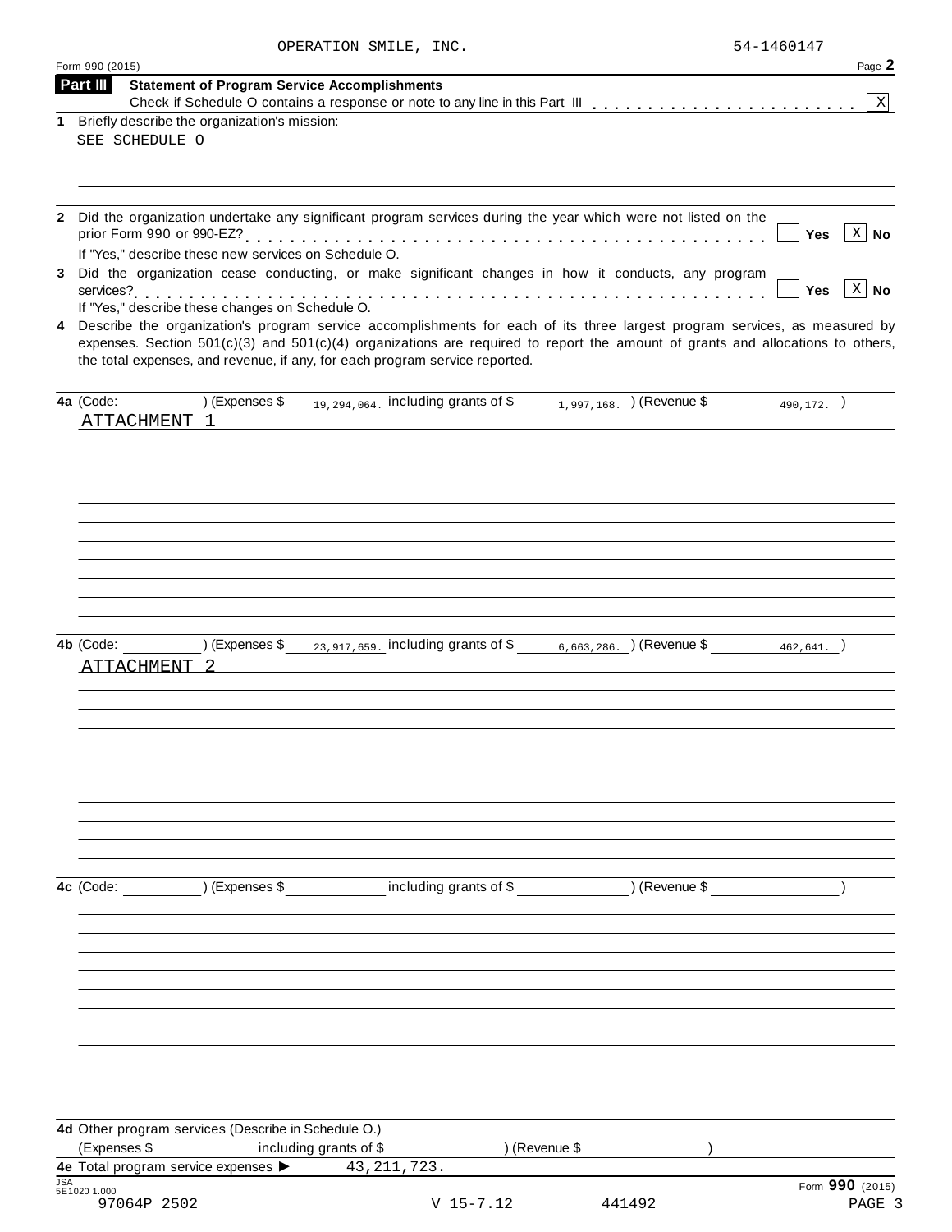OPERATION SMILE, INC. 54-1460147

Form 990 (2015) Page **2**

**Part III** **Statement of Program Service Accomplishments**

Check if Schedule O contains a response or note to any line in this Part III . . . . . . . . . . . . . . . . . . . . . . . . [X]

**1** Briefly describe the organization's mission:

SEE SCHEDULE O

**2** Did the organization undertake any significant program services during the year which were not listed on the prior Form 990 or 990-EZ? . . . . . . . . . . . . . . . . . . . . . . . . . . . . . . . . . . . . . . . . . . . . . [ ] **Yes** [X] **No**

If "Yes," describe these new services on Schedule O.

**3** Did the organization cease conducting, or make significant changes in how it conducts, any program services? . . . . . . . . . . . . . . . . . . . . . . . . . . . . . . . . . . . . . . . . . . . . . . . . . . . . . . . . . [ ] **Yes** [X] **No**

If "Yes," describe these changes on Schedule O.

**4** Describe the organization's program service accomplishments for each of its three largest program services, as measured by expenses. Section 501(c)(3) and 501(c)(4) organizations are required to report the amount of grants and allocations to others, the total expenses, and revenue, if any, for each program service reported.

**4a** (Code: ) (Expenses $ 19,294,064. including grants of $ 1,997,168. ) (Revenue $ 490,172. )

ATTACHMENT 1

**4b** (Code: ) (Expenses $ 23,917,659. including grants of $ 6,663,286. ) (Revenue $ 462,641. )

ATTACHMENT 2

**4c** (Code: ) (Expenses $ including grants of $ ) (Revenue $ )

**4d** Other program services (Describe in Schedule O.)

(Expenses $ including grants of $ ) (Revenue $ )

**4e** Total program service expenses ► 43,211,723.

JSA 5E1020 1.000

97064P 2502 V 15-7.12 441492

Form **990** (2015)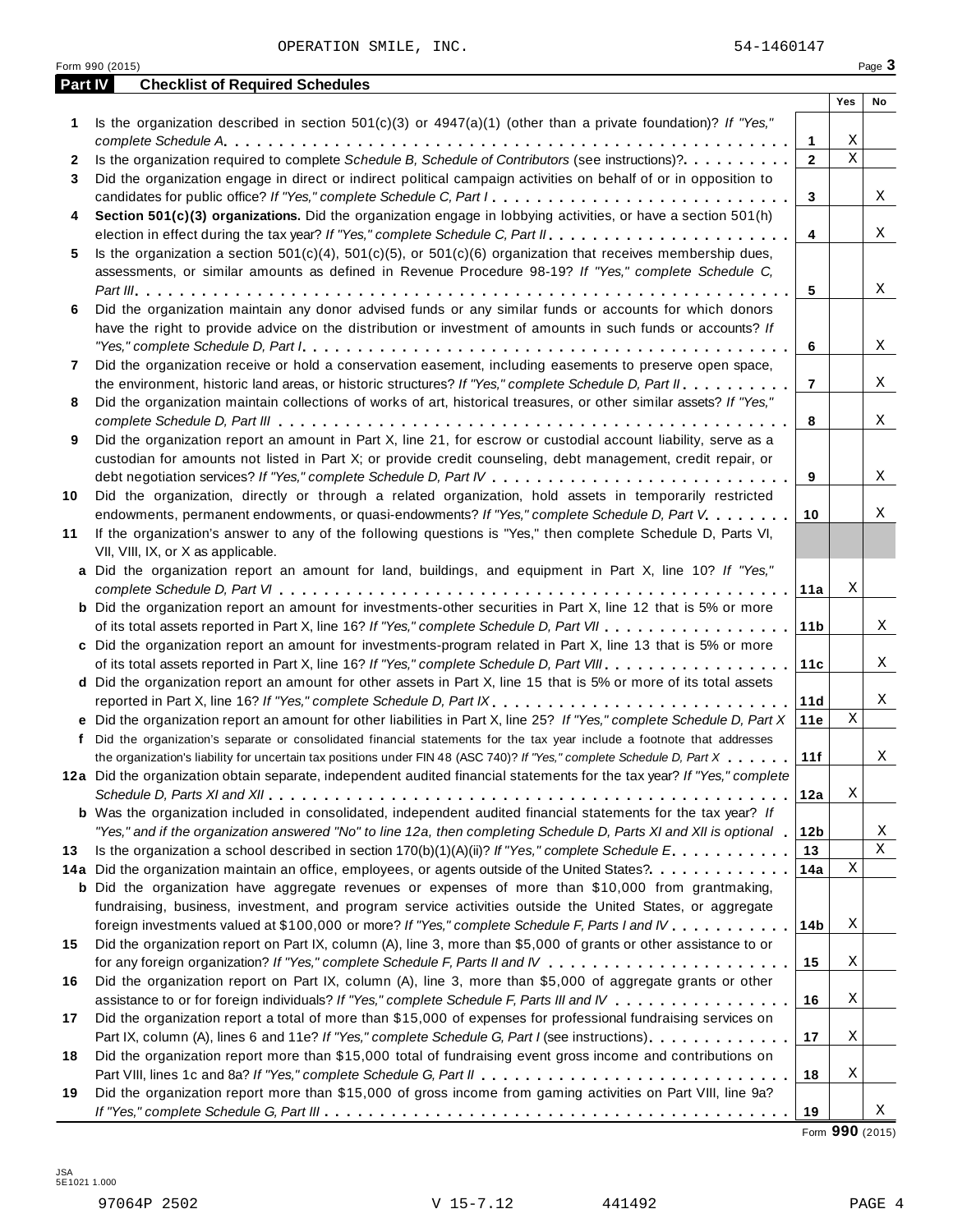OPERATION SMILE, INC. 54-1460147

Form 990 (2015) Page **3**

## Part IV Checklist of Required Schedules

| | | | Yes | No |
|---|---|---|---|---|
| **1** | Is the organization described in section 501(c)(3) or 4947(a)(1) (other than a private foundation)? *If "Yes," complete Schedule A* | **1** | X | |
| **2** | Is the organization required to complete *Schedule B, Schedule of Contributors* (see instructions)? | **2** | X | |
| **3** | Did the organization engage in direct or indirect political campaign activities on behalf of or in opposition to candidates for public office? *If "Yes," complete Schedule C, Part I* | **3** | | X |
| **4** | **Section 501(c)(3) organizations.** Did the organization engage in lobbying activities, or have a section 501(h) election in effect during the tax year? *If "Yes," complete Schedule C, Part II* | **4** | | X |
| **5** | Is the organization a section 501(c)(4), 501(c)(5), or 501(c)(6) organization that receives membership dues, assessments, or similar amounts as defined in Revenue Procedure 98-19? *If "Yes," complete Schedule C, Part III* | **5** | | X |
| **6** | Did the organization maintain any donor advised funds or any similar funds or accounts for which donors have the right to provide advice on the distribution or investment of amounts in such funds or accounts? *If "Yes," complete Schedule D, Part I* | **6** | | X |
| **7** | Did the organization receive or hold a conservation easement, including easements to preserve open space, the environment, historic land areas, or historic structures? *If "Yes," complete Schedule D, Part II* | **7** | | X |
| **8** | Did the organization maintain collections of works of art, historical treasures, or other similar assets? *If "Yes," complete Schedule D, Part III* | **8** | | X |
| **9** | Did the organization report an amount in Part X, line 21, for escrow or custodial account liability, serve as a custodian for amounts not listed in Part X; or provide credit counseling, debt management, credit repair, or debt negotiation services? *If "Yes," complete Schedule D, Part IV* | **9** | | X |
| **10** | Did the organization, directly or through a related organization, hold assets in temporarily restricted endowments, permanent endowments, or quasi-endowments? *If "Yes," complete Schedule D, Part V* | **10** | | X |
| **11** | If the organization's answer to any of the following questions is "Yes," then complete Schedule D, Parts VI, VII, VIII, IX, or X as applicable. | | | |
| **a** | Did the organization report an amount for land, buildings, and equipment in Part X, line 10? *If "Yes," complete Schedule D, Part VI* | **11a** | X | |
| **b** | Did the organization report an amount for investments-other securities in Part X, line 12 that is 5% or more of its total assets reported in Part X, line 16? *If "Yes," complete Schedule D, Part VII* | **11b** | | X |
| **c** | Did the organization report an amount for investments-program related in Part X, line 13 that is 5% or more of its total assets reported in Part X, line 16? *If "Yes," complete Schedule D, Part VIII* | **11c** | | X |
| **d** | Did the organization report an amount for other assets in Part X, line 15 that is 5% or more of its total assets reported in Part X, line 16? *If "Yes," complete Schedule D, Part IX* | **11d** | | X |
| **e** | Did the organization report an amount for other liabilities in Part X, line 25? *If "Yes," complete Schedule D, Part X* | **11e** | X | |
| **f** | Did the organization's separate or consolidated financial statements for the tax year include a footnote that addresses the organization's liability for uncertain tax positions under FIN 48 (ASC 740)? *If "Yes," complete Schedule D, Part X* | **11f** | | X |
| **12a** | Did the organization obtain separate, independent audited financial statements for the tax year? *If "Yes," complete Schedule D, Parts XI and XII* | **12a** | X | |
| **b** | Was the organization included in consolidated, independent audited financial statements for the tax year? *If "Yes," and if the organization answered "No" to line 12a, then completing Schedule D, Parts XI and XII is optional* | **12b** | | X |
| **13** | Is the organization a school described in section 170(b)(1)(A)(ii)? *If "Yes," complete Schedule E* | **13** | | X |
| **14a** | Did the organization maintain an office, employees, or agents outside of the United States? | **14a** | X | |
| **b** | Did the organization have aggregate revenues or expenses of more than $10,000 from grantmaking, fundraising, business, investment, and program service activities outside the United States, or aggregate foreign investments valued at $100,000 or more? *If "Yes," complete Schedule F, Parts I and IV* | **14b** | X | |
| **15** | Did the organization report on Part IX, column (A), line 3, more than $5,000 of grants or other assistance to or for any foreign organization? *If "Yes," complete Schedule F, Parts II and IV* | **15** | X | |
| **16** | Did the organization report on Part IX, column (A), line 3, more than $5,000 of aggregate grants or other assistance to or for foreign individuals? *If "Yes," complete Schedule F, Parts III and IV* | **16** | X | |
| **17** | Did the organization report a total of more than $15,000 of expenses for professional fundraising services on Part IX, column (A), lines 6 and 11e? *If "Yes," complete Schedule G, Part I* (see instructions) | **17** | X | |
| **18** | Did the organization report more than $15,000 total of fundraising event gross income and contributions on Part VIII, lines 1c and 8a? *If "Yes," complete Schedule G, Part II* | **18** | X | |
| **19** | Did the organization report more than $15,000 of gross income from gaming activities on Part VIII, line 9a? *If "Yes," complete Schedule G, Part III* | **19** | | X |

Form **990** (2015)

JSA
5E1021 1.000

97064P 2502 V 15-7.12 441492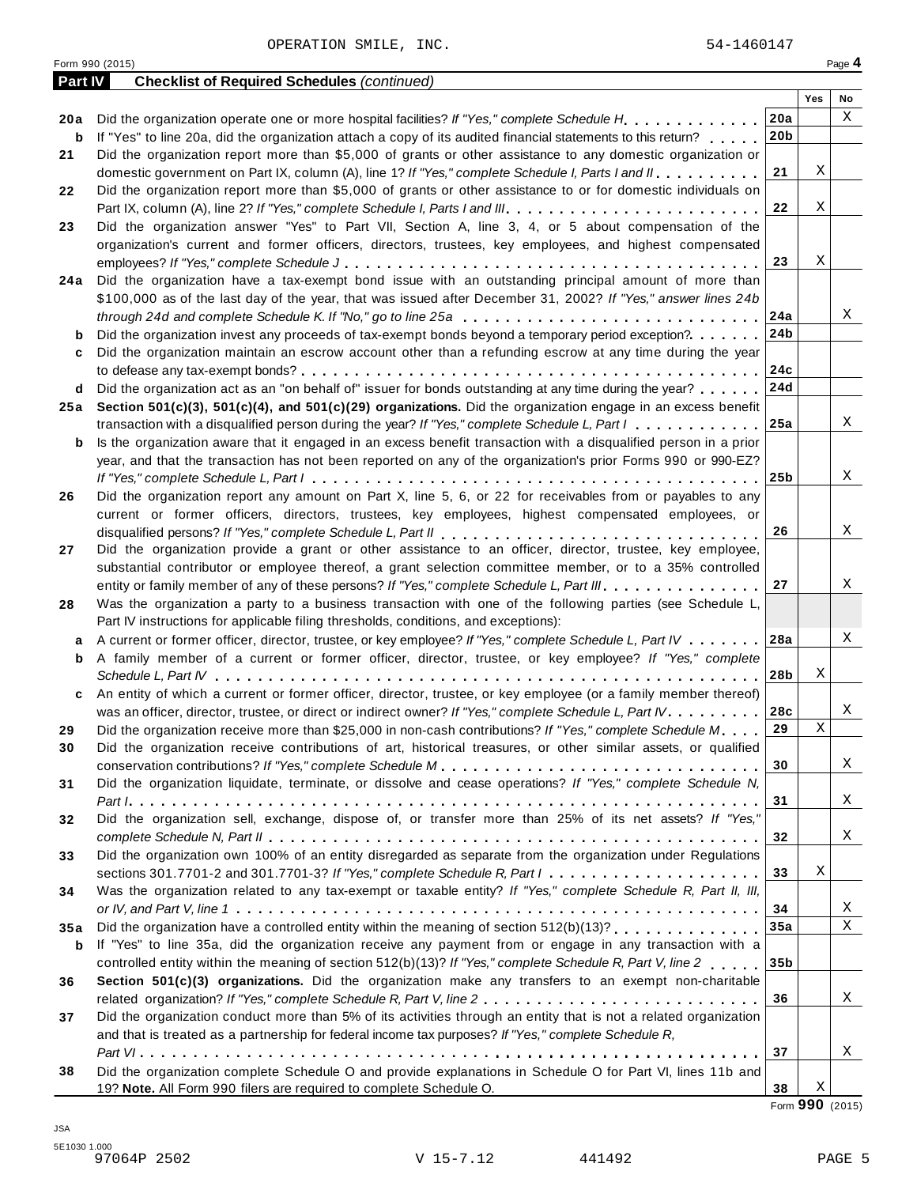OPERATION SMILE, INC. 54-1460147

Form 990 (2015) Page **4**

**Part IV Checklist of Required Schedules** *(continued)*

| | | | Yes | No |
|---|---|---|---|---|
| **20a** | Did the organization operate one or more hospital facilities? *If "Yes," complete Schedule H* | **20a** | | X |
| **b** | If "Yes" to line 20a, did the organization attach a copy of its audited financial statements to this return? | **20b** | | |
| **21** | Did the organization report more than $5,000 of grants or other assistance to any domestic organization or domestic government on Part IX, column (A), line 1? *If "Yes," complete Schedule I, Parts I and II* | **21** | X | |
| **22** | Did the organization report more than $5,000 of grants or other assistance to or for domestic individuals on Part IX, column (A), line 2? *If "Yes," complete Schedule I, Parts I and III* | **22** | X | |
| **23** | Did the organization answer "Yes" to Part VII, Section A, line 3, 4, or 5 about compensation of the organization's current and former officers, directors, trustees, key employees, and highest compensated employees? *If "Yes," complete Schedule J* | **23** | X | |
| **24a** | Did the organization have a tax-exempt bond issue with an outstanding principal amount of more than $100,000 as of the last day of the year, that was issued after December 31, 2002? *If "Yes," answer lines 24b through 24d and complete Schedule K. If "No," go to line 25a* | **24a** | | X |
| **b** | Did the organization invest any proceeds of tax-exempt bonds beyond a temporary period exception? | **24b** | | |
| **c** | Did the organization maintain an escrow account other than a refunding escrow at any time during the year to defease any tax-exempt bonds? | **24c** | | |
| **d** | Did the organization act as an "on behalf of" issuer for bonds outstanding at any time during the year? | **24d** | | |
| **25a** | **Section 501(c)(3), 501(c)(4), and 501(c)(29) organizations.** Did the organization engage in an excess benefit transaction with a disqualified person during the year? *If "Yes," complete Schedule L, Part I* | **25a** | | X |
| **b** | Is the organization aware that it engaged in an excess benefit transaction with a disqualified person in a prior year, and that the transaction has not been reported on any of the organization's prior Forms 990 or 990-EZ? *If "Yes," complete Schedule L, Part I* | **25b** | | X |
| **26** | Did the organization report any amount on Part X, line 5, 6, or 22 for receivables from or payables to any current or former officers, directors, trustees, key employees, highest compensated employees, or disqualified persons? *If "Yes," complete Schedule L, Part II* | **26** | | X |
| **27** | Did the organization provide a grant or other assistance to an officer, director, trustee, key employee, substantial contributor or employee thereof, a grant selection committee member, or to a 35% controlled entity or family member of any of these persons? *If "Yes," complete Schedule L, Part III* | **27** | | X |
| **28** | Was the organization a party to a business transaction with one of the following parties (see Schedule L, Part IV instructions for applicable filing thresholds, conditions, and exceptions): | | | |
| **a** | A current or former officer, director, trustee, or key employee? *If "Yes," complete Schedule L, Part IV* | **28a** | | X |
| **b** | A family member of a current or former officer, director, trustee, or key employee? *If "Yes," complete Schedule L, Part IV* | **28b** | X | |
| **c** | An entity of which a current or former officer, director, trustee, or key employee (or a family member thereof) was an officer, director, trustee, or direct or indirect owner? *If "Yes," complete Schedule L, Part IV* | **28c** | | X |
| **29** | Did the organization receive more than $25,000 in non-cash contributions? *If "Yes," complete Schedule M* | **29** | X | |
| **30** | Did the organization receive contributions of art, historical treasures, or other similar assets, or qualified conservation contributions? *If "Yes," complete Schedule M* | **30** | | X |
| **31** | Did the organization liquidate, terminate, or dissolve and cease operations? *If "Yes," complete Schedule N, Part I* | **31** | | X |
| **32** | Did the organization sell, exchange, dispose of, or transfer more than 25% of its net assets? *If "Yes," complete Schedule N, Part II* | **32** | | X |
| **33** | Did the organization own 100% of an entity disregarded as separate from the organization under Regulations sections 301.7701-2 and 301.7701-3? *If "Yes," complete Schedule R, Part I* | **33** | X | |
| **34** | Was the organization related to any tax-exempt or taxable entity? *If "Yes," complete Schedule R, Part II, III, or IV, and Part V, line 1* | **34** | | X |
| **35a** | Did the organization have a controlled entity within the meaning of section 512(b)(13)? | **35a** | | X |
| **b** | If "Yes" to line 35a, did the organization receive any payment from or engage in any transaction with a controlled entity within the meaning of section 512(b)(13)? *If "Yes," complete Schedule R, Part V, line 2* | **35b** | | |
| **36** | **Section 501(c)(3) organizations.** Did the organization make any transfers to an exempt non-charitable related organization? *If "Yes," complete Schedule R, Part V, line 2* | **36** | | X |
| **37** | Did the organization conduct more than 5% of its activities through an entity that is not a related organization and that is treated as a partnership for federal income tax purposes? *If "Yes," complete Schedule R, Part VI* | **37** | | X |
| **38** | Did the organization complete Schedule O and provide explanations in Schedule O for Part VI, lines 11b and 19? **Note.** All Form 990 filers are required to complete Schedule O. | **38** | X | |

Form **990** (2015)

JSA
5E1030 1.000
97064P 2502 V 15-7.12 441492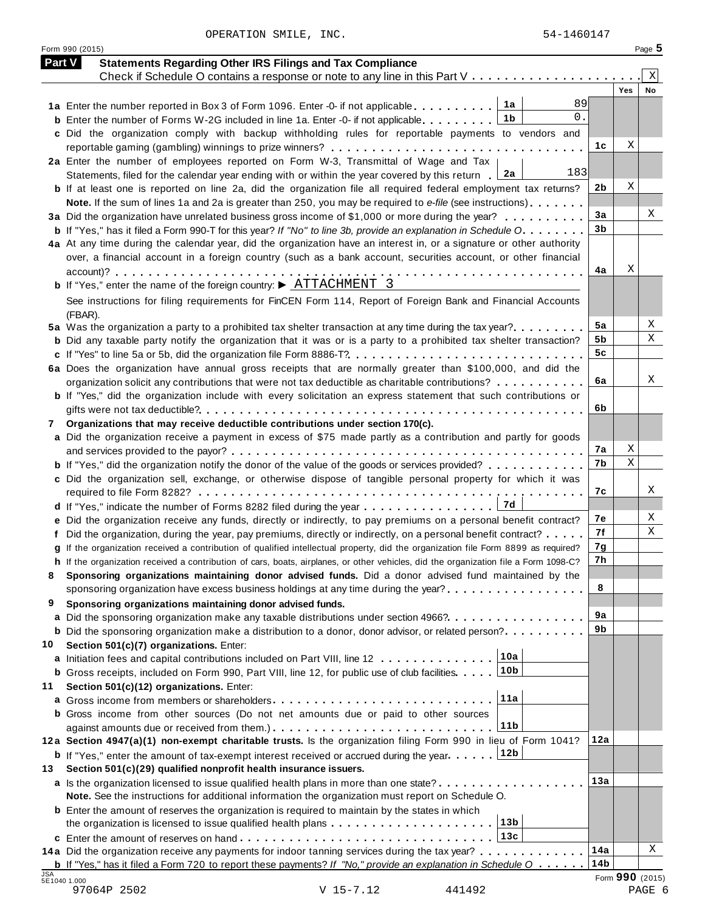OPERATION SMILE, INC. 54-1460147

Form 990 (2015)

## Part V Statements Regarding Other IRS Filings and Tax Compliance

Check if Schedule O contains a response or note to any line in this Part V . . . . . . . . . . . . . . . . . . . . . . X

| | | | | Yes | No |
|---|---|---|---|---|---|
| **1a** | Enter the number reported in Box 3 of Form 1096. Enter -0- if not applicable | 1a | 89 | | |
| **b** | Enter the number of Forms W-2G included in line 1a. Enter -0- if not applicable | 1b | 0. | | |
| **c** | Did the organization comply with backup withholding rules for reportable payments to vendors and reportable gaming (gambling) winnings to prize winners? | | **1c** | X | |
| **2a** | Enter the number of employees reported on Form W-3, Transmittal of Wage and Tax Statements, filed for the calendar year ending with or within the year covered by this return | 2a | 183 | | |
| **b** | If at least one is reported on line 2a, did the organization file all required federal employment tax returns? | | **2b** | X | |
| | **Note.** If the sum of lines 1a and 2a is greater than 250, you may be required to *e-file* (see instructions) | | | | |
| **3a** | Did the organization have unrelated business gross income of $1,000 or more during the year? | | **3a** | | X |
| **b** | If "Yes," has it filed a Form 990-T for this year? *If "No" to line 3b, provide an explanation in Schedule O* | | **3b** | | |
| **4a** | At any time during the calendar year, did the organization have an interest in, or a signature or other authority over, a financial account in a foreign country (such as a bank account, securities account, or other financial account)? | | **4a** | X | |
| **b** | If "Yes," enter the name of the foreign country: ▶ ATTACHMENT 3 | | | | |
| | See instructions for filing requirements for FinCEN Form 114, Report of Foreign Bank and Financial Accounts (FBAR). | | | | |
| **5a** | Was the organization a party to a prohibited tax shelter transaction at any time during the tax year? | | **5a** | | X |
| **b** | Did any taxable party notify the organization that it was or is a party to a prohibited tax shelter transaction? | | **5b** | | X |
| **c** | If "Yes" to line 5a or 5b, did the organization file Form 8886-T? | | **5c** | | |
| **6a** | Does the organization have annual gross receipts that are normally greater than $100,000, and did the organization solicit any contributions that were not tax deductible as charitable contributions? | | **6a** | | X |
| **b** | If "Yes," did the organization include with every solicitation an express statement that such contributions or gifts were not tax deductible? | | **6b** | | |
| **7** | **Organizations that may receive deductible contributions under section 170(c).** | | | | |
| **a** | Did the organization receive a payment in excess of $75 made partly as a contribution and partly for goods and services provided to the payor? | | **7a** | X | |
| **b** | If "Yes," did the organization notify the donor of the value of the goods or services provided? | | **7b** | X | |
| **c** | Did the organization sell, exchange, or otherwise dispose of tangible personal property for which it was required to file Form 8282? | | **7c** | | X |
| **d** | If "Yes," indicate the number of Forms 8282 filed during the year | 7d | | | |
| **e** | Did the organization receive any funds, directly or indirectly, to pay premiums on a personal benefit contract? | | **7e** | | X |
| **f** | Did the organization, during the year, pay premiums, directly or indirectly, on a personal benefit contract? | | **7f** | | X |
| **g** | If the organization received a contribution of qualified intellectual property, did the organization file Form 8899 as required? | | **7g** | | |
| **h** | If the organization received a contribution of cars, boats, airplanes, or other vehicles, did the organization file a Form 1098-C? | | **7h** | | |
| **8** | **Sponsoring organizations maintaining donor advised funds.** Did a donor advised fund maintained by the sponsoring organization have excess business holdings at any time during the year? | | **8** | | |
| **9** | **Sponsoring organizations maintaining donor advised funds.** | | | | |
| **a** | Did the sponsoring organization make any taxable distributions under section 4966? | | **9a** | | |
| **b** | Did the sponsoring organization make a distribution to a donor, donor advisor, or related person? | | **9b** | | |
| **10** | **Section 501(c)(7) organizations.** Enter: | | | | |
| **a** | Initiation fees and capital contributions included on Part VIII, line 12 | 10a | | | |
| **b** | Gross receipts, included on Form 990, Part VIII, line 12, for public use of club facilities | 10b | | | |
| **11** | **Section 501(c)(12) organizations.** Enter: | | | | |
| **a** | Gross income from members or shareholders | 11a | | | |
| **b** | Gross income from other sources (Do not net amounts due or paid to other sources against amounts due or received from them.) | 11b | | | |
| **12a** | **Section 4947(a)(1) non-exempt charitable trusts.** Is the organization filing Form 990 in lieu of Form 1041? | | **12a** | | |
| **b** | If "Yes," enter the amount of tax-exempt interest received or accrued during the year | 12b | | | |
| **13** | **Section 501(c)(29) qualified nonprofit health insurance issuers.** | | | | |
| **a** | Is the organization licensed to issue qualified health plans in more than one state? | | **13a** | | |
| | **Note.** See the instructions for additional information the organization must report on Schedule O. | | | | |
| **b** | Enter the amount of reserves the organization is required to maintain by the states in which the organization is licensed to issue qualified health plans | 13b | | | |
| **c** | Enter the amount of reserves on hand | 13c | | | |
| **14a** | Did the organization receive any payments for indoor tanning services during the tax year? | | **14a** | | X |
| **b** | If "Yes," has it filed a Form 720 to report these payments? *If "No," provide an explanation in Schedule O* | | **14b** | | |

JSA 5E1040 1.000

Form **990** (2015)

97064P 2502 V 15-7.12 441492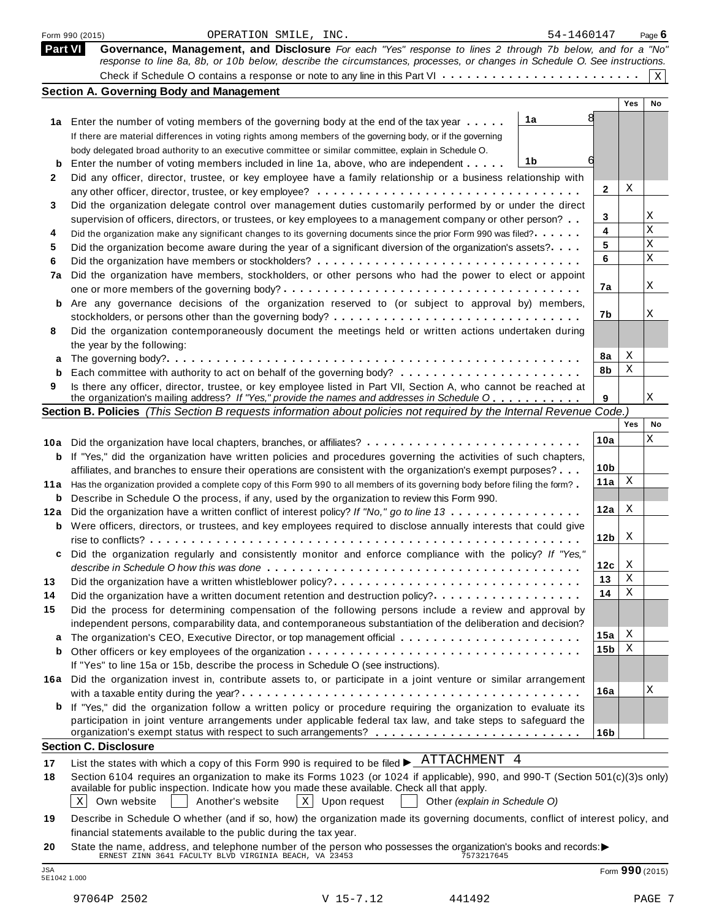Form 990 (2015) OPERATION SMILE, INC. 54-1460147 Page **6**

## Part VI Governance, Management, and Disclosure

*For each "Yes" response to lines 2 through 7b below, and for a "No" response to line 8a, 8b, or 10b below, describe the circumstances, processes, or changes in Schedule O. See instructions.*

Check if Schedule O contains a response or note to any line in this Part VI . . . . . . . . . . . . . . . . . . . . . . . . [X]

### Section A. Governing Body and Management

| | | | | Yes | No |
|---|---|---|---|---|---|
| **1a** | Enter the number of voting members of the governing body at the end of the tax year . . . . . If there are material differences in voting rights among members of the governing body, or if the governing body delegated broad authority to an executive committee or similar committee, explain in Schedule O. | 1a | 8 | | |
| **b** | Enter the number of voting members included in line 1a, above, who are independent . . . . . | 1b | 6 | | |
| **2** | Did any officer, director, trustee, or key employee have a family relationship or a business relationship with any other officer, director, trustee, or key employee? | | **2** | X | |
| **3** | Did the organization delegate control over management duties customarily performed by or under the direct supervision of officers, directors, or trustees, or key employees to a management company or other person? | | **3** | | X |
| **4** | Did the organization make any significant changes to its governing documents since the prior Form 990 was filed? | | **4** | | X |
| **5** | Did the organization become aware during the year of a significant diversion of the organization's assets? | | **5** | | X |
| **6** | Did the organization have members or stockholders? | | **6** | | X |
| **7a** | Did the organization have members, stockholders, or other persons who had the power to elect or appoint one or more members of the governing body? | | **7a** | | X |
| **b** | Are any governance decisions of the organization reserved to (or subject to approval by) members, stockholders, or persons other than the governing body? | | **7b** | | X |
| **8** | Did the organization contemporaneously document the meetings held or written actions undertaken during the year by the following: | | | | |
| **a** | The governing body? | | **8a** | X | |
| **b** | Each committee with authority to act on behalf of the governing body? | | **8b** | X | |
| **9** | Is there any officer, director, trustee, or key employee listed in Part VII, Section A, who cannot be reached at the organization's mailing address? *If "Yes," provide the names and addresses in Schedule O* | | **9** | | X |

### Section B. Policies *(This Section B requests information about policies not required by the Internal Revenue Code.)*

| | | | Yes | No |
|---|---|---|---|---|
| **10a** | Did the organization have local chapters, branches, or affiliates? | **10a** | | X |
| **b** | If "Yes," did the organization have written policies and procedures governing the activities of such chapters, affiliates, and branches to ensure their operations are consistent with the organization's exempt purposes? | **10b** | | |
| **11a** | Has the organization provided a complete copy of this Form 990 to all members of its governing body before filing the form? | **11a** | X | |
| **b** | Describe in Schedule O the process, if any, used by the organization to review this Form 990. | | | |
| **12a** | Did the organization have a written conflict of interest policy? *If "No," go to line 13* | **12a** | X | |
| **b** | Were officers, directors, or trustees, and key employees required to disclose annually interests that could give rise to conflicts? | **12b** | X | |
| **c** | Did the organization regularly and consistently monitor and enforce compliance with the policy? *If "Yes," describe in Schedule O how this was done* | **12c** | X | |
| **13** | Did the organization have a written whistleblower policy? | **13** | X | |
| **14** | Did the organization have a written document retention and destruction policy? | **14** | X | |
| **15** | Did the process for determining compensation of the following persons include a review and approval by independent persons, comparability data, and contemporaneous substantiation of the deliberation and decision? | | | |
| **a** | The organization's CEO, Executive Director, or top management official | **15a** | X | |
| **b** | Other officers or key employees of the organization. If "Yes" to line 15a or 15b, describe the process in Schedule O (see instructions). | **15b** | X | |
| **16a** | Did the organization invest in, contribute assets to, or participate in a joint venture or similar arrangement with a taxable entity during the year? | **16a** | | X |
| **b** | If "Yes," did the organization follow a written policy or procedure requiring the organization to evaluate its participation in joint venture arrangements under applicable federal tax law, and take steps to safeguard the organization's exempt status with respect to such arrangements? | **16b** | | |

### Section C. Disclosure

**17** List the states with which a copy of this Form 990 is required to be filed ▶ ATTACHMENT 4

**18** Section 6104 requires an organization to make its Forms 1023 (or 1024 if applicable), 990, and 990-T (Section 501(c)(3)s only) available for public inspection. Indicate how you made these available. Check all that apply.

[X] Own website [ ] Another's website [X] Upon request [ ] Other *(explain in Schedule O)*

**19** Describe in Schedule O whether (and if so, how) the organization made its governing documents, conflict of interest policy, and financial statements available to the public during the tax year.

**20** State the name, address, and telephone number of the person who possesses the organization's books and records: ▶
ERNEST ZINN 3641 FACULTY BLVD VIRGINIA BEACH, VA 23453 7573217645

JSA 5E1042 1.000 Form **990** (2015)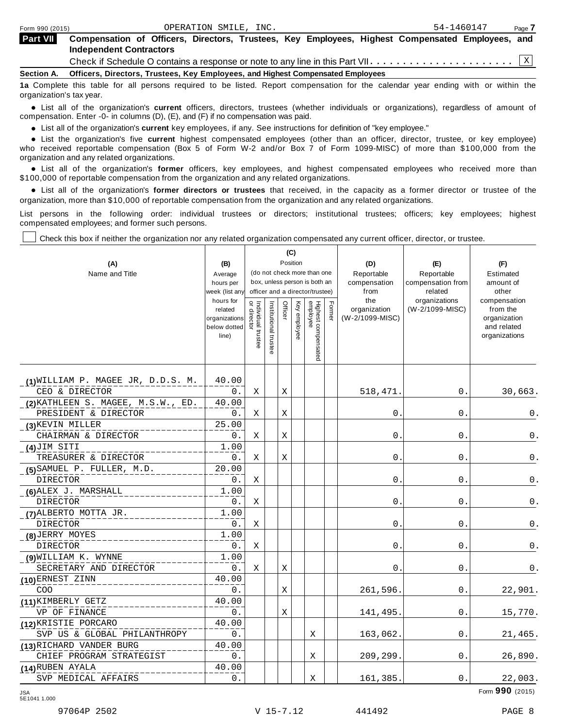Form 990 (2015) OPERATION SMILE, INC. 54-1460147 Page 7

**Part VII Compensation of Officers, Directors, Trustees, Key Employees, Highest Compensated Employees, and Independent Contractors**

Check if Schedule O contains a response or note to any line in this Part VII . . . . . . . . . . . . . . . . . . . . . . [X]

**Section A. Officers, Directors, Trustees, Key Employees, and Highest Compensated Employees**

**1a** Complete this table for all persons required to be listed. Report compensation for the calendar year ending with or within the organization's tax year.

- List all of the organization's **current** officers, directors, trustees (whether individuals or organizations), regardless of amount of compensation. Enter -0- in columns (D), (E), and (F) if no compensation was paid.
- List all of the organization's **current** key employees, if any. See instructions for definition of "key employee."
- List the organization's five **current** highest compensated employees (other than an officer, director, trustee, or key employee) who received reportable compensation (Box 5 of Form W-2 and/or Box 7 of Form 1099-MISC) of more than $100,000 from the organization and any related organizations.
- List all of the organization's **former** officers, key employees, and highest compensated employees who received more than $100,000 of reportable compensation from the organization and any related organizations.
- List all of the organization's **former directors or trustees** that received, in the capacity as a former director or trustee of the organization, more than $10,000 of reportable compensation from the organization and any related organizations.

List persons in the following order: individual trustees or directors; institutional trustees; officers; key employees; highest compensated employees; and former such persons.

[ ] Check this box if neither the organization nor any related organization compensated any current officer, director, or trustee.

| (A) Name and Title | (B) Average hours per week (list any hours for related organizations below dotted line) | (C) Position (do not check more than one box, unless person is both an officer and a director/trustee) Individual trustee or director | Institutional trustee | Officer | Key employee | Highest compensated employee | Former | (D) Reportable compensation from the organization (W-2/1099-MISC) | (E) Reportable compensation from related organizations (W-2/1099-MISC) | (F) Estimated amount of other compensation from the organization and related organizations |
|---|---|---|---|---|---|---|---|---|---|---|
| (1) WILLIAM P. MAGEE JR, D.D.S. M. / CEO & DIRECTOR | 40.00 / 0. | X | | X | | | | 518,471. | 0. | 30,663. |
| (2) KATHLEEN S. MAGEE, M.S.W., ED. / PRESIDENT & DIRECTOR | 40.00 / 0. | X | | X | | | | 0. | 0. | 0. |
| (3) KEVIN MILLER / CHAIRMAN & DIRECTOR | 25.00 / 0. | X | | X | | | | 0. | 0. | 0. |
| (4) JIM SITI / TREASURER & DIRECTOR | 1.00 / 0. | X | | X | | | | 0. | 0. | 0. |
| (5) SAMUEL P. FULLER, M.D. / DIRECTOR | 20.00 / 0. | X | | | | | | 0. | 0. | 0. |
| (6) ALEX J. MARSHALL / DIRECTOR | 1.00 / 0. | X | | | | | | 0. | 0. | 0. |
| (7) ALBERTO MOTTA JR. / DIRECTOR | 1.00 / 0. | X | | | | | | 0. | 0. | 0. |
| (8) JERRY MOYES / DIRECTOR | 1.00 / 0. | X | | | | | | 0. | 0. | 0. |
| (9) WILLIAM K. WYNNE / SECRETARY AND DIRECTOR | 1.00 / 0. | X | | X | | | | 0. | 0. | 0. |
| (10) ERNEST ZINN / COO | 40.00 / 0. | | | X | | | | 261,596. | 0. | 22,901. |
| (11) KIMBERLY GETZ / VP OF FINANCE | 40.00 / 0. | | | X | | | | 141,495. | 0. | 15,770. |
| (12) KRISTIE PORCARO / SVP US & GLOBAL PHILANTHROPY | 40.00 / 0. | | | | | X | | 163,062. | 0. | 21,465. |
| (13) RICHARD VANDER BURG / CHIEF PROGRAM STRATEGIST | 40.00 / 0. | | | | | X | | 209,299. | 0. | 26,890. |
| (14) RUBEN AYALA / SVP MEDICAL AFFAIRS | 40.00 / 0. | | | | | X | | 161,385. | 0. | 22,003. |

Form **990** (2015)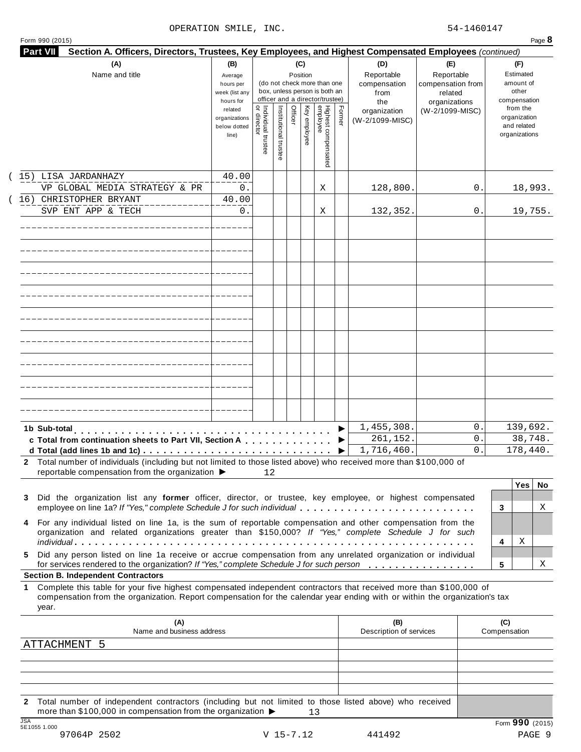OPERATION SMILE, INC. 54-1460147

Form 990 (2015)

**Part VII** **Section A. Officers, Directors, Trustees, Key Employees, and Highest Compensated Employees** *(continued)*

| (A) Name and title | (B) Average hours per week (list any hours for related organizations below dotted line) | (C) Position: Individual trustee or director | Institutional trustee | Officer | Key employee | Highest compensated employee | Former | (D) Reportable compensation from the organization (W-2/1099-MISC) | (E) Reportable compensation from related organizations (W-2/1099-MISC) | (F) Estimated amount of other compensation from the organization and related organizations |
|---|---|---|---|---|---|---|---|---|---|---|
| (15) LISA JARDANHAZY | 40.00 | | | | | | | | | |
| VP GLOBAL MEDIA STRATEGY & PR | 0. | | | | | X | | 128,800. | 0. | 18,993. |
| (16) CHRISTOPHER BRYANT | 40.00 | | | | | | | | | |
| SVP ENT APP & TECH | 0. | | | | | X | | 132,352. | 0. | 19,755. |

| | (D) | (E) | (F) |
|---|---|---|---|
| **1b Sub-total** | 1,455,308. | 0. | 139,692. |
| **c Total from continuation sheets to Part VII, Section A** | 261,152. | 0. | 38,748. |
| **d Total (add lines 1b and 1c)** | 1,716,460. | 0. | 178,440. |

**2** Total number of individuals (including but not limited to those listed above) who received more than $100,000 of reportable compensation from the organization ▶ 12

| | | Yes | No |
|---|---|---|---|
| **3** Did the organization list any **former** officer, director, or trustee, key employee, or highest compensated employee on line 1a? *If "Yes," complete Schedule J for such individual* | 3 | | X |
| **4** For any individual listed on line 1a, is the sum of reportable compensation and other compensation from the organization and related organizations greater than $150,000? *If "Yes," complete Schedule J for such individual* | 4 | X | |
| **5** Did any person listed on line 1a receive or accrue compensation from any unrelated organization or individual for services rendered to the organization? *If "Yes," complete Schedule J for such person* | 5 | | X |

**Section B. Independent Contractors**

**1** Complete this table for your five highest compensated independent contractors that received more than $100,000 of compensation from the organization. Report compensation for the calendar year ending with or within the organization's tax year.

| (A) Name and business address | (B) Description of services | (C) Compensation |
|---|---|---|
| ATTACHMENT 5 | | |
| | | |
| | | |
| | | |
| | | |

**2** Total number of independent contractors (including but not limited to those listed above) who received more than $100,000 in compensation from the organization ▶ 13

Form **990** (2015)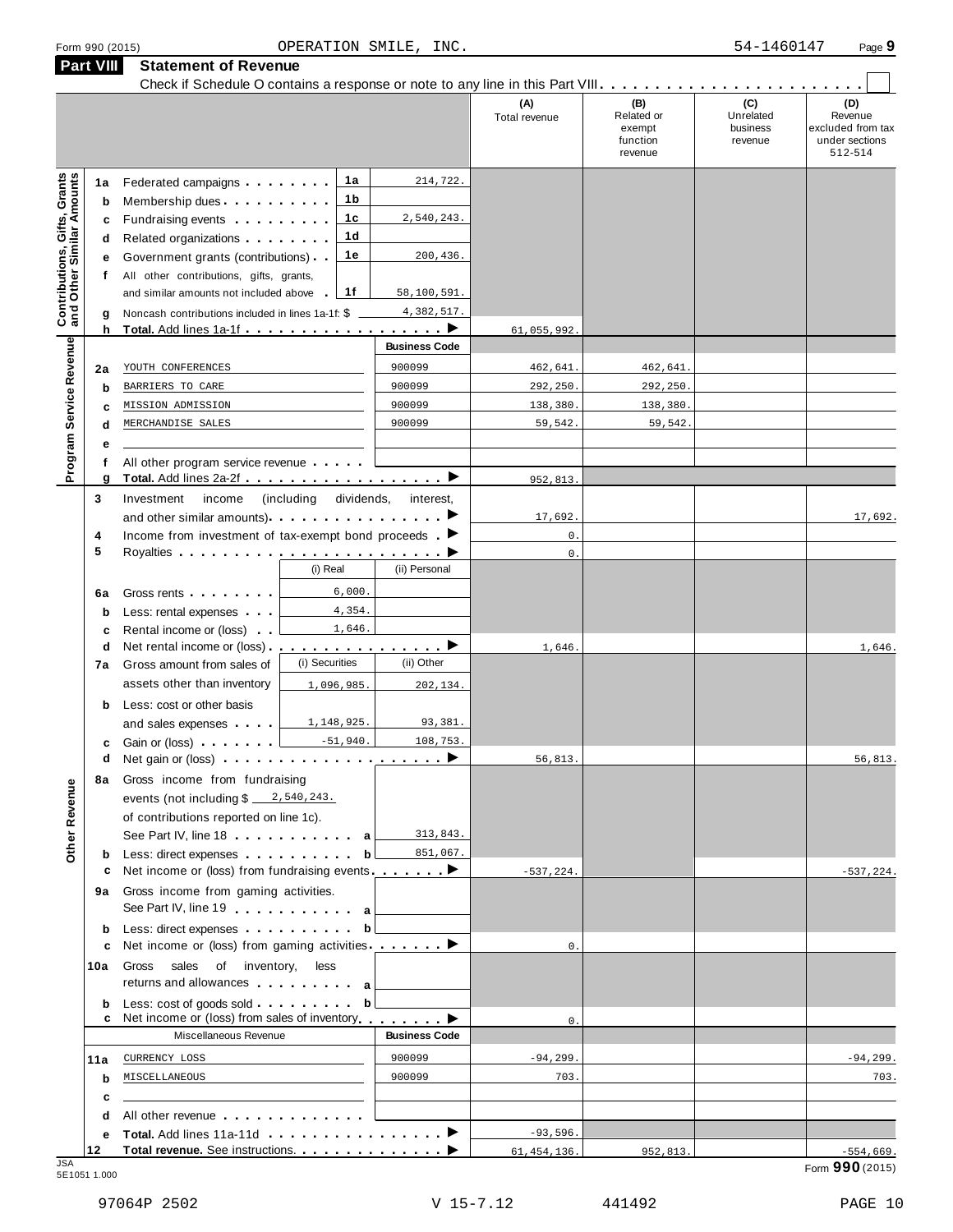Form 990 (2015) OPERATION SMILE, INC. 54-1460147 Page **9**

## Part VIII Statement of Revenue

Check if Schedule O contains a response or note to any line in this Part VIII . . . . . . . . . . . . . . . . . . . . . . . . ☐

| | | | | (A) Total revenue | (B) Related or exempt function revenue | (C) Unrelated business revenue | (D) Revenue excluded from tax under sections 512-514 |
|---|---|---|---|---|---|---|---|
| **Contributions, Gifts, Grants and Other Similar Amounts** | 1a Federated campaigns | 1a | 214,722. | | | | |
| | b Membership dues | 1b | | | | | |
| | c Fundraising events | 1c | 2,540,243. | | | | |
| | d Related organizations | 1d | | | | | |
| | e Government grants (contributions) | 1e | 200,436. | | | | |
| | f All other contributions, gifts, grants, and similar amounts not included above | 1f | 58,100,591. | | | | |
| | g Noncash contributions included in lines 1a-1f: $ 4,382,517. | | | | | | |
| | h **Total.** Add lines 1a-1f | | ▶ | 61,055,992. | | | |
| **Program Service Revenue** | | | **Business Code** | | | | |
| | 2a YOUTH CONFERENCES | | 900099 | 462,641. | 462,641. | | |
| | b BARRIERS TO CARE | | 900099 | 292,250. | 292,250. | | |
| | c MISSION ADMISSION | | 900099 | 138,380. | 138,380. | | |
| | d MERCHANDISE SALES | | 900099 | 59,542. | 59,542. | | |
| | e | | | | | | |
| | f All other program service revenue | | | | | | |
| | g **Total.** Add lines 2a-2f | | ▶ | 952,813. | | | |
| **Other Revenue** | 3 Investment income (including dividends, interest, and other similar amounts) | | ▶ | 17,692. | | | 17,692. |
| | 4 Income from investment of tax-exempt bond proceeds | | ▶ | 0. | | | |
| | 5 Royalties | | ▶ | 0. | | | |
| | | (i) Real | (ii) Personal | | | | |
| | 6a Gross rents | 6,000. | | | | | |
| | b Less: rental expenses | 4,354. | | | | | |
| | c Rental income or (loss) | 1,646. | | | | | |
| | d Net rental income or (loss) | | ▶ | 1,646. | | | 1,646. |
| | 7a Gross amount from sales of assets other than inventory | (i) Securities 1,096,985. | (ii) Other 202,134. | | | | |
| | b Less: cost or other basis and sales expenses | 1,148,925. | 93,381. | | | | |
| | c Gain or (loss) | -51,940. | 108,753. | | | | |
| | d Net gain or (loss) | | ▶ | 56,813. | | | 56,813. |
| | 8a Gross income from fundraising events (not including $ 2,540,243. of contributions reported on line 1c). See Part IV, line 18 | a | 313,843. | | | | |
| | b Less: direct expenses | b | 851,067. | | | | |
| | c Net income or (loss) from fundraising events | | ▶ | -537,224. | | | -537,224. |
| | 9a Gross income from gaming activities. See Part IV, line 19 | a | | | | | |
| | b Less: direct expenses | b | | | | | |
| | c Net income or (loss) from gaming activities | | ▶ | 0. | | | |
| | 10a Gross sales of inventory, less returns and allowances | a | | | | | |
| | b Less: cost of goods sold | b | | | | | |
| | c Net income or (loss) from sales of inventory | | ▶ | 0. | | | |
| | Miscellaneous Revenue | | **Business Code** | | | | |
| | 11a CURRENCY LOSS | | 900099 | -94,299. | | | -94,299. |
| | b MISCELLANEOUS | | 900099 | 703. | | | 703. |
| | c | | | | | | |
| | d All other revenue | | | | | | |
| | e **Total.** Add lines 11a-11d | | ▶ | -93,596. | | | |
| | 12 **Total revenue.** See instructions. | | ▶ | 61,454,136. | 952,813. | | -554,669. |

JSA 5E1051 1.000 Form **990** (2015)

97064P 2502 V 15-7.12 441492 PAGE 10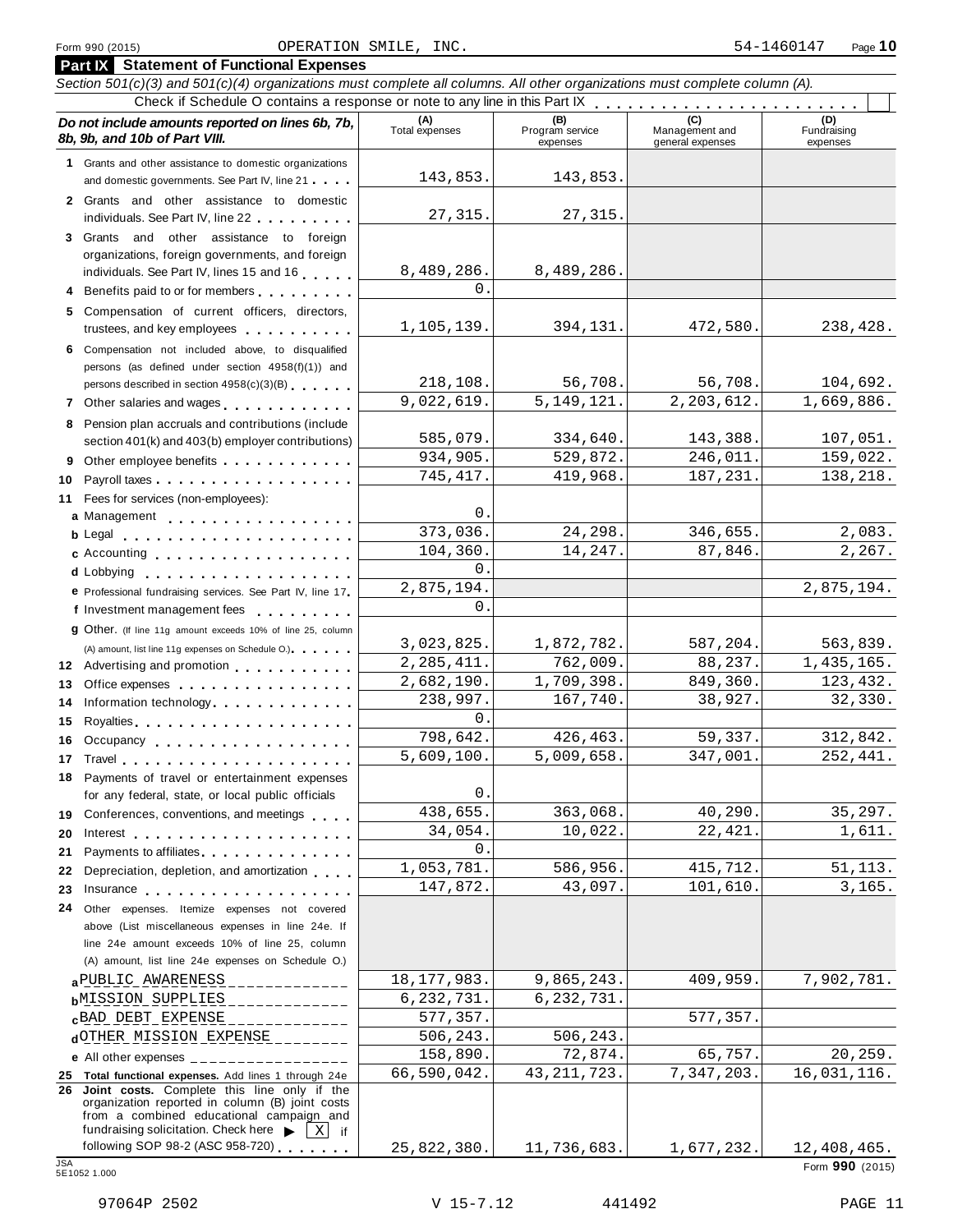Form 990 (2015) OPERATION SMILE, INC. 54-1460147 Page 10

## Part IX Statement of Functional Expenses

*Section 501(c)(3) and 501(c)(4) organizations must complete all columns. All other organizations must complete column (A).*

Check if Schedule O contains a response or note to any line in this Part IX . . . . . . . . . . . . . . . . . . . . . . . . ☐

| *Do not include amounts reported on lines 6b, 7b, 8b, 9b, and 10b of Part VIII.* | (A) Total expenses | (B) Program service expenses | (C) Management and general expenses | (D) Fundraising expenses |
|---|---|---|---|---|
| 1 Grants and other assistance to domestic organizations and domestic governments. See Part IV, line 21 | 143,853. | 143,853. | | |
| 2 Grants and other assistance to domestic individuals. See Part IV, line 22 | 27,315. | 27,315. | | |
| 3 Grants and other assistance to foreign organizations, foreign governments, and foreign individuals. See Part IV, lines 15 and 16 | 8,489,286. | 8,489,286. | | |
| 4 Benefits paid to or for members | 0. | | | |
| 5 Compensation of current officers, directors, trustees, and key employees | 1,105,139. | 394,131. | 472,580. | 238,428. |
| 6 Compensation not included above, to disqualified persons (as defined under section 4958(f)(1)) and persons described in section 4958(c)(3)(B) | 218,108. | 56,708. | 56,708. | 104,692. |
| 7 Other salaries and wages | 9,022,619. | 5,149,121. | 2,203,612. | 1,669,886. |
| 8 Pension plan accruals and contributions (include section 401(k) and 403(b) employer contributions) | 585,079. | 334,640. | 143,388. | 107,051. |
| 9 Other employee benefits | 934,905. | 529,872. | 246,011. | 159,022. |
| 10 Payroll taxes | 745,417. | 419,968. | 187,231. | 138,218. |
| 11 Fees for services (non-employees): | | | | |
| a Management | 0. | | | |
| b Legal | 373,036. | 24,298. | 346,655. | 2,083. |
| c Accounting | 104,360. | 14,247. | 87,846. | 2,267. |
| d Lobbying | 0. | | | |
| e Professional fundraising services. See Part IV, line 17 | 2,875,194. | | | 2,875,194. |
| f Investment management fees | 0. | | | |
| g Other. (If line 11g amount exceeds 10% of line 25, column (A) amount, list line 11g expenses on Schedule O.) | 3,023,825. | 1,872,782. | 587,204. | 563,839. |
| 12 Advertising and promotion | 2,285,411. | 762,009. | 88,237. | 1,435,165. |
| 13 Office expenses | 2,682,190. | 1,709,398. | 849,360. | 123,432. |
| 14 Information technology | 238,997. | 167,740. | 38,927. | 32,330. |
| 15 Royalties | 0. | | | |
| 16 Occupancy | 798,642. | 426,463. | 59,337. | 312,842. |
| 17 Travel | 5,609,100. | 5,009,658. | 347,001. | 252,441. |
| 18 Payments of travel or entertainment expenses for any federal, state, or local public officials | 0. | | | |
| 19 Conferences, conventions, and meetings | 438,655. | 363,068. | 40,290. | 35,297. |
| 20 Interest | 34,054. | 10,022. | 22,421. | 1,611. |
| 21 Payments to affiliates | 0. | | | |
| 22 Depreciation, depletion, and amortization | 1,053,781. | 586,956. | 415,712. | 51,113. |
| 23 Insurance | 147,872. | 43,097. | 101,610. | 3,165. |
| 24 Other expenses. Itemize expenses not covered above (List miscellaneous expenses in line 24e. If line 24e amount exceeds 10% of line 25, column (A) amount, list line 24e expenses on Schedule O.) | | | | |
| a PUBLIC AWARENESS | 18,177,983. | 9,865,243. | 409,959. | 7,902,781. |
| b MISSION SUPPLIES | 6,232,731. | 6,232,731. | | |
| c BAD DEBT EXPENSE | 577,357. | | 577,357. | |
| d OTHER MISSION EXPENSE | 506,243. | 506,243. | | |
| e All other expenses | 158,890. | 72,874. | 65,757. | 20,259. |
| 25 **Total functional expenses.** Add lines 1 through 24e | 66,590,042. | 43,211,723. | 7,347,203. | 16,031,116. |
| 26 **Joint costs.** Complete this line only if the organization reported in column (B) joint costs from a combined educational campaign and fundraising solicitation. Check here ▶ ☒ if following SOP 98-2 (ASC 958-720) | 25,822,380. | 11,736,683. | 1,677,232. | 12,408,465. |

JSA 5E1052 1.000 Form **990** (2015)

97064P 2502 V 15-7.12 441492 PAGE 11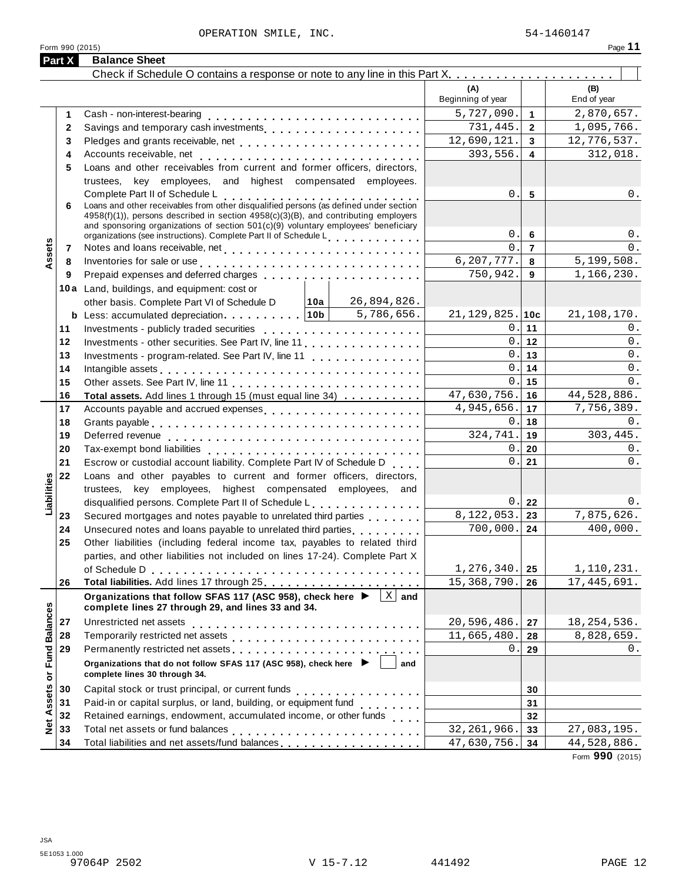OPERATION SMILE, INC. 54-1460147

Form 990 (2015) Page **11**

## Part X Balance Sheet

Check if Schedule O contains a response or note to any line in this Part X . . . . . . . . . . . . . . . . . . . . . ☐

| | | | (A) Beginning of year | | (B) End of year |
|---|---|---|---|---|---|
| **Assets** | 1 | Cash - non-interest-bearing | 5,727,090. | 1 | 2,870,657. |
| | 2 | Savings and temporary cash investments | 731,445. | 2 | 1,095,766. |
| | 3 | Pledges and grants receivable, net | 12,690,121. | 3 | 12,776,537. |
| | 4 | Accounts receivable, net | 393,556. | 4 | 312,018. |
| | 5 | Loans and other receivables from current and former officers, directors, trustees, key employees, and highest compensated employees. Complete Part II of Schedule L | 0. | 5 | 0. |
| | 6 | Loans and other receivables from other disqualified persons (as defined under section 4958(f)(1)), persons described in section 4958(c)(3)(B), and contributing employers and sponsoring organizations of section 501(c)(9) voluntary employees' beneficiary organizations (see instructions). Complete Part II of Schedule L | 0. | 6 | 0. |
| | 7 | Notes and loans receivable, net | 0. | 7 | 0. |
| | 8 | Inventories for sale or use | 6,207,777. | 8 | 5,199,508. |
| | 9 | Prepaid expenses and deferred charges | 750,942. | 9 | 1,166,230. |
| | 10a | Land, buildings, and equipment: cost or other basis. Complete Part VI of Schedule D — 10a: 26,894,826. | | | |
| | b | Less: accumulated depreciation — 10b: 5,786,656. | 21,129,825. | 10c | 21,108,170. |
| | 11 | Investments - publicly traded securities | 0. | 11 | 0. |
| | 12 | Investments - other securities. See Part IV, line 11 | 0. | 12 | 0. |
| | 13 | Investments - program-related. See Part IV, line 11 | 0. | 13 | 0. |
| | 14 | Intangible assets | 0. | 14 | 0. |
| | 15 | Other assets. See Part IV, line 11 | 0. | 15 | 0. |
| | 16 | **Total assets.** Add lines 1 through 15 (must equal line 34) | 47,630,756. | 16 | 44,528,886. |
| **Liabilities** | 17 | Accounts payable and accrued expenses | 4,945,656. | 17 | 7,756,389. |
| | 18 | Grants payable | 0. | 18 | 0. |
| | 19 | Deferred revenue | 324,741. | 19 | 303,445. |
| | 20 | Tax-exempt bond liabilities | 0. | 20 | 0. |
| | 21 | Escrow or custodial account liability. Complete Part IV of Schedule D | 0. | 21 | 0. |
| | 22 | Loans and other payables to current and former officers, directors, trustees, key employees, highest compensated employees, and disqualified persons. Complete Part II of Schedule L | 0. | 22 | 0. |
| | 23 | Secured mortgages and notes payable to unrelated third parties | 8,122,053. | 23 | 7,875,626. |
| | 24 | Unsecured notes and loans payable to unrelated third parties | 700,000. | 24 | 400,000. |
| | 25 | Other liabilities (including federal income tax, payables to related third parties, and other liabilities not included on lines 17-24). Complete Part X of Schedule D | 1,276,340. | 25 | 1,110,231. |
| | 26 | **Total liabilities.** Add lines 17 through 25 | 15,368,790. | 26 | 17,445,691. |
| **Net Assets or Fund Balances** | | **Organizations that follow SFAS 117 (ASC 958), check here ▶ [X] and complete lines 27 through 29, and lines 33 and 34.** | | | |
| | 27 | Unrestricted net assets | 20,596,486. | 27 | 18,254,536. |
| | 28 | Temporarily restricted net assets | 11,665,480. | 28 | 8,828,659. |
| | 29 | Permanently restricted net assets | 0. | 29 | 0. |
| | | **Organizations that do not follow SFAS 117 (ASC 958), check here ▶ [ ] and complete lines 30 through 34.** | | | |
| | 30 | Capital stock or trust principal, or current funds | | 30 | |
| | 31 | Paid-in or capital surplus, or land, building, or equipment fund | | 31 | |
| | 32 | Retained earnings, endowment, accumulated income, or other funds | | 32 | |
| | 33 | Total net assets or fund balances | 32,261,966. | 33 | 27,083,195. |
| | 34 | Total liabilities and net assets/fund balances | 47,630,756. | 34 | 44,528,886. |

Form **990** (2015)

JSA
5E1053 1.000
97064P 2502 V 15-7.12 441492 PAGE 12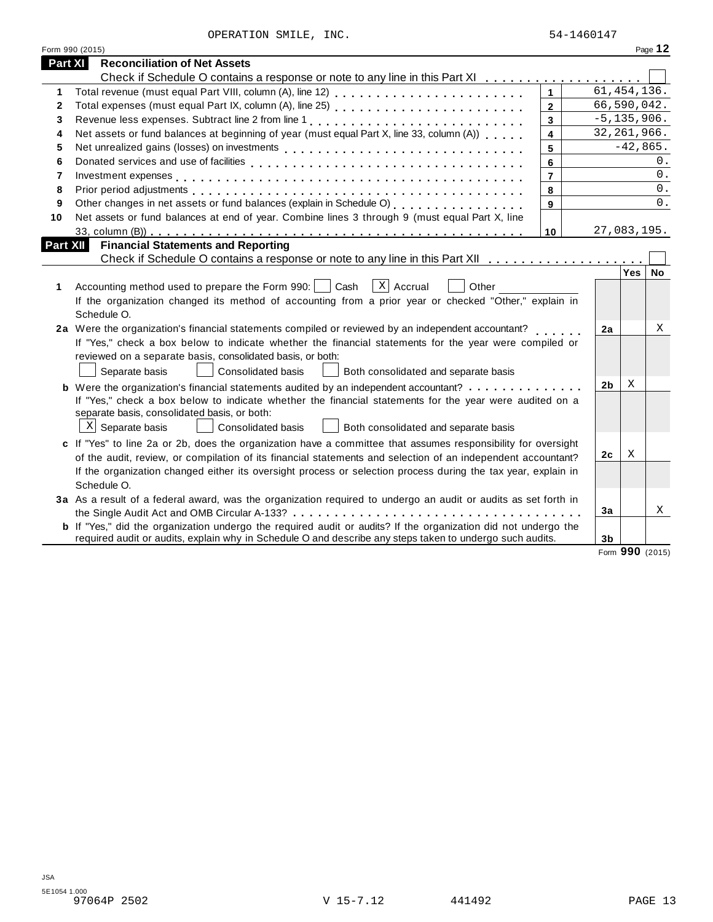OPERATION SMILE, INC. 54-1460147

Form 990 (2015) Page **12**

## Part XI Reconciliation of Net Assets

Check if Schedule O contains a response or note to any line in this Part XI . . . . . . . . . . . . . . . . . . . ☐

| | | | |
|---|---|---|---|
| 1 | Total revenue (must equal Part VIII, column (A), line 12) | 1 | 61,454,136. |
| 2 | Total expenses (must equal Part IX, column (A), line 25) | 2 | 66,590,042. |
| 3 | Revenue less expenses. Subtract line 2 from line 1 | 3 | -5,135,906. |
| 4 | Net assets or fund balances at beginning of year (must equal Part X, line 33, column (A)) | 4 | 32,261,966. |
| 5 | Net unrealized gains (losses) on investments | 5 | -42,865. |
| 6 | Donated services and use of facilities | 6 | 0. |
| 7 | Investment expenses | 7 | 0. |
| 8 | Prior period adjustments | 8 | 0. |
| 9 | Other changes in net assets or fund balances (explain in Schedule O) | 9 | 0. |
| 10 | Net assets or fund balances at end of year. Combine lines 3 through 9 (must equal Part X, line 33, column (B)) | 10 | 27,083,195. |

## Part XII Financial Statements and Reporting

Check if Schedule O contains a response or note to any line in this Part XII . . . . . . . . . . . . . . . . . . . ☐

| | | | Yes | No |
|---|---|---|---|---|
| 1 | Accounting method used to prepare the Form 990: ☐ Cash ☒ Accrual ☐ Other ____________<br>If the organization changed its method of accounting from a prior year or checked "Other," explain in Schedule O. | | | |
| 2a | Were the organization's financial statements compiled or reviewed by an independent accountant? | 2a | | X |
| | If "Yes," check a box below to indicate whether the financial statements for the year were compiled or reviewed on a separate basis, consolidated basis, or both:<br>☐ Separate basis ☐ Consolidated basis ☐ Both consolidated and separate basis | | | |
| b | Were the organization's financial statements audited by an independent accountant? | 2b | X | |
| | If "Yes," check a box below to indicate whether the financial statements for the year were audited on a separate basis, consolidated basis, or both:<br>☒ Separate basis ☐ Consolidated basis ☐ Both consolidated and separate basis | | | |
| c | If "Yes" to line 2a or 2b, does the organization have a committee that assumes responsibility for oversight of the audit, review, or compilation of its financial statements and selection of an independent accountant? | 2c | X | |
| | If the organization changed either its oversight process or selection process during the tax year, explain in Schedule O. | | | |
| 3a | As a result of a federal award, was the organization required to undergo an audit or audits as set forth in the Single Audit Act and OMB Circular A-133? | 3a | | X |
| b | If "Yes," did the organization undergo the required audit or audits? If the organization did not undergo the required audit or audits, explain why in Schedule O and describe any steps taken to undergo such audits. | 3b | | |

Form **990** (2015)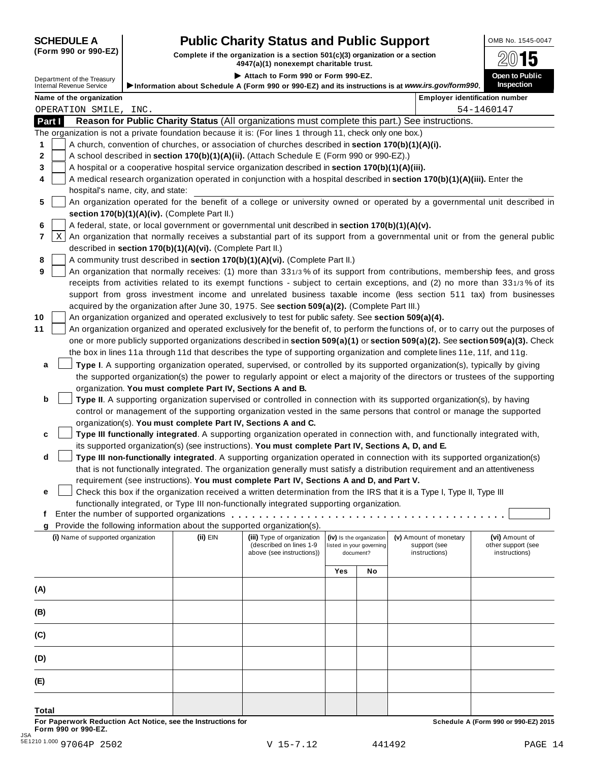**SCHEDULE A**
**(Form 990 or 990-EZ)**

Department of the Treasury
Internal Revenue Service

# Public Charity Status and Public Support

**Complete if the organization is a section 501(c)(3) organization or a section 4947(a)(1) nonexempt charitable trust.**

▶ **Attach to Form 990 or Form 990-EZ.**

▶**Information about Schedule A (Form 990 or 990-EZ) and its instructions is at *www.irs.gov/form990*.**

OMB No. 1545-0047

**2015**

**Open to Public Inspection**

**Name of the organization**
OPERATION SMILE, INC.

**Employer identification number**
54-1460147

**Part I** **Reason for Public Charity Status** (All organizations must complete this part.) See instructions.

The organization is not a private foundation because it is: (For lines 1 through 11, check only one box.)

1 [ ] A church, convention of churches, or association of churches described in **section 170(b)(1)(A)(i).**

2 [ ] A school described in **section 170(b)(1)(A)(ii).** (Attach Schedule E (Form 990 or 990-EZ).)

3 [ ] A hospital or a cooperative hospital service organization described in **section 170(b)(1)(A)(iii).**

4 [ ] A medical research organization operated in conjunction with a hospital described in **section 170(b)(1)(A)(iii).** Enter the hospital's name, city, and state:

5 [ ] An organization operated for the benefit of a college or university owned or operated by a governmental unit described in **section 170(b)(1)(A)(iv).** (Complete Part II.)

6 [ ] A federal, state, or local government or governmental unit described in **section 170(b)(1)(A)(v).**

7 [X] An organization that normally receives a substantial part of its support from a governmental unit or from the general public described in **section 170(b)(1)(A)(vi).** (Complete Part II.)

8 [ ] A community trust described in **section 170(b)(1)(A)(vi).** (Complete Part II.)

9 [ ] An organization that normally receives: (1) more than 33 1/3 % of its support from contributions, membership fees, and gross receipts from activities related to its exempt functions - subject to certain exceptions, and (2) no more than 33 1/3 % of its support from gross investment income and unrelated business taxable income (less section 511 tax) from businesses acquired by the organization after June 30, 1975. See **section 509(a)(2).** (Complete Part III.)

10 [ ] An organization organized and operated exclusively to test for public safety. See **section 509(a)(4).**

11 [ ] An organization organized and operated exclusively for the benefit of, to perform the functions of, or to carry out the purposes of one or more publicly supported organizations described in **section 509(a)(1)** or **section 509(a)(2).** See **section 509(a)(3).** Check the box in lines 11a through 11d that describes the type of supporting organization and complete lines 11e, 11f, and 11g.

a [ ] **Type I**. A supporting organization operated, supervised, or controlled by its supported organization(s), typically by giving the supported organization(s) the power to regularly appoint or elect a majority of the directors or trustees of the supporting organization. **You must complete Part IV, Sections A and B.**

b [ ] **Type II**. A supporting organization supervised or controlled in connection with its supported organization(s), by having control or management of the supporting organization vested in the same persons that control or manage the supported organization(s). **You must complete Part IV, Sections A and C.**

c [ ] **Type III functionally integrated**. A supporting organization operated in connection with, and functionally integrated with, its supported organization(s) (see instructions). **You must complete Part IV, Sections A, D, and E.**

d [ ] **Type III non-functionally integrated**. A supporting organization operated in connection with its supported organization(s) that is not functionally integrated. The organization generally must satisfy a distribution requirement and an attentiveness requirement (see instructions). **You must complete Part IV, Sections A and D, and Part V.**

e [ ] Check this box if the organization received a written determination from the IRS that it is a Type I, Type II, Type III functionally integrated, or Type III non-functionally integrated supporting organization.

f Enter the number of supported organizations . . . . . . . . . . . . . . . . . . . . . . . . . . . . . . . . . . . . . .

g Provide the following information about the supported organization(s).

| (i) Name of supported organization | (ii) EIN | (iii) Type of organization (described on lines 1-9 above (see instructions)) | (iv) Is the organization listed in your governing document? | | (v) Amount of monetary support (see instructions) | (vi) Amount of other support (see instructions) |
|---|---|---|---|---|---|---|
| | | | Yes | No | | |
| (A) | | | | | | |
| (B) | | | | | | |
| (C) | | | | | | |
| (D) | | | | | | |
| (E) | | | | | | |
| Total | | | | | | |

**For Paperwork Reduction Act Notice, see the Instructions for Form 990 or 990-EZ.**

**Schedule A (Form 990 or 990-EZ) 2015**

JSA
5E1210 1.000 97064P 2502 V 15-7.12 441492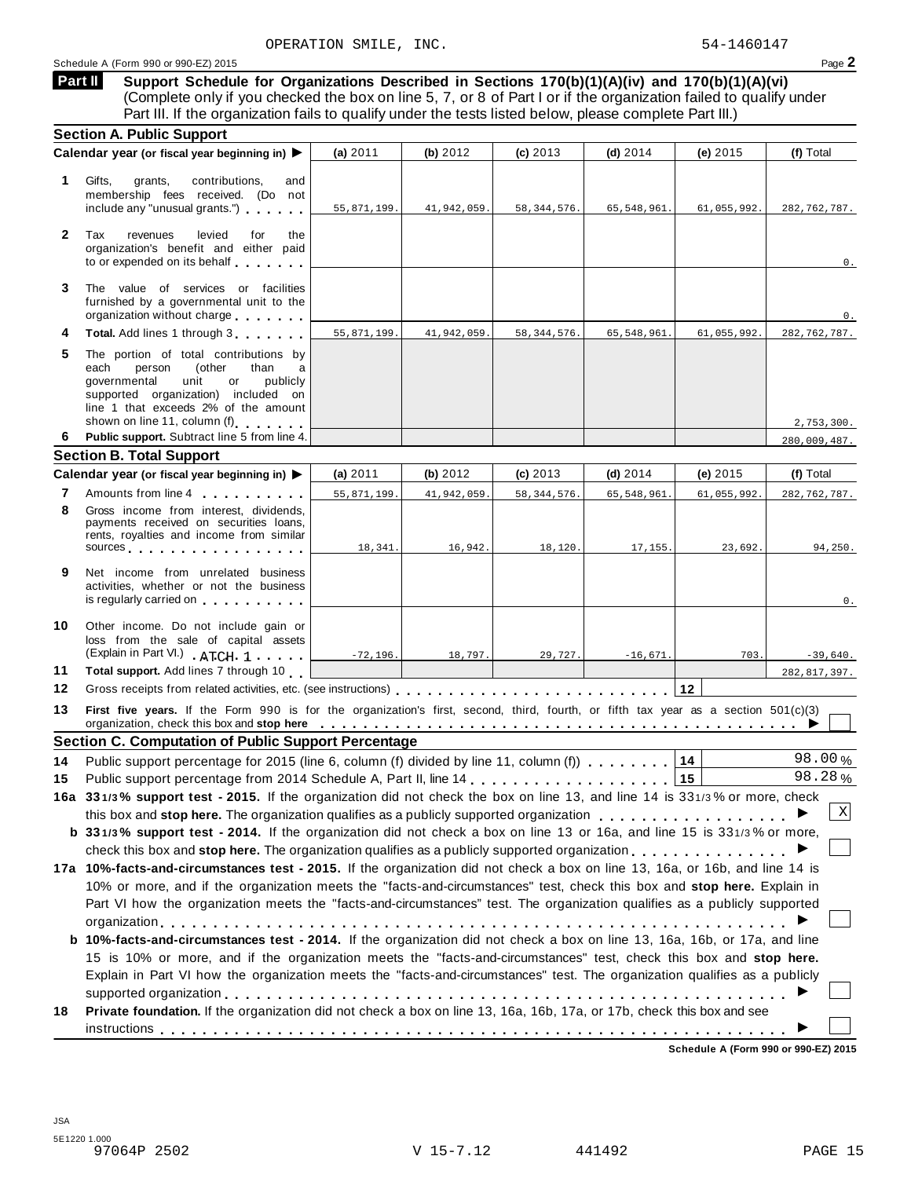OPERATION SMILE, INC. 54-1460147

Schedule A (Form 990 or 990-EZ) 2015 Page **2**

## Part II Support Schedule for Organizations Described in Sections 170(b)(1)(A)(iv) and 170(b)(1)(A)(vi)

(Complete only if you checked the box on line 5, 7, or 8 of Part I or if the organization failed to qualify under Part III. If the organization fails to qualify under the tests listed below, please complete Part III.)

### Section A. Public Support

| Calendar year (or fiscal year beginning in) ▶ | (a) 2011 | (b) 2012 | (c) 2013 | (d) 2014 | (e) 2015 | (f) Total |
|---|---|---|---|---|---|---|
| **1** Gifts, grants, contributions, and membership fees received. (Do not include any "unusual grants.") | 55,871,199. | 41,942,059. | 58,344,576. | 65,548,961. | 61,055,992. | 282,762,787. |
| **2** Tax revenues levied for the organization's benefit and either paid to or expended on its behalf | | | | | | 0. |
| **3** The value of services or facilities furnished by a governmental unit to the organization without charge | | | | | | 0. |
| **4 Total.** Add lines 1 through 3 | 55,871,199. | 41,942,059. | 58,344,576. | 65,548,961. | 61,055,992. | 282,762,787. |
| **5** The portion of total contributions by each person (other than a governmental unit or publicly supported organization) included on line 1 that exceeds 2% of the amount shown on line 11, column (f) | | | | | | 2,753,300. |
| **6 Public support.** Subtract line 5 from line 4. | | | | | | 280,009,487. |

### Section B. Total Support

| Calendar year (or fiscal year beginning in) ▶ | (a) 2011 | (b) 2012 | (c) 2013 | (d) 2014 | (e) 2015 | (f) Total |
|---|---|---|---|---|---|---|
| **7** Amounts from line 4 | 55,871,199. | 41,942,059. | 58,344,576. | 65,548,961. | 61,055,992. | 282,762,787. |
| **8** Gross income from interest, dividends, payments received on securities loans, rents, royalties and income from similar sources | 18,341. | 16,942. | 18,120. | 17,155. | 23,692. | 94,250. |
| **9** Net income from unrelated business activities, whether or not the business is regularly carried on | | | | | | 0. |
| **10** Other income. Do not include gain or loss from the sale of capital assets (Explain in Part VI.) ATCH 1 | -72,196. | 18,797. | 29,727. | -16,671. | 703. | -39,640. |
| **11 Total support.** Add lines 7 through 10 | | | | | | 282,817,397. |

**12** Gross receipts from related activities, etc. (see instructions) | **12** |

**13 First five years.** If the Form 990 is for the organization's first, second, third, fourth, or fifth tax year as a section 501(c)(3) organization, check this box and **stop here** ▶ ☐

### Section C. Computation of Public Support Percentage

**14** Public support percentage for 2015 (line 6, column (f) divided by line 11, column (f)) | **14** | 98.00 %

**15** Public support percentage from 2014 Schedule A, Part II, line 14 | **15** | 98.28 %

**16a 33 1/3% support test - 2015.** If the organization did not check the box on line 13, and line 14 is 33 1/3% or more, check this box and **stop here.** The organization qualifies as a publicly supported organization ▶ ☒

**b 33 1/3% support test - 2014.** If the organization did not check a box on line 13 or 16a, and line 15 is 33 1/3% or more, check this box and **stop here.** The organization qualifies as a publicly supported organization ▶ ☐

**17a 10%-facts-and-circumstances test - 2015.** If the organization did not check a box on line 13, 16a, or 16b, and line 14 is 10% or more, and if the organization meets the "facts-and-circumstances" test, check this box and **stop here.** Explain in Part VI how the organization meets the "facts-and-circumstances" test. The organization qualifies as a publicly supported organization ▶ ☐

**b 10%-facts-and-circumstances test - 2014.** If the organization did not check a box on line 13, 16a, 16b, or 17a, and line 15 is 10% or more, and if the organization meets the "facts-and-circumstances" test, check this box and **stop here.** Explain in Part VI how the organization meets the "facts-and-circumstances" test. The organization qualifies as a publicly supported organization ▶ ☐

**18 Private foundation.** If the organization did not check a box on line 13, 16a, 16b, 17a, or 17b, check this box and see instructions ▶ ☐

**Schedule A (Form 990 or 990-EZ) 2015**

JSA
5E1220 1.000
97064P 2502 V 15-7.12 441492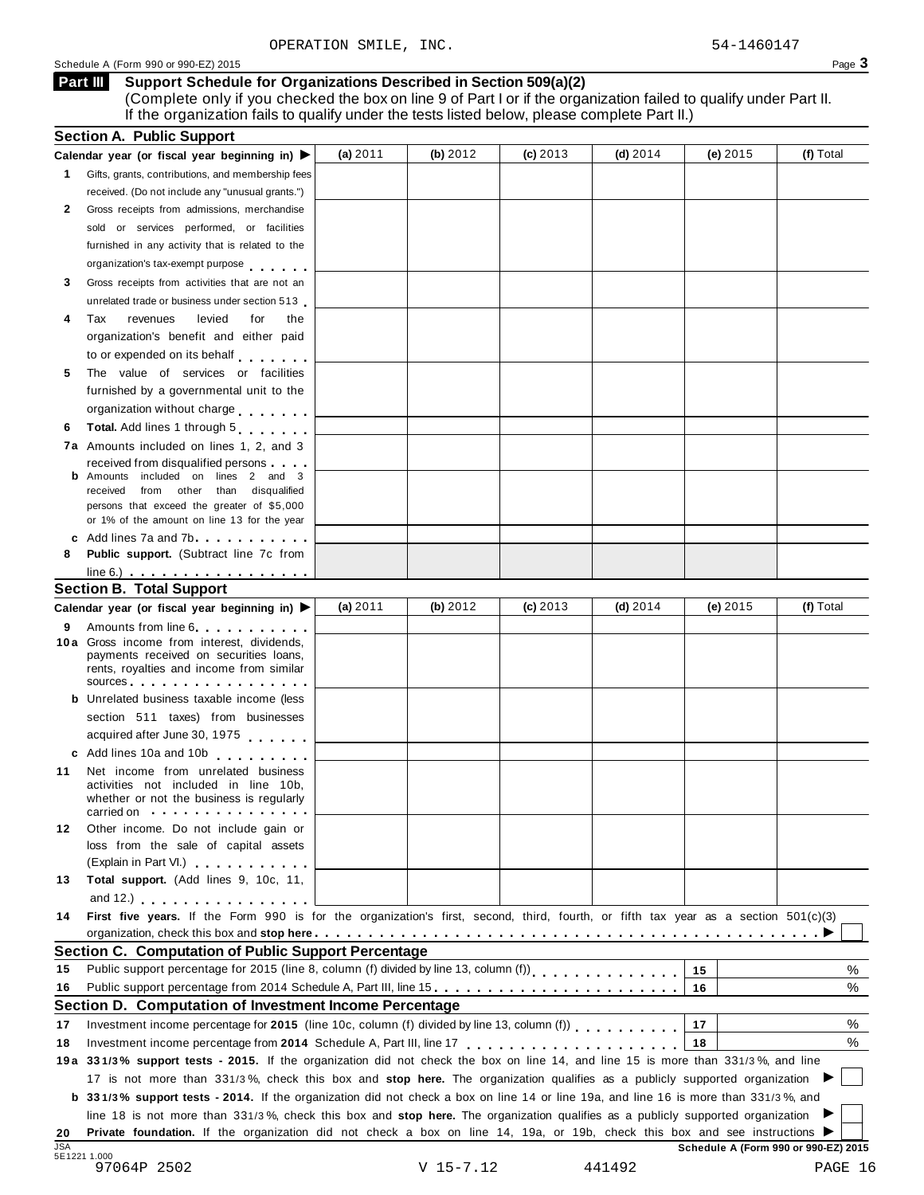OPERATION SMILE, INC. 54-1460147

Schedule A (Form 990 or 990-EZ) 2015

## Part III Support Schedule for Organizations Described in Section 509(a)(2)

(Complete only if you checked the box on line 9 of Part I or if the organization failed to qualify under Part II. If the organization fails to qualify under the tests listed below, please complete Part II.)

### Section A. Public Support

| Calendar year (or fiscal year beginning in) ▶ | (a) 2011 | (b) 2012 | (c) 2013 | (d) 2014 | (e) 2015 | (f) Total |
|---|---|---|---|---|---|---|
| 1 Gifts, grants, contributions, and membership fees received. (Do not include any "unusual grants.") | | | | | | |
| 2 Gross receipts from admissions, merchandise sold or services performed, or facilities furnished in any activity that is related to the organization's tax-exempt purpose | | | | | | |
| 3 Gross receipts from activities that are not an unrelated trade or business under section 513 | | | | | | |
| 4 Tax revenues levied for the organization's benefit and either paid to or expended on its behalf | | | | | | |
| 5 The value of services or facilities furnished by a governmental unit to the organization without charge | | | | | | |
| 6 **Total.** Add lines 1 through 5 | | | | | | |
| 7a Amounts included on lines 1, 2, and 3 received from disqualified persons | | | | | | |
| b Amounts included on lines 2 and 3 received from other than disqualified persons that exceed the greater of $5,000 or 1% of the amount on line 13 for the year | | | | | | |
| c Add lines 7a and 7b | | | | | | |
| 8 **Public support.** (Subtract line 7c from line 6.) | | | | | | |

### Section B. Total Support

| Calendar year (or fiscal year beginning in) ▶ | (a) 2011 | (b) 2012 | (c) 2013 | (d) 2014 | (e) 2015 | (f) Total |
|---|---|---|---|---|---|---|
| 9 Amounts from line 6 | | | | | | |
| 10a Gross income from interest, dividends, payments received on securities loans, rents, royalties and income from similar sources | | | | | | |
| b Unrelated business taxable income (less section 511 taxes) from businesses acquired after June 30, 1975 | | | | | | |
| c Add lines 10a and 10b | | | | | | |
| 11 Net income from unrelated business activities not included in line 10b, whether or not the business is regularly carried on | | | | | | |
| 12 Other income. Do not include gain or loss from the sale of capital assets (Explain in Part VI.) | | | | | | |
| 13 **Total support.** (Add lines 9, 10c, 11, and 12.) | | | | | | |

14 **First five years.** If the Form 990 is for the organization's first, second, third, fourth, or fifth tax year as a section 501(c)(3) organization, check this box and **stop here** ▶ ☐

### Section C. Computation of Public Support Percentage

| | | | |
|---|---|---|---|
| 15 | Public support percentage for 2015 (line 8, column (f) divided by line 13, column (f)) | 15 | % |
| 16 | Public support percentage from 2014 Schedule A, Part III, line 15 | 16 | % |

### Section D. Computation of Investment Income Percentage

| | | | |
|---|---|---|---|
| 17 | Investment income percentage for **2015** (line 10c, column (f) divided by line 13, column (f)) | 17 | % |
| 18 | Investment income percentage from **2014** Schedule A, Part III, line 17 | 18 | % |

19a **33 1/3 % support tests - 2015.** If the organization did not check the box on line 14, and line 15 is more than 33 1/3 %, and line 17 is not more than 33 1/3 %, check this box and **stop here.** The organization qualifies as a publicly supported organization ▶ ☐

b **33 1/3 % support tests - 2014.** If the organization did not check a box on line 14 or line 19a, and line 16 is more than 33 1/3 %, and line 18 is not more than 33 1/3 %, check this box and **stop here.** The organization qualifies as a publicly supported organization ▶ ☐

20 **Private foundation.** If the organization did not check a box on line 14, 19a, or 19b, check this box and see instructions ▶ ☐

**Schedule A (Form 990 or 990-EZ) 2015**

JSA 5E1221 1.000

97064P 2502 V 15-7.12 441492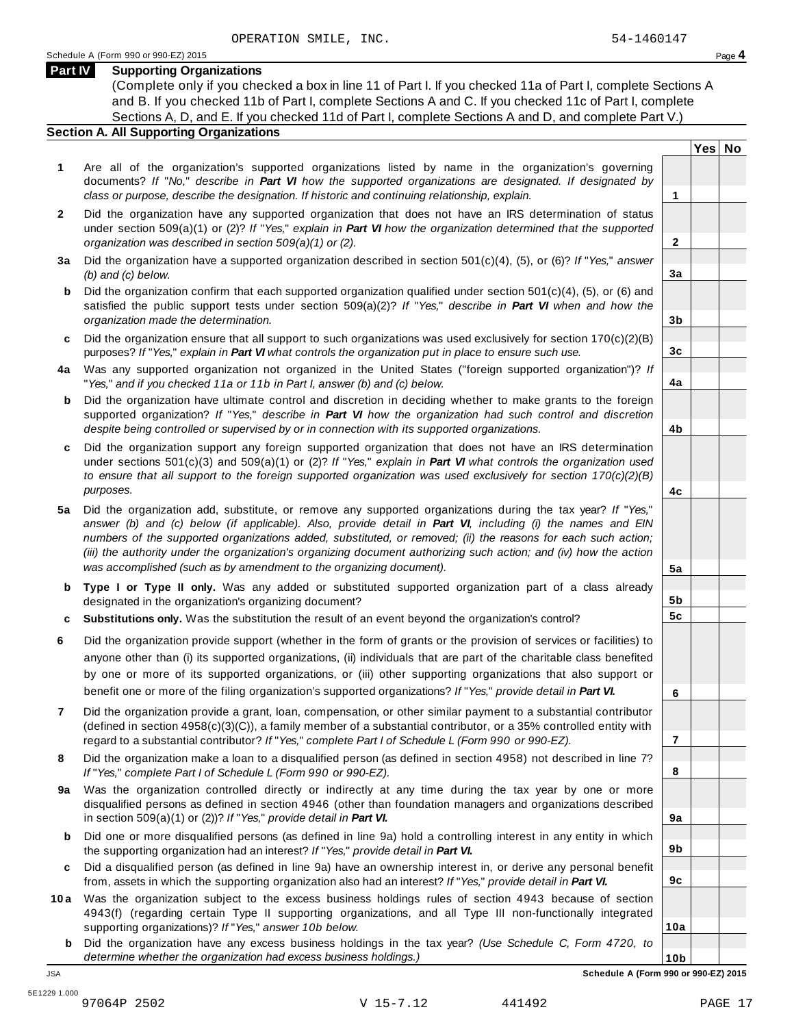OPERATION SMILE, INC. 54-1460147

Schedule A (Form 990 or 990-EZ) 2015

## Part IV Supporting Organizations

(Complete only if you checked a box in line 11 of Part I. If you checked 11a of Part I, complete Sections A and B. If you checked 11b of Part I, complete Sections A and C. If you checked 11c of Part I, complete Sections A, D, and E. If you checked 11d of Part I, complete Sections A and D, and complete Part V.)

### Section A. All Supporting Organizations

| | | | Yes | No |
|---|---|---|---|---|
| **1** | Are all of the organization's supported organizations listed by name in the organization's governing documents? *If "No," describe in **Part VI** how the supported organizations are designated. If designated by class or purpose, describe the designation. If historic and continuing relationship, explain.* | 1 | | |
| **2** | Did the organization have any supported organization that does not have an IRS determination of status under section 509(a)(1) or (2)? *If "Yes," explain in **Part VI** how the organization determined that the supported organization was described in section 509(a)(1) or (2).* | 2 | | |
| **3a** | Did the organization have a supported organization described in section 501(c)(4), (5), or (6)? *If "Yes," answer (b) and (c) below.* | 3a | | |
| **b** | Did the organization confirm that each supported organization qualified under section 501(c)(4), (5), or (6) and satisfied the public support tests under section 509(a)(2)? *If "Yes," describe in **Part VI** when and how the organization made the determination.* | 3b | | |
| **c** | Did the organization ensure that all support to such organizations was used exclusively for section 170(c)(2)(B) purposes? *If "Yes," explain in **Part VI** what controls the organization put in place to ensure such use.* | 3c | | |
| **4a** | Was any supported organization not organized in the United States ("foreign supported organization")? *If "Yes," and if you checked 11a or 11b in Part I, answer (b) and (c) below.* | 4a | | |
| **b** | Did the organization have ultimate control and discretion in deciding whether to make grants to the foreign supported organization? *If "Yes," describe in **Part VI** how the organization had such control and discretion despite being controlled or supervised by or in connection with its supported organizations.* | 4b | | |
| **c** | Did the organization support any foreign supported organization that does not have an IRS determination under sections 501(c)(3) and 509(a)(1) or (2)? *If "Yes," explain in **Part VI** what controls the organization used to ensure that all support to the foreign supported organization was used exclusively for section 170(c)(2)(B) purposes.* | 4c | | |
| **5a** | Did the organization add, substitute, or remove any supported organizations during the tax year? *If "Yes," answer (b) and (c) below (if applicable). Also, provide detail in **Part VI**, including (i) the names and EIN numbers of the supported organizations added, substituted, or removed; (ii) the reasons for each such action; (iii) the authority under the organization's organizing document authorizing such action; and (iv) how the action was accomplished (such as by amendment to the organizing document).* | 5a | | |
| **b** | **Type I or Type II only.** Was any added or substituted supported organization part of a class already designated in the organization's organizing document? | 5b | | |
| **c** | **Substitutions only.** Was the substitution the result of an event beyond the organization's control? | 5c | | |
| **6** | Did the organization provide support (whether in the form of grants or the provision of services or facilities) to anyone other than (i) its supported organizations, (ii) individuals that are part of the charitable class benefited by one or more of its supported organizations, or (iii) other supporting organizations that also support or benefit one or more of the filing organization's supported organizations? *If "Yes," provide detail in **Part VI.*** | 6 | | |
| **7** | Did the organization provide a grant, loan, compensation, or other similar payment to a substantial contributor (defined in section 4958(c)(3)(C)), a family member of a substantial contributor, or a 35% controlled entity with regard to a substantial contributor? *If "Yes," complete Part I of Schedule L (Form 990 or 990-EZ).* | 7 | | |
| **8** | Did the organization make a loan to a disqualified person (as defined in section 4958) not described in line 7? *If "Yes," complete Part I of Schedule L (Form 990 or 990-EZ).* | 8 | | |
| **9a** | Was the organization controlled directly or indirectly at any time during the tax year by one or more disqualified persons as defined in section 4946 (other than foundation managers and organizations described in section 509(a)(1) or (2))? *If "Yes," provide detail in **Part VI.*** | 9a | | |
| **b** | Did one or more disqualified persons (as defined in line 9a) hold a controlling interest in any entity in which the supporting organization had an interest? *If "Yes," provide detail in **Part VI.*** | 9b | | |
| **c** | Did a disqualified person (as defined in line 9a) have an ownership interest in, or derive any personal benefit from, assets in which the supporting organization also had an interest? *If "Yes," provide detail in **Part VI.*** | 9c | | |
| **10a** | Was the organization subject to the excess business holdings rules of section 4943 because of section 4943(f) (regarding certain Type II supporting organizations, and all Type III non-functionally integrated supporting organizations)? *If "Yes," answer 10b below.* | 10a | | |
| **b** | Did the organization have any excess business holdings in the tax year? *(Use Schedule C, Form 4720, to determine whether the organization had excess business holdings.)* | 10b | | |

Schedule A (Form 990 or 990-EZ) 2015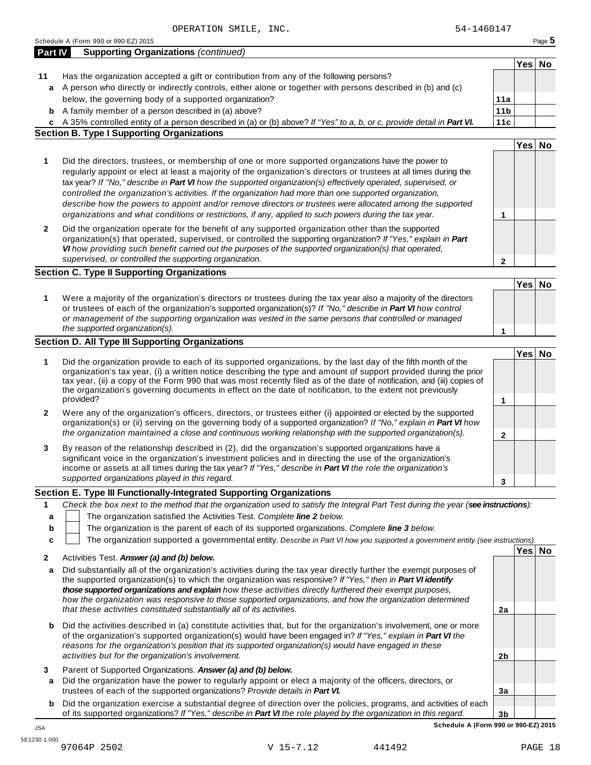OPERATION SMILE, INC. 54-1460147

Schedule A (Form 990 or 990-EZ) 2015

## Part IV Supporting Organizations *(continued)*

| | | | Yes | No |
|---|---|---|---|---|
| **11** | Has the organization accepted a gift or contribution from any of the following persons? | | | |
| **a** | A person who directly or indirectly controls, either alone or together with persons described in (b) and (c) below, the governing body of a supported organization? | **11a** | | |
| **b** | A family member of a person described in (a) above? | **11b** | | |
| **c** | A 35% controlled entity of a person described in (a) or (b) above? *If "Yes" to a, b, or c, provide detail in **Part VI.*** | **11c** | | |

### Section B. Type I Supporting Organizations

| | | | Yes | No |
|---|---|---|---|---|
| **1** | Did the directors, trustees, or membership of one or more supported organizations have the power to regularly appoint or elect at least a majority of the organization's directors or trustees at all times during the tax year? *If "No," describe in **Part VI** how the supported organization(s) effectively operated, supervised, or controlled the organization's activities. If the organization had more than one supported organization, describe how the powers to appoint and/or remove directors or trustees were allocated among the supported organizations and what conditions or restrictions, if any, applied to such powers during the tax year.* | **1** | | |
| **2** | Did the organization operate for the benefit of any supported organization other than the supported organization(s) that operated, supervised, or controlled the supporting organization? *If "Yes," explain in **Part VI** how providing such benefit carried out the purposes of the supported organization(s) that operated, supervised, or controlled the supporting organization.* | **2** | | |

### Section C. Type II Supporting Organizations

| | | | Yes | No |
|---|---|---|---|---|
| **1** | Were a majority of the organization's directors or trustees during the tax year also a majority of the directors or trustees of each of the organization's supported organization(s)? *If "No," describe in **Part VI** how control or management of the supporting organization was vested in the same persons that controlled or managed the supported organization(s).* | **1** | | |

### Section D. All Type III Supporting Organizations

| | | | Yes | No |
|---|---|---|---|---|
| **1** | Did the organization provide to each of its supported organizations, by the last day of the fifth month of the organization's tax year, (i) a written notice describing the type and amount of support provided during the prior tax year, (ii) a copy of the Form 990 that was most recently filed as of the date of notification, and (iii) copies of the organization's governing documents in effect on the date of notification, to the extent not previously provided? | **1** | | |
| **2** | Were any of the organization's officers, directors, or trustees either (i) appointed or elected by the supported organization(s) or (ii) serving on the governing body of a supported organization? *If "No," explain in **Part VI** how the organization maintained a close and continuous working relationship with the supported organization(s).* | **2** | | |
| **3** | By reason of the relationship described in (2), did the organization's supported organizations have a significant voice in the organization's investment policies and in directing the use of the organization's income or assets at all times during the tax year? *If "Yes," describe in **Part VI** the role the organization's supported organizations played in this regard.* | **3** | | |

### Section E. Type III Functionally-Integrated Supporting Organizations

**1** *Check the box next to the method that the organization used to satisfy the Integral Part Test during the year (**see instructions**):*

- **a** ☐ The organization satisfied the Activities Test. *Complete **line 2** below.*
- **b** ☐ The organization is the parent of each of its supported organizations. *Complete **line 3** below.*
- **c** ☐ The organization supported a governmental entity. *Describe in Part VI how you supported a government entity (see instructions).*

| | | | Yes | No |
|---|---|---|---|---|
| **2** | Activities Test. ***Answer (a) and (b) below.*** | | | |
| **a** | Did substantially all of the organization's activities during the tax year directly further the exempt purposes of the supported organization(s) to which the organization was responsive? *If "Yes," then in **Part VI identify those supported organizations and explain** how these activities directly furthered their exempt purposes, how the organization was responsive to those supported organizations, and how the organization determined that these activities constituted substantially all of its activities.* | **2a** | | |
| **b** | Did the activities described in (a) constitute activities that, but for the organization's involvement, one or more of the organization's supported organization(s) would have been engaged in? *If "Yes," explain in **Part VI** the reasons for the organization's position that its supported organization(s) would have engaged in these activities but for the organization's involvement.* | **2b** | | |
| **3** | Parent of Supported Organizations. ***Answer (a) and (b) below.*** | | | |
| **a** | Did the organization have the power to regularly appoint or elect a majority of the officers, directors, or trustees of each of the supported organizations? *Provide details in **Part VI.*** | **3a** | | |
| **b** | Did the organization exercise a substantial degree of direction over the policies, programs, and activities of each of its supported organizations? *If "Yes," describe in **Part VI** the role played by the organization in this regard.* | **3b** | | |

**Schedule A (Form 990 or 990-EZ) 2015**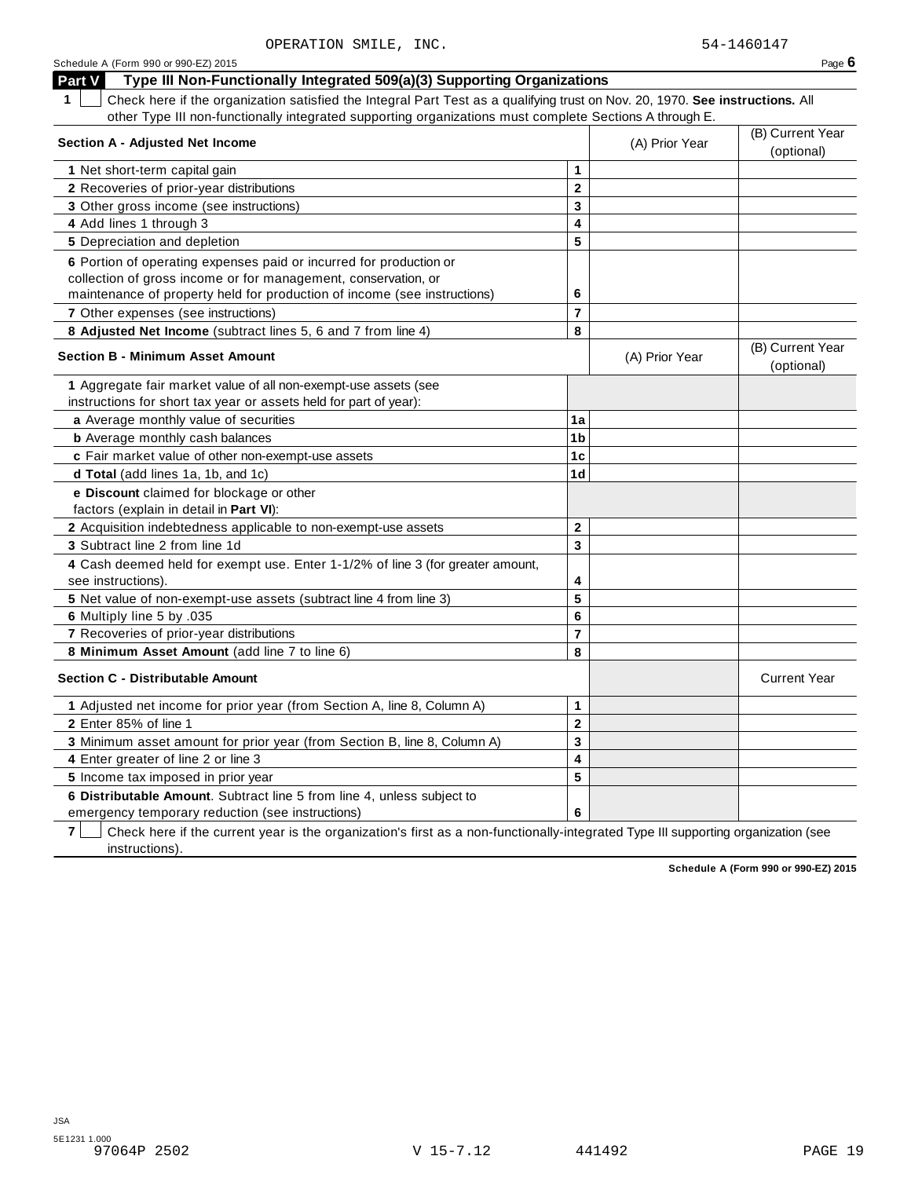OPERATION SMILE, INC. 54-1460147

Schedule A (Form 990 or 990-EZ) 2015 Page **6**

## Part V Type III Non-Functionally Integrated 509(a)(3) Supporting Organizations

**1** ☐ Check here if the organization satisfied the Integral Part Test as a qualifying trust on Nov. 20, 1970. **See instructions.** All other Type III non-functionally integrated supporting organizations must complete Sections A through E.

| **Section A - Adjusted Net Income** | | (A) Prior Year | (B) Current Year (optional) |
|---|---|---|---|
| **1** Net short-term capital gain | **1** | | |
| **2** Recoveries of prior-year distributions | **2** | | |
| **3** Other gross income (see instructions) | **3** | | |
| **4** Add lines 1 through 3 | **4** | | |
| **5** Depreciation and depletion | **5** | | |
| **6** Portion of operating expenses paid or incurred for production or collection of gross income or for management, conservation, or maintenance of property held for production of income (see instructions) | **6** | | |
| **7** Other expenses (see instructions) | **7** | | |
| **8 Adjusted Net Income** (subtract lines 5, 6 and 7 from line 4) | **8** | | |

| **Section B - Minimum Asset Amount** | | (A) Prior Year | (B) Current Year (optional) |
|---|---|---|---|
| **1** Aggregate fair market value of all non-exempt-use assets (see instructions for short tax year or assets held for part of year): | | | |
| **a** Average monthly value of securities | **1a** | | |
| **b** Average monthly cash balances | **1b** | | |
| **c** Fair market value of other non-exempt-use assets | **1c** | | |
| **d Total** (add lines 1a, 1b, and 1c) | **1d** | | |
| **e Discount** claimed for blockage or other factors (explain in detail in **Part VI**): | | | |
| **2** Acquisition indebtedness applicable to non-exempt-use assets | **2** | | |
| **3** Subtract line 2 from line 1d | **3** | | |
| **4** Cash deemed held for exempt use. Enter 1-1/2% of line 3 (for greater amount, see instructions). | **4** | | |
| **5** Net value of non-exempt-use assets (subtract line 4 from line 3) | **5** | | |
| **6** Multiply line 5 by .035 | **6** | | |
| **7** Recoveries of prior-year distributions | **7** | | |
| **8 Minimum Asset Amount** (add line 7 to line 6) | **8** | | |

| **Section C - Distributable Amount** | | | Current Year |
|---|---|---|---|
| **1** Adjusted net income for prior year (from Section A, line 8, Column A) | **1** | | |
| **2** Enter 85% of line 1 | **2** | | |
| **3** Minimum asset amount for prior year (from Section B, line 8, Column A) | **3** | | |
| **4** Enter greater of line 2 or line 3 | **4** | | |
| **5** Income tax imposed in prior year | **5** | | |
| **6 Distributable Amount**. Subtract line 5 from line 4, unless subject to emergency temporary reduction (see instructions) | **6** | | |

**7** ☐ Check here if the current year is the organization's first as a non-functionally-integrated Type III supporting organization (see instructions).

**Schedule A (Form 990 or 990-EZ) 2015**

JSA
5E1231 1.000
97064P 2502 V 15-7.12 441492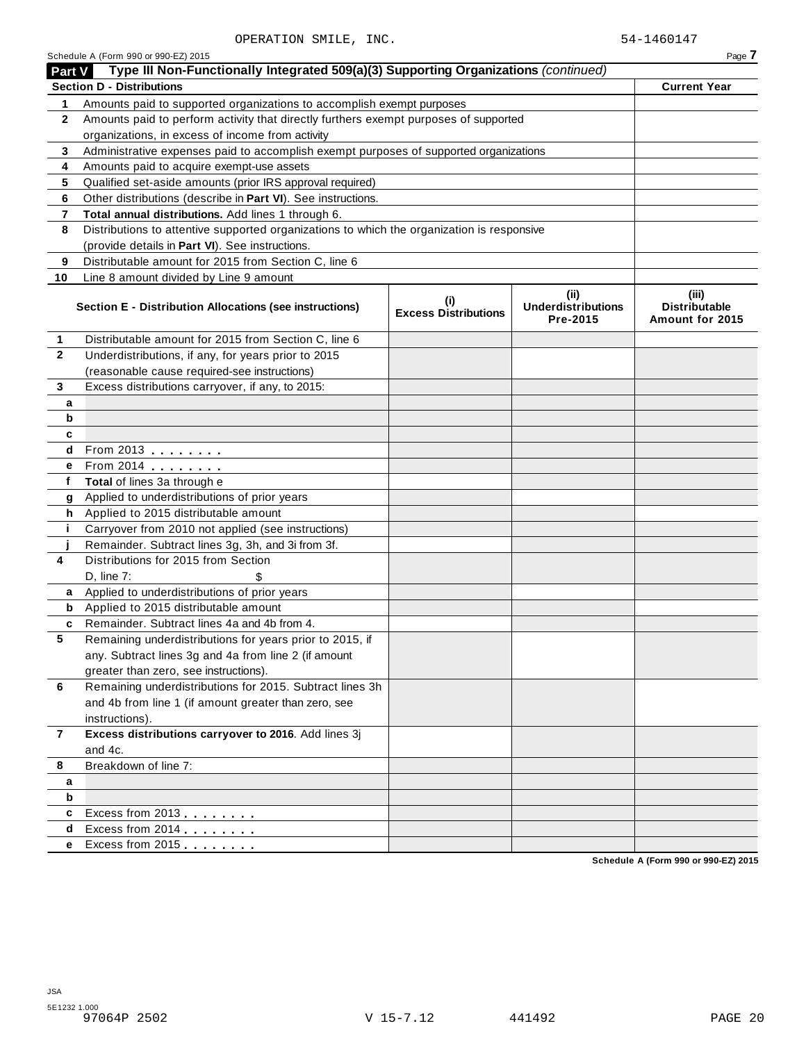OPERATION SMILE, INC. 54-1460147

Schedule A (Form 990 or 990-EZ) 2015 Page 7

## Part V Type III Non-Functionally Integrated 509(a)(3) Supporting Organizations *(continued)*

| Section D - Distributions | | Current Year |
|---|---|---|
| 1 | Amounts paid to supported organizations to accomplish exempt purposes | |
| 2 | Amounts paid to perform activity that directly furthers exempt purposes of supported organizations, in excess of income from activity | |
| 3 | Administrative expenses paid to accomplish exempt purposes of supported organizations | |
| 4 | Amounts paid to acquire exempt-use assets | |
| 5 | Qualified set-aside amounts (prior IRS approval required) | |
| 6 | Other distributions (describe in **Part VI**). See instructions. | |
| 7 | **Total annual distributions.** Add lines 1 through 6. | |
| 8 | Distributions to attentive supported organizations to which the organization is responsive (provide details in **Part VI**). See instructions. | |
| 9 | Distributable amount for 2015 from Section C, line 6 | |
| 10 | Line 8 amount divided by Line 9 amount | |

| | Section E - Distribution Allocations (see instructions) | (i) Excess Distributions | (ii) Underdistributions Pre-2015 | (iii) Distributable Amount for 2015 |
|---|---|---|---|---|
| 1 | Distributable amount for 2015 from Section C, line 6 | | | |
| 2 | Underdistributions, if any, for years prior to 2015 (reasonable cause required-see instructions) | | | |
| 3 | Excess distributions carryover, if any, to 2015: | | | |
| a | | | | |
| b | | | | |
| c | | | | |
| d | From 2013 | | | |
| e | From 2014 | | | |
| f | **Total** of lines 3a through e | | | |
| g | Applied to underdistributions of prior years | | | |
| h | Applied to 2015 distributable amount | | | |
| i | Carryover from 2010 not applied (see instructions) | | | |
| j | Remainder. Subtract lines 3g, 3h, and 3i from 3f. | | | |
| 4 | Distributions for 2015 from Section D, line 7: $ | | | |
| a | Applied to underdistributions of prior years | | | |
| b | Applied to 2015 distributable amount | | | |
| c | Remainder. Subtract lines 4a and 4b from 4. | | | |
| 5 | Remaining underdistributions for years prior to 2015, if any. Subtract lines 3g and 4a from line 2 (if amount greater than zero, see instructions). | | | |
| 6 | Remaining underdistributions for 2015. Subtract lines 3h and 4b from line 1 (if amount greater than zero, see instructions). | | | |
| 7 | **Excess distributions carryover to 2016**. Add lines 3j and 4c. | | | |
| 8 | Breakdown of line 7: | | | |
| a | | | | |
| b | | | | |
| c | Excess from 2013 | | | |
| d | Excess from 2014 | | | |
| e | Excess from 2015 | | | |

Schedule A (Form 990 or 990-EZ) 2015

JSA
5E1232 1.000
97064P 2502 V 15-7.12 441492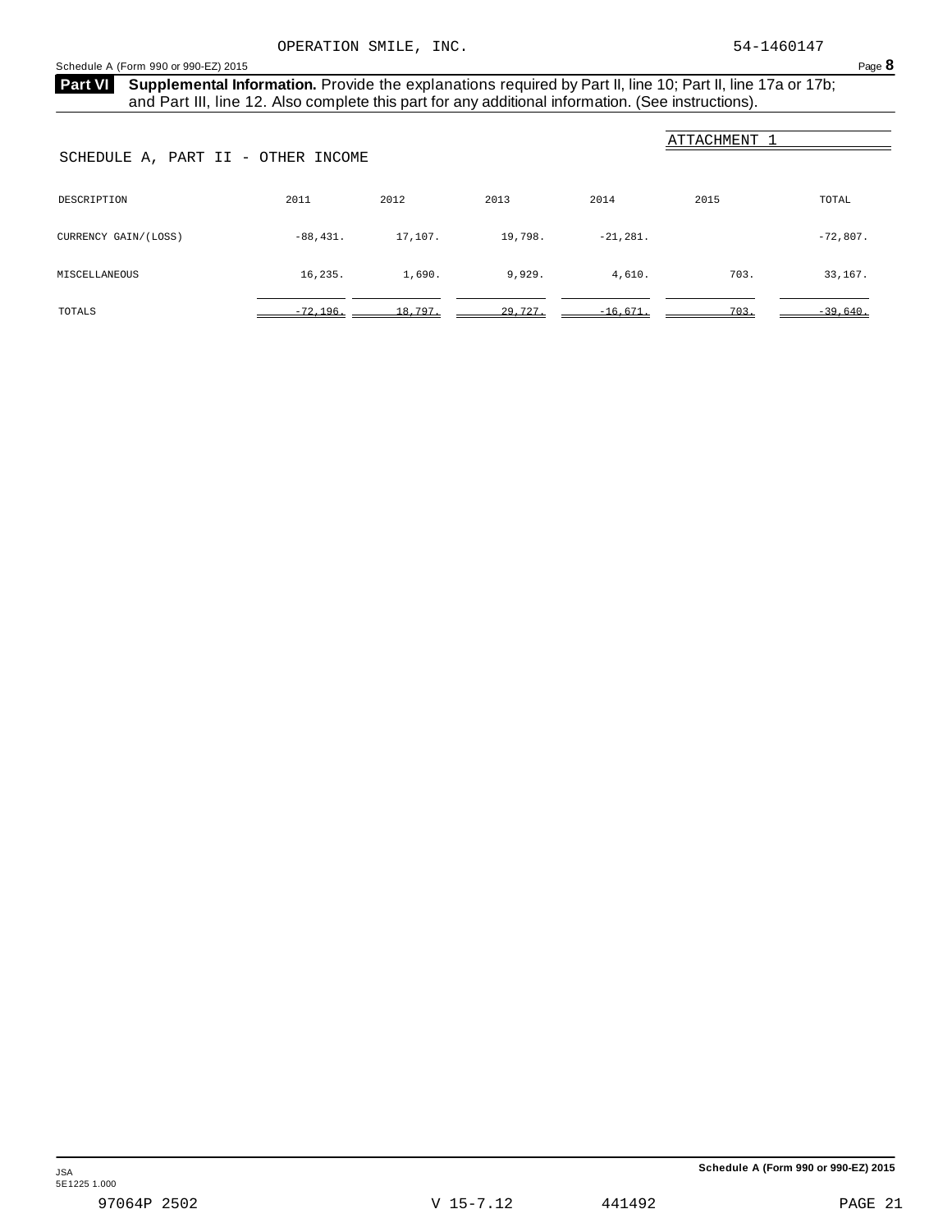OPERATION SMILE, INC. 54-1460147

Schedule A (Form 990 or 990-EZ) 2015

**Part VI** **Supplemental Information.** Provide the explanations required by Part II, line 10; Part II, line 17a or 17b; and Part III, line 12. Also complete this part for any additional information. (See instructions).

ATTACHMENT 1

## SCHEDULE A, PART II - OTHER INCOME

| DESCRIPTION | 2011 | 2012 | 2013 | 2014 | 2015 | TOTAL |
|---|---|---|---|---|---|---|
| CURRENCY GAIN/(LOSS) | -88,431. | 17,107. | 19,798. | -21,281. | | -72,807. |
| MISCELLANEOUS | 16,235. | 1,690. | 9,929. | 4,610. | 703. | 33,167. |
| TOTALS | -72,196. | 18,797. | 29,727. | -16,671. | 703. | -39,640. |

JSA
5E1225 1.000

Schedule A (Form 990 or 990-EZ) 2015

97064P 2502 V 15-7.12 441492 PAGE 21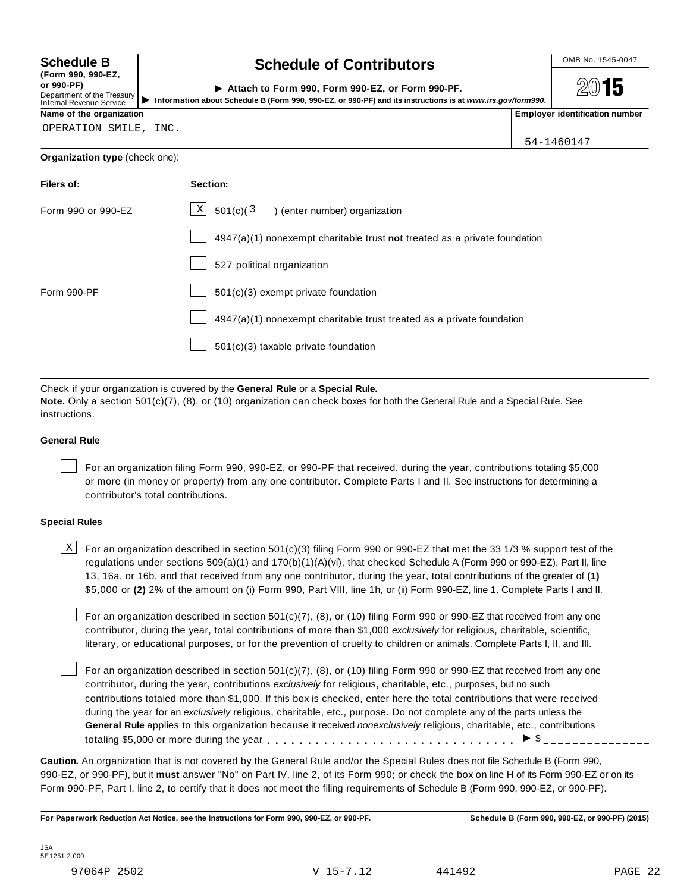**Schedule B** (Form 990, 990-EZ, or 990-PF)
Department of the Treasury
Internal Revenue Service

# Schedule of Contributors

▶ **Attach to Form 990, Form 990-EZ, or Form 990-PF.**

▶ Information about Schedule B (Form 990, 990-EZ, or 990-PF) and its instructions is at *www.irs.gov/form990*.

OMB No. 1545-0047

**2015**

**Name of the organization**
OPERATION SMILE, INC.

**Employer identification number**
54-1460147

**Organization type** (check one):

| **Filers of:** | **Section:** |
|---|---|
| Form 990 or 990-EZ | [X] 501(c)( 3 ) (enter number) organization |
| | [ ] 4947(a)(1) nonexempt charitable trust **not** treated as a private foundation |
| | [ ] 527 political organization |
| Form 990-PF | [ ] 501(c)(3) exempt private foundation |
| | [ ] 4947(a)(1) nonexempt charitable trust treated as a private foundation |
| | [ ] 501(c)(3) taxable private foundation |

Check if your organization is covered by the **General Rule** or a **Special Rule.**

**Note.** Only a section 501(c)(7), (8), or (10) organization can check boxes for both the General Rule and a Special Rule. See instructions.

**General Rule**

[ ] For an organization filing Form 990, 990-EZ, or 990-PF that received, during the year, contributions totaling $5,000 or more (in money or property) from any one contributor. Complete Parts I and II. See instructions for determining a contributor's total contributions.

**Special Rules**

[X] For an organization described in section 501(c)(3) filing Form 990 or 990-EZ that met the 33 1/3 % support test of the regulations under sections 509(a)(1) and 170(b)(1)(A)(vi), that checked Schedule A (Form 990 or 990-EZ), Part II, line 13, 16a, or 16b, and that received from any one contributor, during the year, total contributions of the greater of **(1)** $5,000 or **(2)** 2% of the amount on (i) Form 990, Part VIII, line 1h, or (ii) Form 990-EZ, line 1. Complete Parts I and II.

[ ] For an organization described in section 501(c)(7), (8), or (10) filing Form 990 or 990-EZ that received from any one contributor, during the year, total contributions of more than $1,000 *exclusively* for religious, charitable, scientific, literary, or educational purposes, or for the prevention of cruelty to children or animals. Complete Parts I, II, and III.

[ ] For an organization described in section 501(c)(7), (8), or (10) filing Form 990 or 990-EZ that received from any one contributor, during the year, contributions *exclusively* for religious, charitable, etc., purposes, but no such contributions totaled more than $1,000. If this box is checked, enter here the total contributions that were received during the year for an *exclusively* religious, charitable, etc., purpose. Do not complete any of the parts unless the **General Rule** applies to this organization because it received *nonexclusively* religious, charitable, etc., contributions totaling $5,000 or more during the year . . . . . . . . . . . . . . . . . . . . . . . . . . . . ▶ $ _______________

**Caution.** An organization that is not covered by the General Rule and/or the Special Rules does not file Schedule B (Form 990, 990-EZ, or 990-PF), but it **must** answer "No" on Part IV, line 2, of its Form 990; or check the box on line H of its Form 990-EZ or on its Form 990-PF, Part I, line 2, to certify that it does not meet the filing requirements of Schedule B (Form 990, 990-EZ, or 990-PF).

**For Paperwork Reduction Act Notice, see the Instructions for Form 990, 990-EZ, or 990-PF.** **Schedule B (Form 990, 990-EZ, or 990-PF) (2015)**

JSA
5E1251 2.000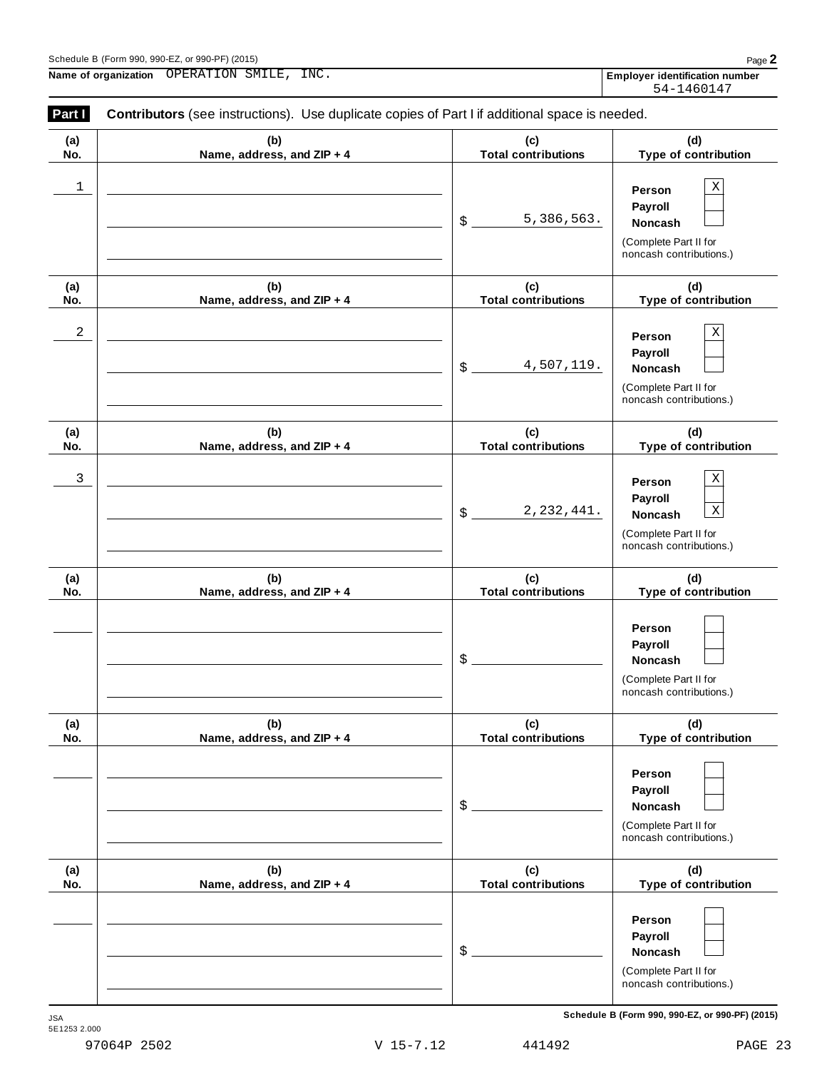Schedule B (Form 990, 990-EZ, or 990-PF) (2015)

**Name of organization** OPERATION SMILE, INC.

**Employer identification number** 54-1460147

**Part I** **Contributors** (see instructions). Use duplicate copies of Part I if additional space is needed.

| (a) No. | (b) Name, address, and ZIP + 4 | (c) Total contributions | (d) Type of contribution |
|---|---|---|---|
| 1 | | $ 5,386,563. | Person [X] Payroll [ ] Noncash [ ] (Complete Part II for noncash contributions.) |
| 2 | | $ 4,507,119. | Person [X] Payroll [ ] Noncash [ ] (Complete Part II for noncash contributions.) |
| 3 | | $ 2,232,441. | Person [X] Payroll [ ] Noncash [X] (Complete Part II for noncash contributions.) |
| | | $ | Person [ ] Payroll [ ] Noncash [ ] (Complete Part II for noncash contributions.) |
| | | $ | Person [ ] Payroll [ ] Noncash [ ] (Complete Part II for noncash contributions.) |
| | | $ | Person [ ] Payroll [ ] Noncash [ ] (Complete Part II for noncash contributions.) |

Schedule B (Form 990, 990-EZ, or 990-PF) (2015)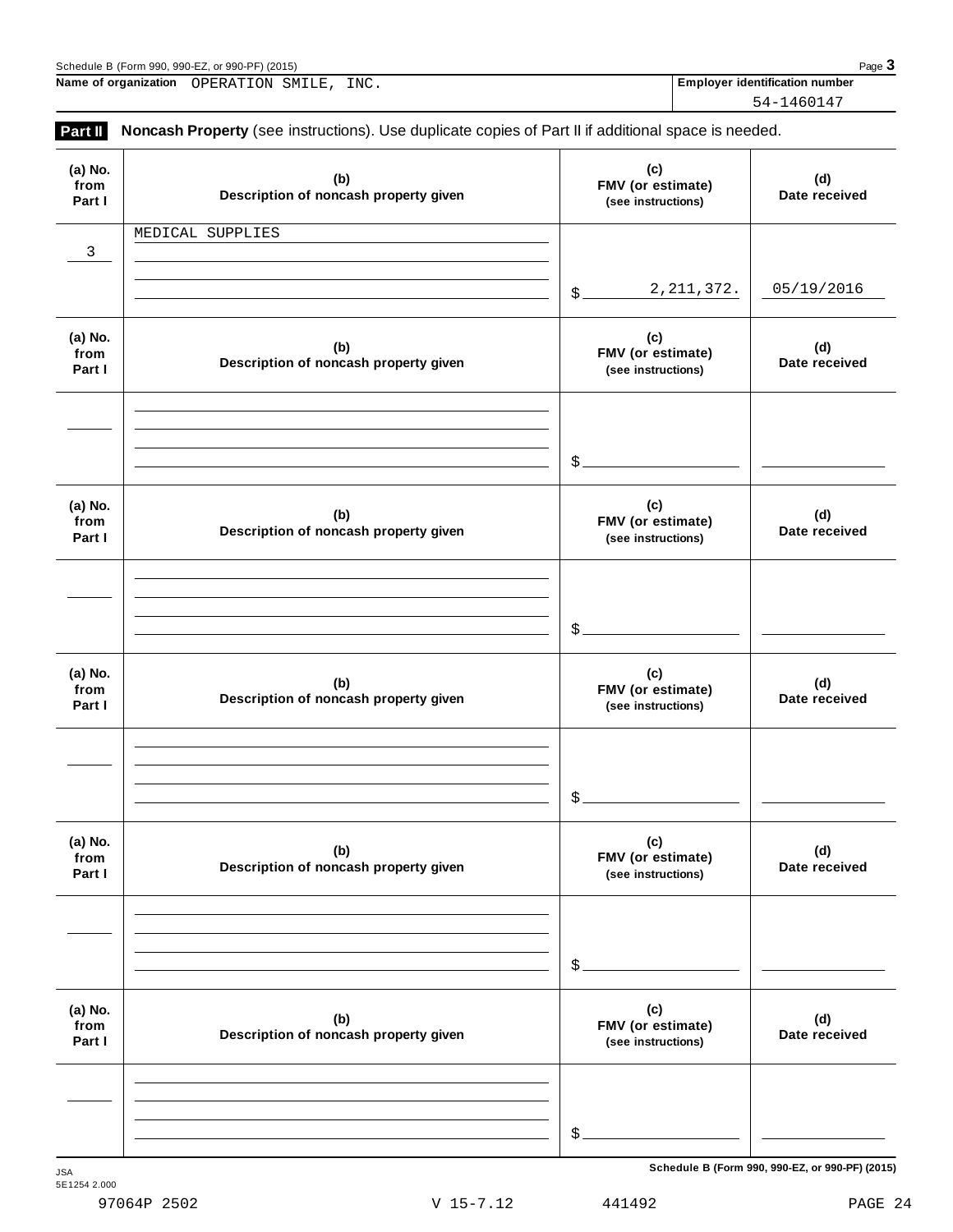Schedule B (Form 990, 990-EZ, or 990-PF) (2015) Page **3**

**Name of organization** OPERATION SMILE, INC.

**Employer identification number** 54-1460147

**Part II** **Noncash Property** (see instructions). Use duplicate copies of Part II if additional space is needed.

| (a) No. from Part I | (b) Description of noncash property given | (c) FMV (or estimate) (see instructions) | (d) Date received |
|---|---|---|---|
| 3 | MEDICAL SUPPLIES | $ 2,211,372. | 05/19/2016 |
| | | $ | |
| | | $ | |
| | | $ | |
| | | $ | |
| | | $ | |

JSA
5E1254 2.000

Schedule B (Form 990, 990-EZ, or 990-PF) (2015)

97064P 2502 V 15-7.12 441492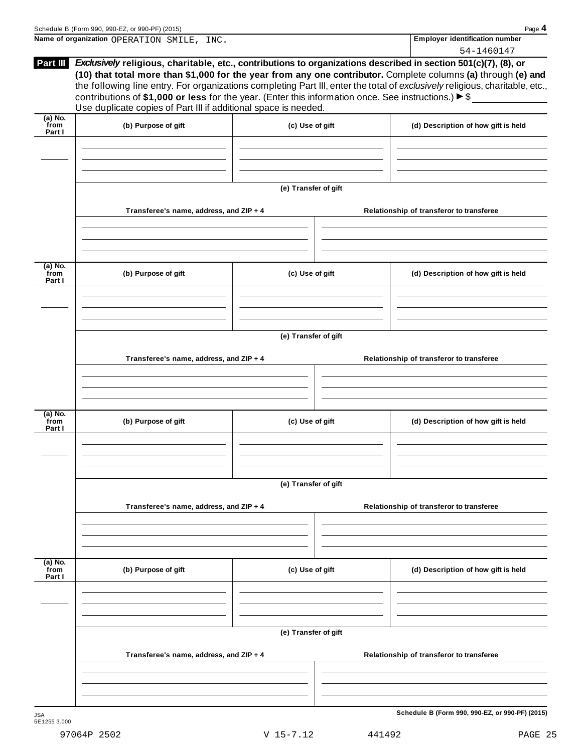Name of organization OPERATION SMILE, INC.

Employer identification number 54-1460147

**Part III** ***Exclusively*** **religious, charitable, etc., contributions to organizations described in section 501(c)(7), (8), or (10) that total more than $1,000 for the year from any one contributor.** Complete columns **(a)** through **(e) and** the following line entry. For organizations completing Part III, enter the total of *exclusively* religious, charitable, etc., contributions of **$1,000 or less** for the year. (Enter this information once. See instructions.) ▶ $

Use duplicate copies of Part III if additional space is needed.

| (a) No. from Part I | (b) Purpose of gift | (c) Use of gift | (d) Description of how gift is held |
|---|---|---|---|
| | | | |

(e) Transfer of gift

| Transferee's name, address, and ZIP + 4 | Relationship of transferor to transferee |
|---|---|
| | |

| (a) No. from Part I | (b) Purpose of gift | (c) Use of gift | (d) Description of how gift is held |
|---|---|---|---|
| | | | |

(e) Transfer of gift

| Transferee's name, address, and ZIP + 4 | Relationship of transferor to transferee |
|---|---|
| | |

| (a) No. from Part I | (b) Purpose of gift | (c) Use of gift | (d) Description of how gift is held |
|---|---|---|---|
| | | | |

(e) Transfer of gift

| Transferee's name, address, and ZIP + 4 | Relationship of transferor to transferee |
|---|---|
| | |

| (a) No. from Part I | (b) Purpose of gift | (c) Use of gift | (d) Description of how gift is held |
|---|---|---|---|
| | | | |

(e) Transfer of gift

| Transferee's name, address, and ZIP + 4 | Relationship of transferor to transferee |
|---|---|
| | |

JSA 5E1255 3.000

**Schedule B (Form 990, 990-EZ, or 990-PF) (2015)**

97064P 2502 V 15-7.12 441492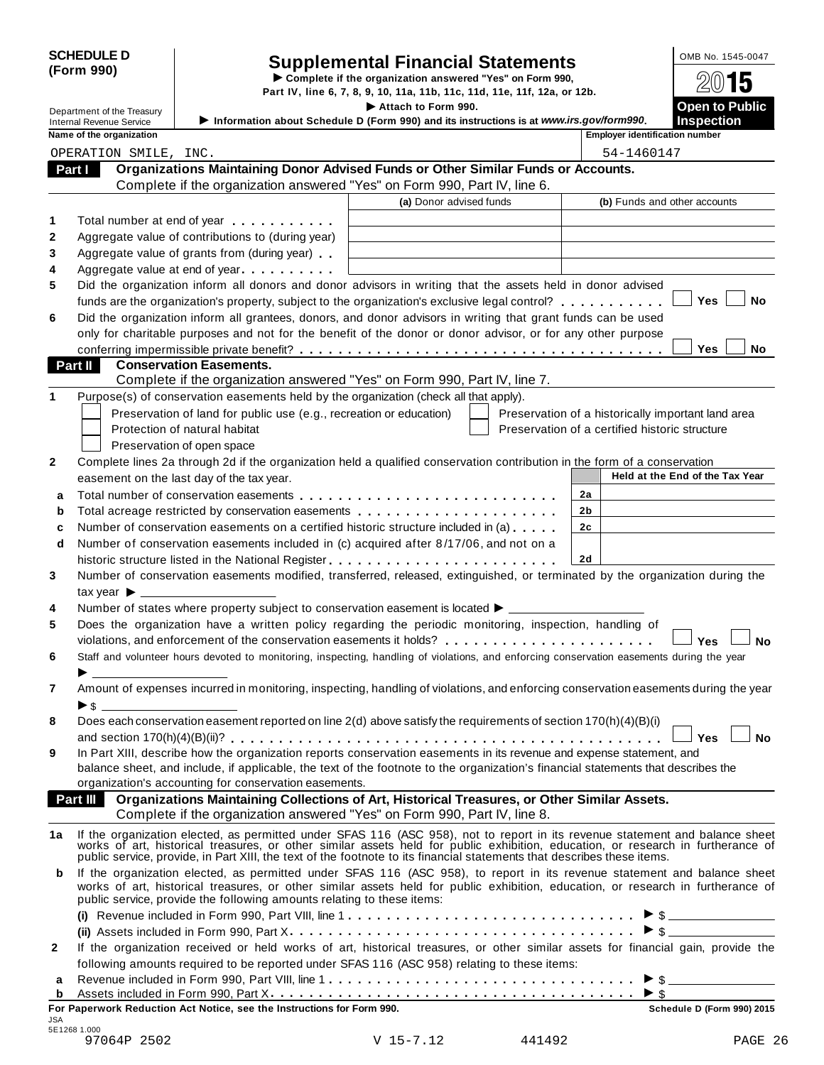**SCHEDULE D (Form 990)**

Department of the Treasury
Internal Revenue Service

# Supplemental Financial Statements

▶ Complete if the organization answered "Yes" on Form 990, Part IV, line 6, 7, 8, 9, 10, 11a, 11b, 11c, 11d, 11e, 11f, 12a, or 12b.

▶ Attach to Form 990.

▶ Information about Schedule D (Form 990) and its instructions is at *www.irs.gov/form990*.

OMB No. 1545-0047

2015

**Open to Public Inspection**

| Name of the organization | Employer identification number |
|---|---|
| OPERATION SMILE, INC. | 54-1460147 |

## Part I Organizations Maintaining Donor Advised Funds or Other Similar Funds or Accounts.

Complete if the organization answered "Yes" on Form 990, Part IV, line 6.

| | | (a) Donor advised funds | (b) Funds and other accounts |
|---|---|---|---|
| 1 | Total number at end of year | | |
| 2 | Aggregate value of contributions to (during year) | | |
| 3 | Aggregate value of grants from (during year) | | |
| 4 | Aggregate value at end of year | | |

5 Did the organization inform all donors and donor advisors in writing that the assets held in donor advised funds are the organization's property, subject to the organization's exclusive legal control? ☐ Yes ☐ No

6 Did the organization inform all grantees, donors, and donor advisors in writing that grant funds can be used only for charitable purposes and not for the benefit of the donor or donor advisor, or for any other purpose conferring impermissible private benefit? ☐ Yes ☐ No

## Part II Conservation Easements.

Complete if the organization answered "Yes" on Form 990, Part IV, line 7.

1 Purpose(s) of conservation easements held by the organization (check all that apply).

☐ Preservation of land for public use (e.g., recreation or education)
☐ Protection of natural habitat
☐ Preservation of open space
☐ Preservation of a historically important land area
☐ Preservation of a certified historic structure

2 Complete lines 2a through 2d if the organization held a qualified conservation contribution in the form of a conservation easement on the last day of the tax year.

| | | | Held at the End of the Tax Year |
|---|---|---|---|
| a | Total number of conservation easements | 2a | |
| b | Total acreage restricted by conservation easements | 2b | |
| c | Number of conservation easements on a certified historic structure included in (a) | 2c | |
| d | Number of conservation easements included in (c) acquired after 8/17/06, and not on a historic structure listed in the National Register | 2d | |

3 Number of conservation easements modified, transferred, released, extinguished, or terminated by the organization during the tax year ▶ ____________

4 Number of states where property subject to conservation easement is located ▶ ____________

5 Does the organization have a written policy regarding the periodic monitoring, inspection, handling of violations, and enforcement of the conservation easements it holds? ☐ Yes ☐ No

6 Staff and volunteer hours devoted to monitoring, inspecting, handling of violations, and enforcing conservation easements during the year ▶ ____________

7 Amount of expenses incurred in monitoring, inspecting, handling of violations, and enforcing conservation easements during the year ▶ $ ____________

8 Does each conservation easement reported on line 2(d) above satisfy the requirements of section 170(h)(4)(B)(i) and section 170(h)(4)(B)(ii)? ☐ Yes ☐ No

9 In Part XIII, describe how the organization reports conservation easements in its revenue and expense statement, and balance sheet, and include, if applicable, the text of the footnote to the organization's financial statements that describes the organization's accounting for conservation easements.

## Part III Organizations Maintaining Collections of Art, Historical Treasures, or Other Similar Assets.

Complete if the organization answered "Yes" on Form 990, Part IV, line 8.

1a If the organization elected, as permitted under SFAS 116 (ASC 958), not to report in its revenue statement and balance sheet works of art, historical treasures, or other similar assets held for public exhibition, education, or research in furtherance of public service, provide, in Part XIII, the text of the footnote to its financial statements that describes these items.

b If the organization elected, as permitted under SFAS 116 (ASC 958), to report in its revenue statement and balance sheet works of art, historical treasures, or other similar assets held for public exhibition, education, or research in furtherance of public service, provide the following amounts relating to these items:

(i) Revenue included in Form 990, Part VIII, line 1 ▶ $ ____________

(ii) Assets included in Form 990, Part X ▶ $ ____________

2 If the organization received or held works of art, historical treasures, or other similar assets for financial gain, provide the following amounts required to be reported under SFAS 116 (ASC 958) relating to these items:

a Revenue included in Form 990, Part VIII, line 1 ▶ $ ____________

b Assets included in Form 990, Part X ▶ $ ____________

**For Paperwork Reduction Act Notice, see the Instructions for Form 990.** **Schedule D (Form 990) 2015**

JSA
5E1268 1.000
97064P 2502 V 15-7.12 441492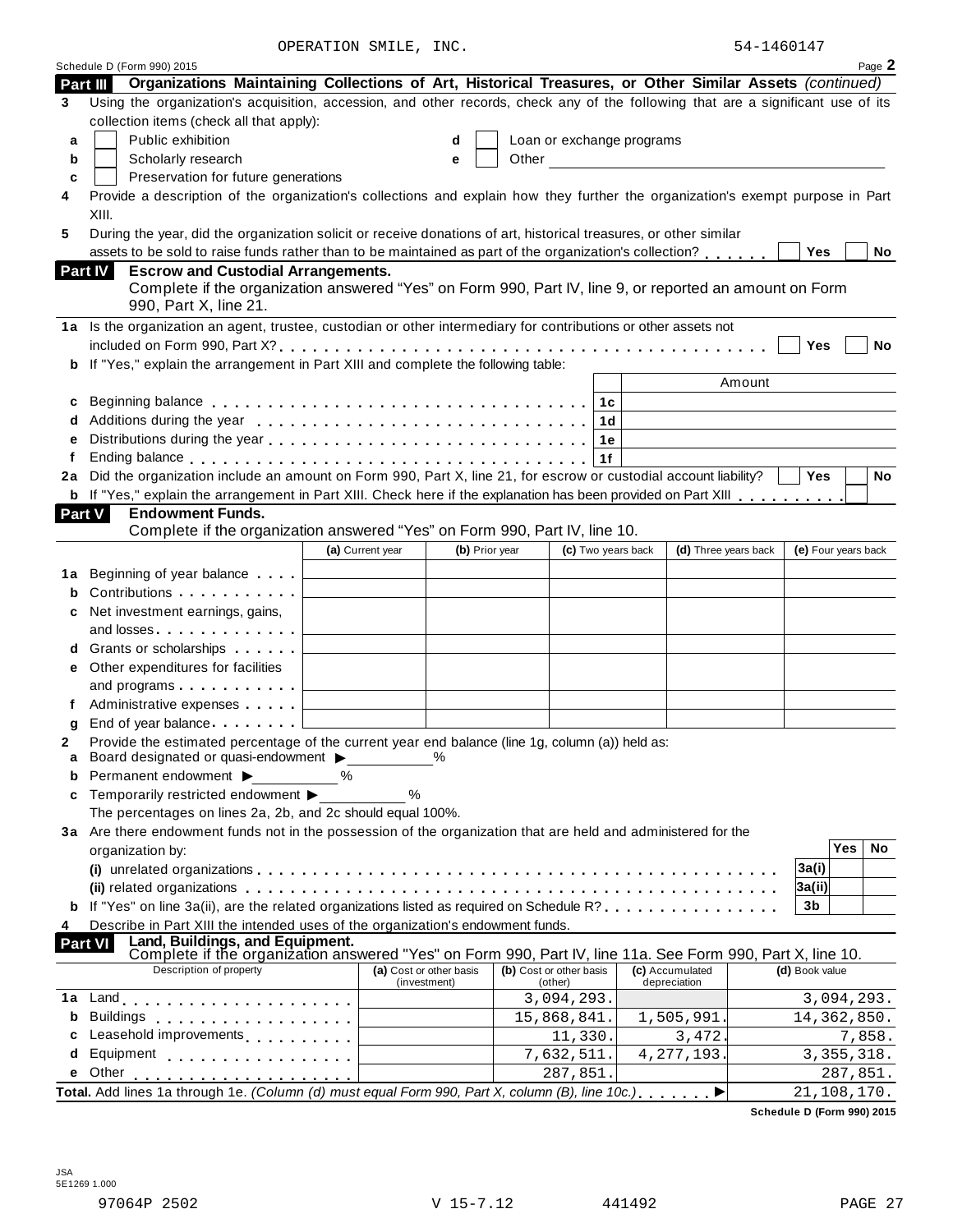OPERATION SMILE, INC. 54-1460147

Schedule D (Form 990) 2015

## Part III Organizations Maintaining Collections of Art, Historical Treasures, or Other Similar Assets *(continued)*

**3** Using the organization's acquisition, accession, and other records, check any of the following that are a significant use of its collection items (check all that apply):

- **a** ☐ Public exhibition
- **b** ☐ Scholarly research
- **c** ☐ Preservation for future generations
- **d** ☐ Loan or exchange programs
- **e** ☐ Other

**4** Provide a description of the organization's collections and explain how they further the organization's exempt purpose in Part XIII.

**5** During the year, did the organization solicit or receive donations of art, historical treasures, or other similar assets to be sold to raise funds rather than to be maintained as part of the organization's collection? ☐ Yes ☐ No

## Part IV Escrow and Custodial Arrangements.

Complete if the organization answered "Yes" on Form 990, Part IV, line 9, or reported an amount on Form 990, Part X, line 21.

**1a** Is the organization an agent, trustee, custodian or other intermediary for contributions or other assets not included on Form 990, Part X? ☐ Yes ☐ No

**b** If "Yes," explain the arrangement in Part XIII and complete the following table:

| | | Amount |
|---|---|---|
| **c** Beginning balance | 1c | |
| **d** Additions during the year | 1d | |
| **e** Distributions during the year | 1e | |
| **f** Ending balance | 1f | |

**2a** Did the organization include an amount on Form 990, Part X, line 21, for escrow or custodial account liability? ☐ Yes ☐ No

**b** If "Yes," explain the arrangement in Part XIII. Check here if the explanation has been provided on Part XIII ☐

## Part V Endowment Funds.

Complete if the organization answered "Yes" on Form 990, Part IV, line 10.

| | (a) Current year | (b) Prior year | (c) Two years back | (d) Three years back | (e) Four years back |
|---|---|---|---|---|---|
| **1a** Beginning of year balance | | | | | |
| **b** Contributions | | | | | |
| **c** Net investment earnings, gains, and losses | | | | | |
| **d** Grants or scholarships | | | | | |
| **e** Other expenditures for facilities and programs | | | | | |
| **f** Administrative expenses | | | | | |
| **g** End of year balance | | | | | |

**2** Provide the estimated percentage of the current year end balance (line 1g, column (a)) held as:

- **a** Board designated or quasi-endowment ▶ _____ %
- **b** Permanent endowment ▶ _____ %
- **c** Temporarily restricted endowment ▶ _____ %

The percentages on lines 2a, 2b, and 2c should equal 100%.

**3a** Are there endowment funds not in the possession of the organization that are held and administered for the organization by:

| | | Yes | No |
|---|---|---|---|
| **(i)** unrelated organizations | 3a(i) | | |
| **(ii)** related organizations | 3a(ii) | | |
| **b** If "Yes" on line 3a(ii), are the related organizations listed as required on Schedule R? | 3b | | |

**4** Describe in Part XIII the intended uses of the organization's endowment funds.

## Part VI Land, Buildings, and Equipment.

Complete if the organization answered "Yes" on Form 990, Part IV, line 11a. See Form 990, Part X, line 10.

| Description of property | (a) Cost or other basis (investment) | (b) Cost or other basis (other) | (c) Accumulated depreciation | (d) Book value |
|---|---|---|---|---|
| **1a** Land | | 3,094,293. | | 3,094,293. |
| **b** Buildings | | 15,868,841. | 1,505,991. | 14,362,850. |
| **c** Leasehold improvements | | 11,330. | 3,472. | 7,858. |
| **d** Equipment | | 7,632,511. | 4,277,193. | 3,355,318. |
| **e** Other | | 287,851. | | 287,851. |
| **Total.** Add lines 1a through 1e. *(Column (d) must equal Form 990, Part X, column (B), line 10c.)* ▶ | | | | 21,108,170. |

**Schedule D (Form 990) 2015**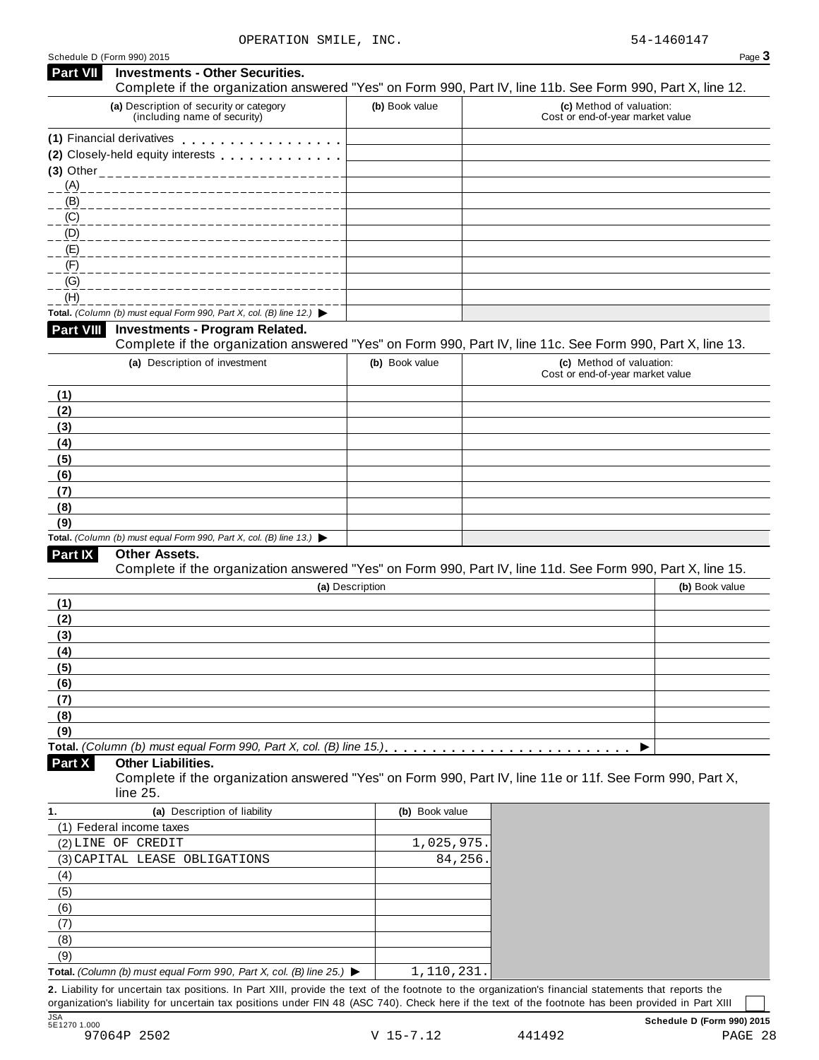OPERATION SMILE, INC. 54-1460147

Schedule D (Form 990) 2015

## Part VII Investments - Other Securities.

Complete if the organization answered "Yes" on Form 990, Part IV, line 11b. See Form 990, Part X, line 12.

| (a) Description of security or category (including name of security) | (b) Book value | (c) Method of valuation: Cost or end-of-year market value |
|---|---|---|
| (1) Financial derivatives | | |
| (2) Closely-held equity interests | | |
| (3) Other | | |
| (A) | | |
| (B) | | |
| (C) | | |
| (D) | | |
| (E) | | |
| (F) | | |
| (G) | | |
| (H) | | |
| **Total.** *(Column (b) must equal Form 990, Part X, col. (B) line 12.)* ▶ | | |

## Part VIII Investments - Program Related.

Complete if the organization answered "Yes" on Form 990, Part IV, line 11c. See Form 990, Part X, line 13.

| (a) Description of investment | (b) Book value | (c) Method of valuation: Cost or end-of-year market value |
|---|---|---|
| (1) | | |
| (2) | | |
| (3) | | |
| (4) | | |
| (5) | | |
| (6) | | |
| (7) | | |
| (8) | | |
| (9) | | |
| **Total.** *(Column (b) must equal Form 990, Part X, col. (B) line 13.)* ▶ | | |

## Part IX Other Assets.

Complete if the organization answered "Yes" on Form 990, Part IV, line 11d. See Form 990, Part X, line 15.

| (a) Description | (b) Book value |
|---|---|
| (1) | |
| (2) | |
| (3) | |
| (4) | |
| (5) | |
| (6) | |
| (7) | |
| (8) | |
| (9) | |
| **Total.** *(Column (b) must equal Form 990, Part X, col. (B) line 15.)* ▶ | |

## Part X Other Liabilities.

Complete if the organization answered "Yes" on Form 990, Part IV, line 11e or 11f. See Form 990, Part X, line 25.

| 1. (a) Description of liability | (b) Book value |
|---|---|
| (1) Federal income taxes | |
| (2) LINE OF CREDIT | 1,025,975. |
| (3) CAPITAL LEASE OBLIGATIONS | 84,256. |
| (4) | |
| (5) | |
| (6) | |
| (7) | |
| (8) | |
| (9) | |
| **Total.** *(Column (b) must equal Form 990, Part X, col. (B) line 25.)* ▶ | 1,110,231. |

**2.** Liability for uncertain tax positions. In Part XIII, provide the text of the footnote to the organization's financial statements that reports the organization's liability for uncertain tax positions under FIN 48 (ASC 740). Check here if the text of the footnote has been provided in Part XIII ☐

JSA 5E1270 1.000 **Schedule D (Form 990) 2015**

97064P 2502 V 15-7.12 441492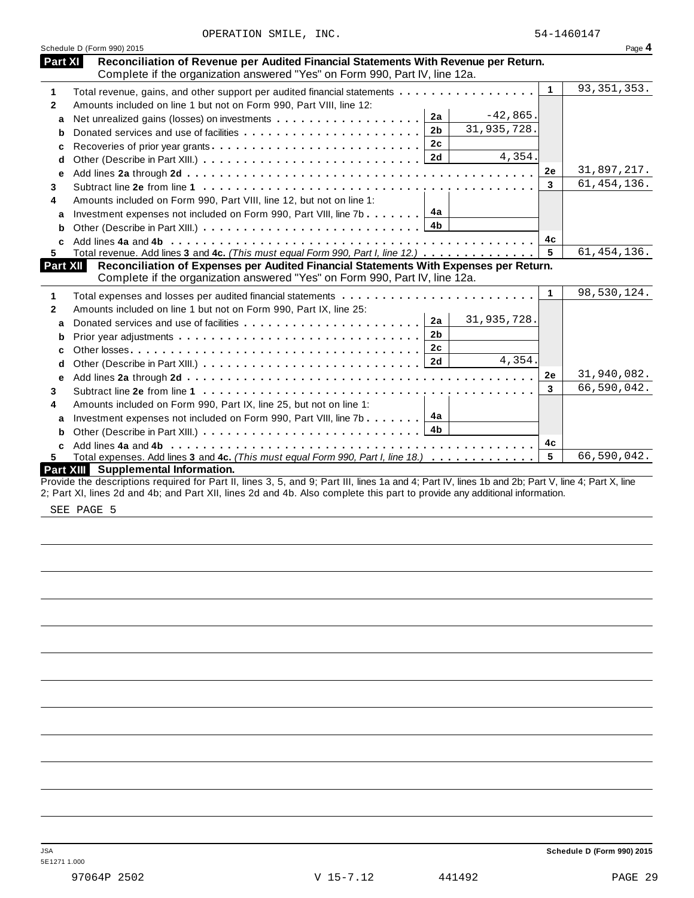OPERATION SMILE, INC. 54-1460147

Schedule D (Form 990) 2015 Page **4**

## Part XI Reconciliation of Revenue per Audited Financial Statements With Revenue per Return.

Complete if the organization answered "Yes" on Form 990, Part IV, line 12a.

| | | | | | |
|---|---|---|---|---|---|
| **1** | Total revenue, gains, and other support per audited financial statements | | | 1 | 93,351,353. |
| **2** | Amounts included on line 1 but not on Form 990, Part VIII, line 12: | | | | |
| **a** | Net unrealized gains (losses) on investments | 2a | -42,865. | | |
| **b** | Donated services and use of facilities | 2b | 31,935,728. | | |
| **c** | Recoveries of prior year grants | 2c | | | |
| **d** | Other (Describe in Part XIII.) | 2d | 4,354. | | |
| **e** | Add lines **2a** through **2d** | | | 2e | 31,897,217. |
| **3** | Subtract line **2e** from line **1** | | | 3 | 61,454,136. |
| **4** | Amounts included on Form 990, Part VIII, line 12, but not on line 1: | | | | |
| **a** | Investment expenses not included on Form 990, Part VIII, line 7b | 4a | | | |
| **b** | Other (Describe in Part XIII.) | 4b | | | |
| **c** | Add lines **4a** and **4b** | | | 4c | |
| **5** | Total revenue. Add lines **3** and **4c.** *(This must equal Form 990, Part I, line 12.)* | | | 5 | 61,454,136. |

## Part XII Reconciliation of Expenses per Audited Financial Statements With Expenses per Return.

Complete if the organization answered "Yes" on Form 990, Part IV, line 12a.

| | | | | | |
|---|---|---|---|---|---|
| **1** | Total expenses and losses per audited financial statements | | | 1 | 98,530,124. |
| **2** | Amounts included on line 1 but not on Form 990, Part IX, line 25: | | | | |
| **a** | Donated services and use of facilities | 2a | 31,935,728. | | |
| **b** | Prior year adjustments | 2b | | | |
| **c** | Other losses | 2c | | | |
| **d** | Other (Describe in Part XIII.) | 2d | 4,354. | | |
| **e** | Add lines **2a** through **2d** | | | 2e | 31,940,082. |
| **3** | Subtract line **2e** from line **1** | | | 3 | 66,590,042. |
| **4** | Amounts included on Form 990, Part IX, line 25, but not on line 1: | | | | |
| **a** | Investment expenses not included on Form 990, Part VIII, line 7b | 4a | | | |
| **b** | Other (Describe in Part XIII.) | 4b | | | |
| **c** | Add lines **4a** and **4b** | | | 4c | |
| **5** | Total expenses. Add lines **3** and **4c.** *(This must equal Form 990, Part I, line 18.)* | | | 5 | 66,590,042. |

## Part XIII Supplemental Information.

Provide the descriptions required for Part II, lines 3, 5, and 9; Part III, lines 1a and 4; Part IV, lines 1b and 2b; Part V, line 4; Part X, line 2; Part XI, lines 2d and 4b; and Part XII, lines 2d and 4b. Also complete this part to provide any additional information.

SEE PAGE 5

JSA
5E1271 1.000

Schedule D (Form 990) 2015

97064P 2502 V 15-7.12 441492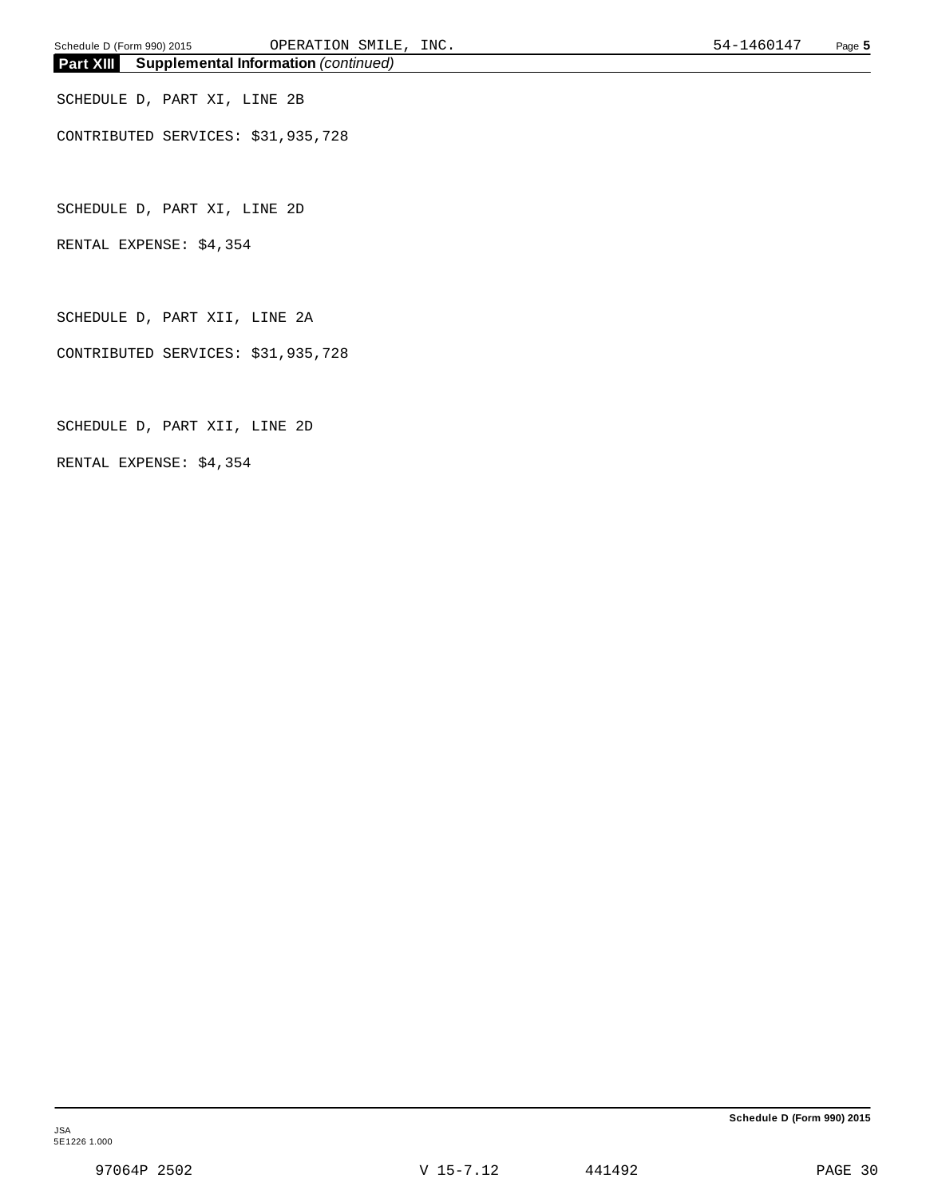## Part XIII Supplemental Information *(continued)*

SCHEDULE D, PART XI, LINE 2B

CONTRIBUTED SERVICES: $31,935,728

SCHEDULE D, PART XI, LINE 2D

RENTAL EXPENSE: $4,354

SCHEDULE D, PART XII, LINE 2A

CONTRIBUTED SERVICES: $31,935,728

SCHEDULE D, PART XII, LINE 2D

RENTAL EXPENSE: $4,354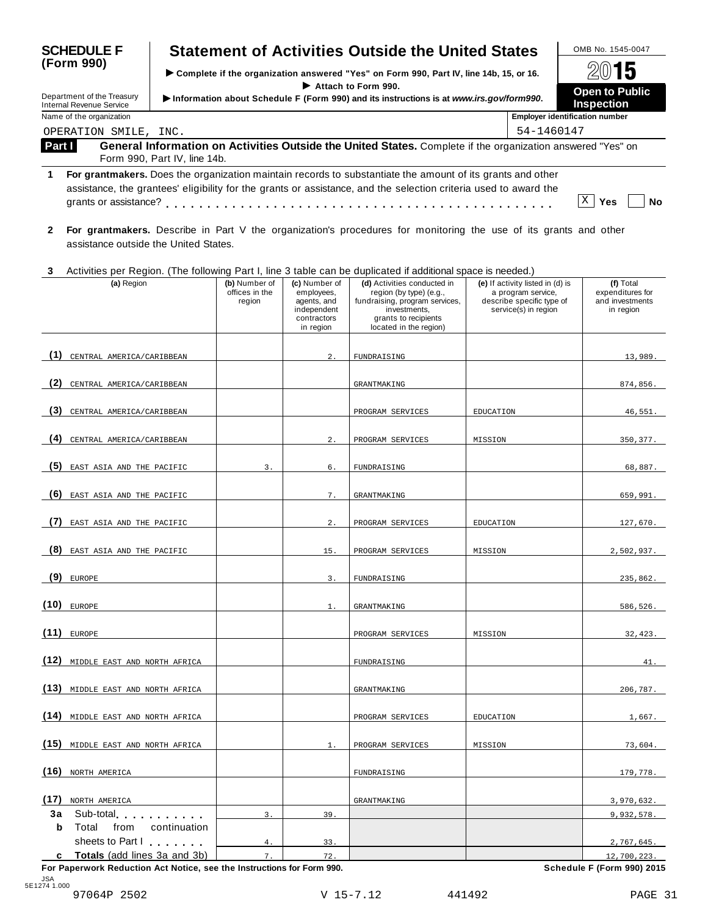**SCHEDULE F (Form 990)**

Department of the Treasury
Internal Revenue Service

# Statement of Activities Outside the United States

▶ Complete if the organization answered "Yes" on Form 990, Part IV, line 14b, 15, or 16.
▶ Attach to Form 990.
▶ Information about Schedule F (Form 990) and its instructions is at *www.irs.gov/form990*.

OMB No. 1545-0047

2015

**Open to Public Inspection**

Name of the organization: OPERATION SMILE, INC.

Employer identification number: 54-1460147

**Part I — General Information on Activities Outside the United States.** Complete if the organization answered "Yes" on Form 990, Part IV, line 14b.

**1 For grantmakers.** Does the organization maintain records to substantiate the amount of its grants and other assistance, the grantees' eligibility for the grants or assistance, and the selection criteria used to award the grants or assistance? . . . . . . . . . . . . . . . . . . . . . . . . . . . . . . [X] Yes [ ] No

**2 For grantmakers.** Describe in Part V the organization's procedures for monitoring the use of its grants and other assistance outside the United States.

**3** Activities per Region. (The following Part I, line 3 table can be duplicated if additional space is needed.)

| | (a) Region | (b) Number of offices in the region | (c) Number of employees, agents, and independent contractors in region | (d) Activities conducted in region (by type) (e.g., fundraising, program services, investments, grants to recipients located in the region) | (e) If activity listed in (d) is a program service, describe specific type of service(s) in region | (f) Total expenditures for and investments in region |
|---|---|---|---|---|---|---|
| (1) | CENTRAL AMERICA/CARIBBEAN | | 2. | FUNDRAISING | | 13,989. |
| (2) | CENTRAL AMERICA/CARIBBEAN | | | GRANTMAKING | | 874,856. |
| (3) | CENTRAL AMERICA/CARIBBEAN | | | PROGRAM SERVICES | EDUCATION | 46,551. |
| (4) | CENTRAL AMERICA/CARIBBEAN | | 2. | PROGRAM SERVICES | MISSION | 350,377. |
| (5) | EAST ASIA AND THE PACIFIC | 3. | 6. | FUNDRAISING | | 68,887. |
| (6) | EAST ASIA AND THE PACIFIC | | 7. | GRANTMAKING | | 659,991. |
| (7) | EAST ASIA AND THE PACIFIC | | 2. | PROGRAM SERVICES | EDUCATION | 127,670. |
| (8) | EAST ASIA AND THE PACIFIC | | 15. | PROGRAM SERVICES | MISSION | 2,502,937. |
| (9) | EUROPE | | 3. | FUNDRAISING | | 235,862. |
| (10) | EUROPE | | 1. | GRANTMAKING | | 586,526. |
| (11) | EUROPE | | | PROGRAM SERVICES | MISSION | 32,423. |
| (12) | MIDDLE EAST AND NORTH AFRICA | | | FUNDRAISING | | 41. |
| (13) | MIDDLE EAST AND NORTH AFRICA | | | GRANTMAKING | | 206,787. |
| (14) | MIDDLE EAST AND NORTH AFRICA | | | PROGRAM SERVICES | EDUCATION | 1,667. |
| (15) | MIDDLE EAST AND NORTH AFRICA | | 1. | PROGRAM SERVICES | MISSION | 73,604. |
| (16) | NORTH AMERICA | | | FUNDRAISING | | 179,778. |
| (17) | NORTH AMERICA | | | GRANTMAKING | | 3,970,632. |
| 3a | Sub-total . . . . . . . . . . | 3. | 39. | | | 9,932,578. |
| b | Total from continuation sheets to Part I . . . . . . . | 4. | 33. | | | 2,767,645. |
| c | **Totals** (add lines 3a and 3b) | 7. | 72. | | | 12,700,223. |

**For Paperwork Reduction Act Notice, see the Instructions for Form 990.** **Schedule F (Form 990) 2015**

JSA
5E1274 1.000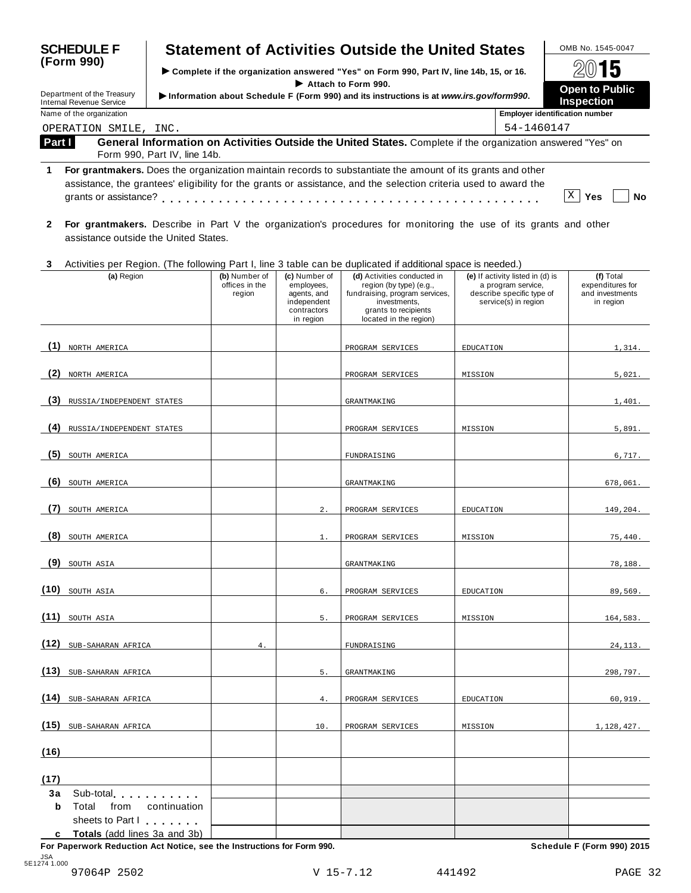**SCHEDULE F (Form 990)**

Department of the Treasury
Internal Revenue Service

# Statement of Activities Outside the United States

▶ Complete if the organization answered "Yes" on Form 990, Part IV, line 14b, 15, or 16.

▶ Attach to Form 990.

▶ Information about Schedule F (Form 990) and its instructions is at *www.irs.gov/form990*.

OMB No. 1545-0047

2015

**Open to Public Inspection**

Name of the organization: OPERATION SMILE, INC.

Employer identification number: 54-1460147

**Part I** **General Information on Activities Outside the United States.** Complete if the organization answered "Yes" on Form 990, Part IV, line 14b.

**1** **For grantmakers.** Does the organization maintain records to substantiate the amount of its grants and other assistance, the grantees' eligibility for the grants or assistance, and the selection criteria used to award the grants or assistance? . . . . . [X] Yes [ ] No

**2** **For grantmakers.** Describe in Part V the organization's procedures for monitoring the use of its grants and other assistance outside the United States.

**3** Activities per Region. (The following Part I, line 3 table can be duplicated if additional space is needed.)

| | (a) Region | (b) Number of offices in the region | (c) Number of employees, agents, and independent contractors in region | (d) Activities conducted in region (by type) (e.g., fundraising, program services, investments, grants to recipients located in the region) | (e) If activity listed in (d) is a program service, describe specific type of service(s) in region | (f) Total expenditures for and investments in region |
|---|---|---|---|---|---|---|
| (1) | NORTH AMERICA | | | PROGRAM SERVICES | EDUCATION | 1,314. |
| (2) | NORTH AMERICA | | | PROGRAM SERVICES | MISSION | 5,021. |
| (3) | RUSSIA/INDEPENDENT STATES | | | GRANTMAKING | | 1,401. |
| (4) | RUSSIA/INDEPENDENT STATES | | | PROGRAM SERVICES | MISSION | 5,891. |
| (5) | SOUTH AMERICA | | | FUNDRAISING | | 6,717. |
| (6) | SOUTH AMERICA | | | GRANTMAKING | | 678,061. |
| (7) | SOUTH AMERICA | | 2. | PROGRAM SERVICES | EDUCATION | 149,204. |
| (8) | SOUTH AMERICA | | 1. | PROGRAM SERVICES | MISSION | 75,440. |
| (9) | SOUTH ASIA | | | GRANTMAKING | | 78,188. |
| (10) | SOUTH ASIA | | 6. | PROGRAM SERVICES | EDUCATION | 89,569. |
| (11) | SOUTH ASIA | | 5. | PROGRAM SERVICES | MISSION | 164,583. |
| (12) | SUB-SAHARAN AFRICA | 4. | | FUNDRAISING | | 24,113. |
| (13) | SUB-SAHARAN AFRICA | | 5. | GRANTMAKING | | 298,797. |
| (14) | SUB-SAHARAN AFRICA | | 4. | PROGRAM SERVICES | EDUCATION | 60,919. |
| (15) | SUB-SAHARAN AFRICA | | 10. | PROGRAM SERVICES | MISSION | 1,128,427. |
| (16) | | | | | | |
| (17) | | | | | | |
| 3a | Sub-total . . . . . . . . . . | | | | | |
| b | Total from continuation sheets to Part I . . . . . . . | | | | | |
| c | **Totals** (add lines 3a and 3b) | | | | | |

For Paperwork Reduction Act Notice, see the Instructions for Form 990. Schedule F (Form 990) 2015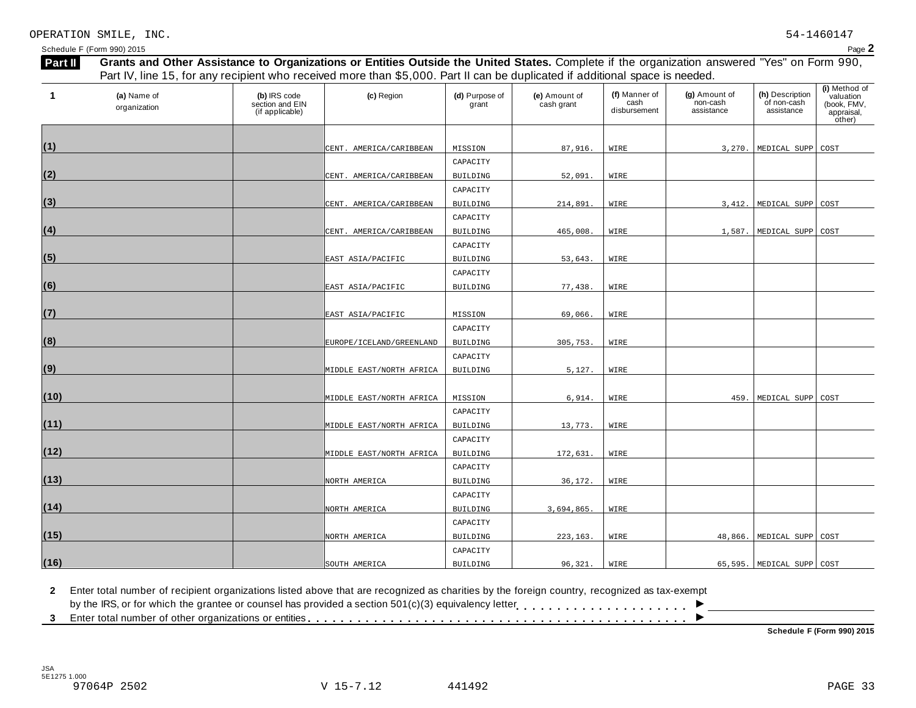OPERATION SMILE, INC. 54-1460147

Schedule F (Form 990) 2015 Page **2**

**Part II** **Grants and Other Assistance to Organizations or Entities Outside the United States.** Complete if the organization answered "Yes" on Form 990, Part IV, line 15, for any recipient who received more than $5,000. Part II can be duplicated if additional space is needed.

| 1 | (a) Name of organization | (b) IRS code section and EIN (if applicable) | (c) Region | (d) Purpose of grant | (e) Amount of cash grant | (f) Manner of cash disbursement | (g) Amount of non-cash assistance | (h) Description of non-cash assistance | (i) Method of valuation (book, FMV, appraisal, other) |
|---|---|---|---|---|---|---|---|---|---|
| (1) | | | CENT. AMERICA/CARIBBEAN | MISSION | 87,916. | WIRE | 3,270. | MEDICAL SUPP | COST |
| (2) | | | CENT. AMERICA/CARIBBEAN | CAPACITY BUILDING | 52,091. | WIRE | | | |
| (3) | | | CENT. AMERICA/CARIBBEAN | CAPACITY BUILDING | 214,891. | WIRE | 3,412. | MEDICAL SUPP | COST |
| (4) | | | CENT. AMERICA/CARIBBEAN | CAPACITY BUILDING | 465,008. | WIRE | 1,587. | MEDICAL SUPP | COST |
| (5) | | | EAST ASIA/PACIFIC | CAPACITY BUILDING | 53,643. | WIRE | | | |
| (6) | | | EAST ASIA/PACIFIC | CAPACITY BUILDING | 77,438. | WIRE | | | |
| (7) | | | EAST ASIA/PACIFIC | MISSION | 69,066. | WIRE | | | |
| (8) | | | EUROPE/ICELAND/GREENLAND | CAPACITY BUILDING | 305,753. | WIRE | | | |
| (9) | | | MIDDLE EAST/NORTH AFRICA | CAPACITY BUILDING | 5,127. | WIRE | | | |
| (10) | | | MIDDLE EAST/NORTH AFRICA | MISSION | 6,914. | WIRE | 459. | MEDICAL SUPP | COST |
| (11) | | | MIDDLE EAST/NORTH AFRICA | CAPACITY BUILDING | 13,773. | WIRE | | | |
| (12) | | | MIDDLE EAST/NORTH AFRICA | CAPACITY BUILDING | 172,631. | WIRE | | | |
| (13) | | | NORTH AMERICA | CAPACITY BUILDING | 36,172. | WIRE | | | |
| (14) | | | NORTH AMERICA | CAPACITY BUILDING | 3,694,865. | WIRE | | | |
| (15) | | | NORTH AMERICA | CAPACITY BUILDING | 223,163. | WIRE | 48,866. | MEDICAL SUPP | COST |
| (16) | | | SOUTH AMERICA | CAPACITY BUILDING | 96,321. | WIRE | 65,595. | MEDICAL SUPP | COST |

**2** Enter total number of recipient organizations listed above that are recognized as charities by the foreign country, recognized as tax-exempt by the IRS, or for which the grantee or counsel has provided a section 501(c)(3) equivalency letter . . . . . . . . . . . . . . . . . . . . ►

**3** Enter total number of other organizations or entities . . . . . . . . . . . . . . . . . . . . . . . . . . . . . . . . . . . . . . . . . . . ►

**Schedule F (Form 990) 2015**

JSA 5E1275 1.000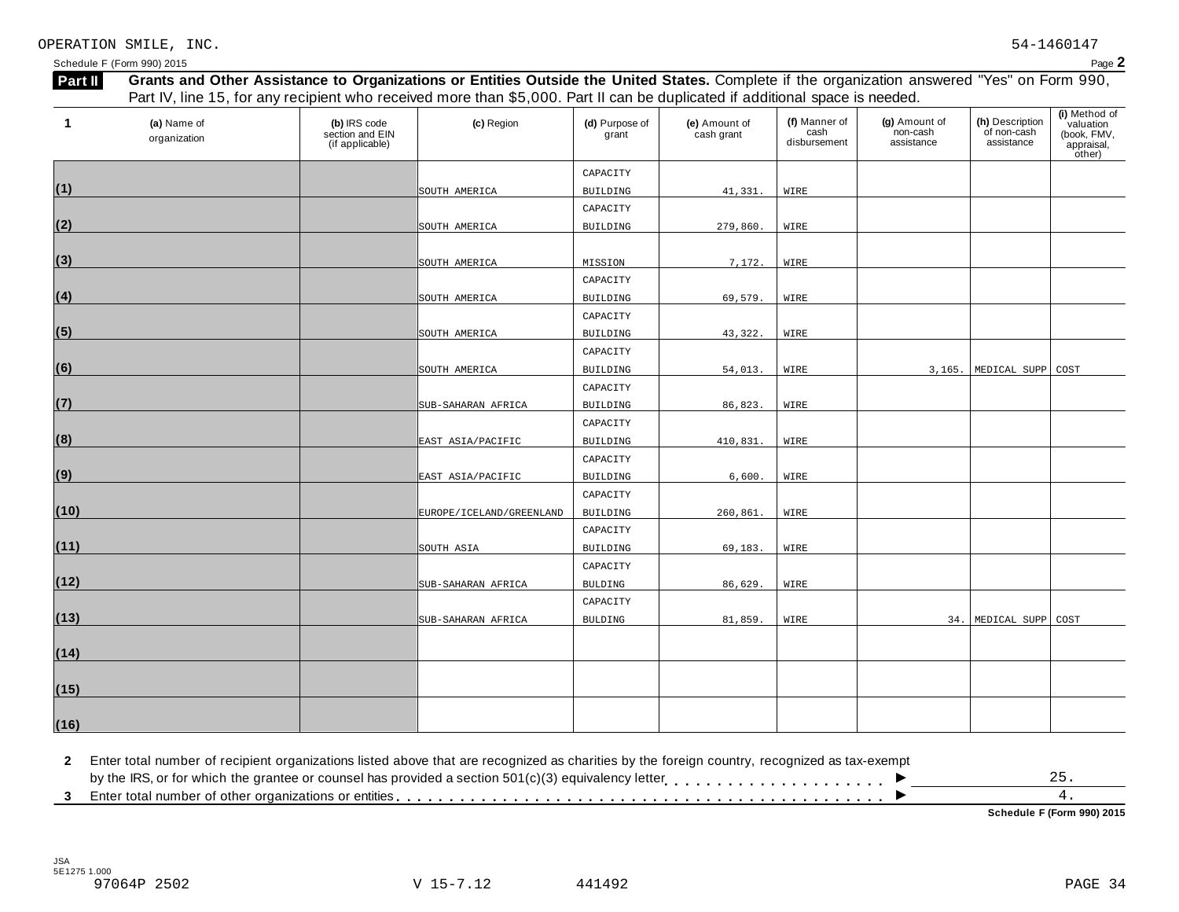OPERATION SMILE, INC. 54-1460147

Schedule F (Form 990) 2015 Page **2**

**Part II** **Grants and Other Assistance to Organizations or Entities Outside the United States.** Complete if the organization answered "Yes" on Form 990, Part IV, line 15, for any recipient who received more than $5,000. Part II can be duplicated if additional space is needed.

| 1 | (a) Name of organization | (b) IRS code section and EIN (if applicable) | (c) Region | (d) Purpose of grant | (e) Amount of cash grant | (f) Manner of cash disbursement | (g) Amount of non-cash assistance | (h) Description of non-cash assistance | (i) Method of valuation (book, FMV, appraisal, other) |
|---|---|---|---|---|---|---|---|---|---|
| (1) | | | SOUTH AMERICA | CAPACITY BUILDING | 41,331. | WIRE | | | |
| (2) | | | SOUTH AMERICA | CAPACITY BUILDING | 279,860. | WIRE | | | |
| (3) | | | SOUTH AMERICA | MISSION | 7,172. | WIRE | | | |
| (4) | | | SOUTH AMERICA | CAPACITY BUILDING | 69,579. | WIRE | | | |
| (5) | | | SOUTH AMERICA | CAPACITY BUILDING | 43,322. | WIRE | | | |
| (6) | | | SOUTH AMERICA | CAPACITY BUILDING | 54,013. | WIRE | 3,165. | MEDICAL SUPP | COST |
| (7) | | | SUB-SAHARAN AFRICA | CAPACITY BUILDING | 86,823. | WIRE | | | |
| (8) | | | EAST ASIA/PACIFIC | CAPACITY BUILDING | 410,831. | WIRE | | | |
| (9) | | | EAST ASIA/PACIFIC | CAPACITY BUILDING | 6,600. | WIRE | | | |
| (10) | | | EUROPE/ICELAND/GREENLAND | CAPACITY BUILDING | 260,861. | WIRE | | | |
| (11) | | | SOUTH ASIA | CAPACITY BUILDING | 69,183. | WIRE | | | |
| (12) | | | SUB-SAHARAN AFRICA | CAPACITY BULDING | 86,629. | WIRE | | | |
| (13) | | | SUB-SAHARAN AFRICA | CAPACITY BULDING | 81,859. | WIRE | 34. | MEDICAL SUPP | COST |
| (14) | | | | | | | | | |
| (15) | | | | | | | | | |
| (16) | | | | | | | | | |

**2** Enter total number of recipient organizations listed above that are recognized as charities by the foreign country, recognized as tax-exempt by the IRS, or for which the grantee or counsel has provided a section 501(c)(3) equivalency letter . . . . . . . . . . . . . . . . . . . . ▶ 25.

**3** Enter total number of other organizations or entities . . . . . . . . . . . . . . . . . . . . . . . . . . . . . . . . . . . . . . . . . . . ▶ 4.

**Schedule F (Form 990) 2015**

JSA
5E1275 1.000
97064P 2502 V 15-7.12 441492 PAGE 34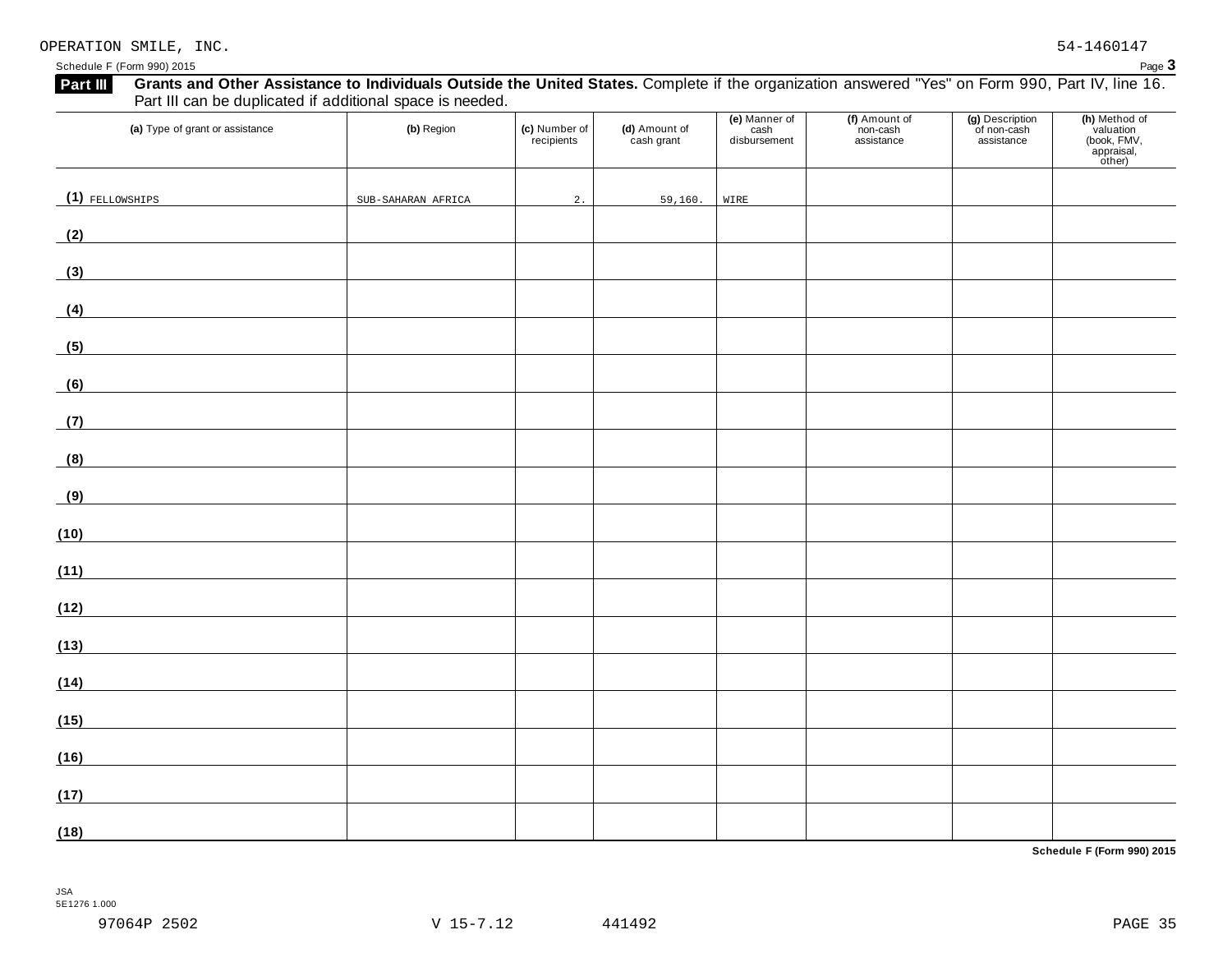OPERATION SMILE, INC. 54-1460147

Schedule F (Form 990) 2015 Page **3**

**Part III** **Grants and Other Assistance to Individuals Outside the United States.** Complete if the organization answered "Yes" on Form 990, Part IV, line 16. Part III can be duplicated if additional space is needed.

| | (a) Type of grant or assistance | (b) Region | (c) Number of recipients | (d) Amount of cash grant | (e) Manner of cash disbursement | (f) Amount of non-cash assistance | (g) Description of non-cash assistance | (h) Method of valuation (book, FMV, appraisal, other) |
|---|---|---|---|---|---|---|---|---|
| (1) | FELLOWSHIPS | SUB-SAHARAN AFRICA | 2. | 59,160. | WIRE | | | |
| (2) | | | | | | | | |
| (3) | | | | | | | | |
| (4) | | | | | | | | |
| (5) | | | | | | | | |
| (6) | | | | | | | | |
| (7) | | | | | | | | |
| (8) | | | | | | | | |
| (9) | | | | | | | | |
| (10) | | | | | | | | |
| (11) | | | | | | | | |
| (12) | | | | | | | | |
| (13) | | | | | | | | |
| (14) | | | | | | | | |
| (15) | | | | | | | | |
| (16) | | | | | | | | |
| (17) | | | | | | | | |
| (18) | | | | | | | | |

**Schedule F (Form 990) 2015**

JSA
5E1276 1.000

97064P 2502 V 15-7.12 441492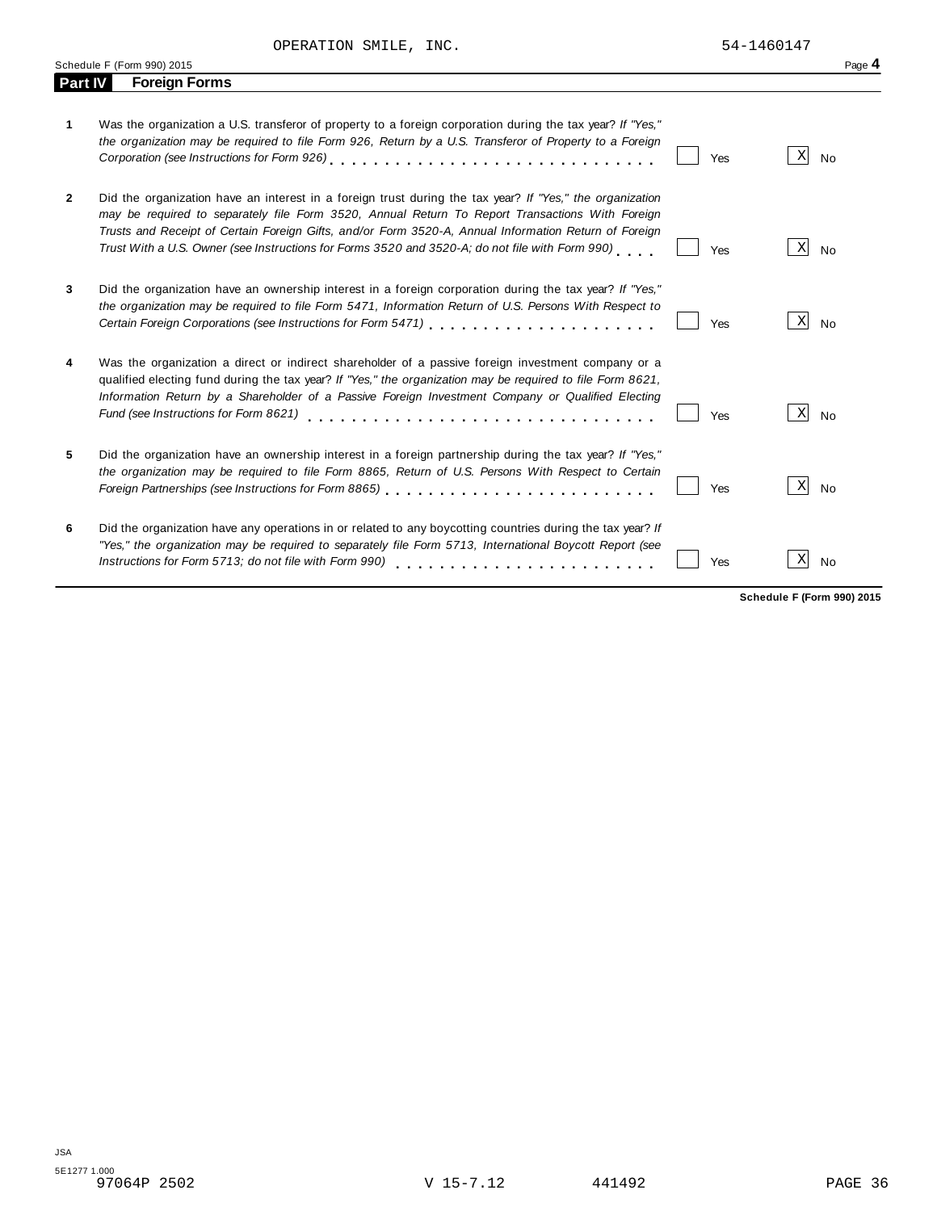OPERATION SMILE, INC. 54-1460147

Schedule F (Form 990) 2015 Page **4**

## Part IV Foreign Forms

| | | Yes | No |
|---|---|---|---|
| **1** | Was the organization a U.S. transferor of property to a foreign corporation during the tax year? *If "Yes," the organization may be required to file Form 926, Return by a U.S. Transferor of Property to a Foreign Corporation (see Instructions for Form 926)* | | X |
| **2** | Did the organization have an interest in a foreign trust during the tax year? *If "Yes," the organization may be required to separately file Form 3520, Annual Return To Report Transactions With Foreign Trusts and Receipt of Certain Foreign Gifts, and/or Form 3520-A, Annual Information Return of Foreign Trust With a U.S. Owner (see Instructions for Forms 3520 and 3520-A; do not file with Form 990)* | | X |
| **3** | Did the organization have an ownership interest in a foreign corporation during the tax year? *If "Yes," the organization may be required to file Form 5471, Information Return of U.S. Persons With Respect to Certain Foreign Corporations (see Instructions for Form 5471)* | | X |
| **4** | Was the organization a direct or indirect shareholder of a passive foreign investment company or a qualified electing fund during the tax year? *If "Yes," the organization may be required to file Form 8621, Information Return by a Shareholder of a Passive Foreign Investment Company or Qualified Electing Fund (see Instructions for Form 8621)* | | X |
| **5** | Did the organization have an ownership interest in a foreign partnership during the tax year? *If "Yes," the organization may be required to file Form 8865, Return of U.S. Persons With Respect to Certain Foreign Partnerships (see Instructions for Form 8865)* | | X |
| **6** | Did the organization have any operations in or related to any boycotting countries during the tax year? *If "Yes," the organization may be required to separately file Form 5713, International Boycott Report (see Instructions for Form 5713; do not file with Form 990)* | | X |

**Schedule F (Form 990) 2015**

JSA
5E1277 1.000
97064P 2502 V 15-7.12 441492 PAGE 36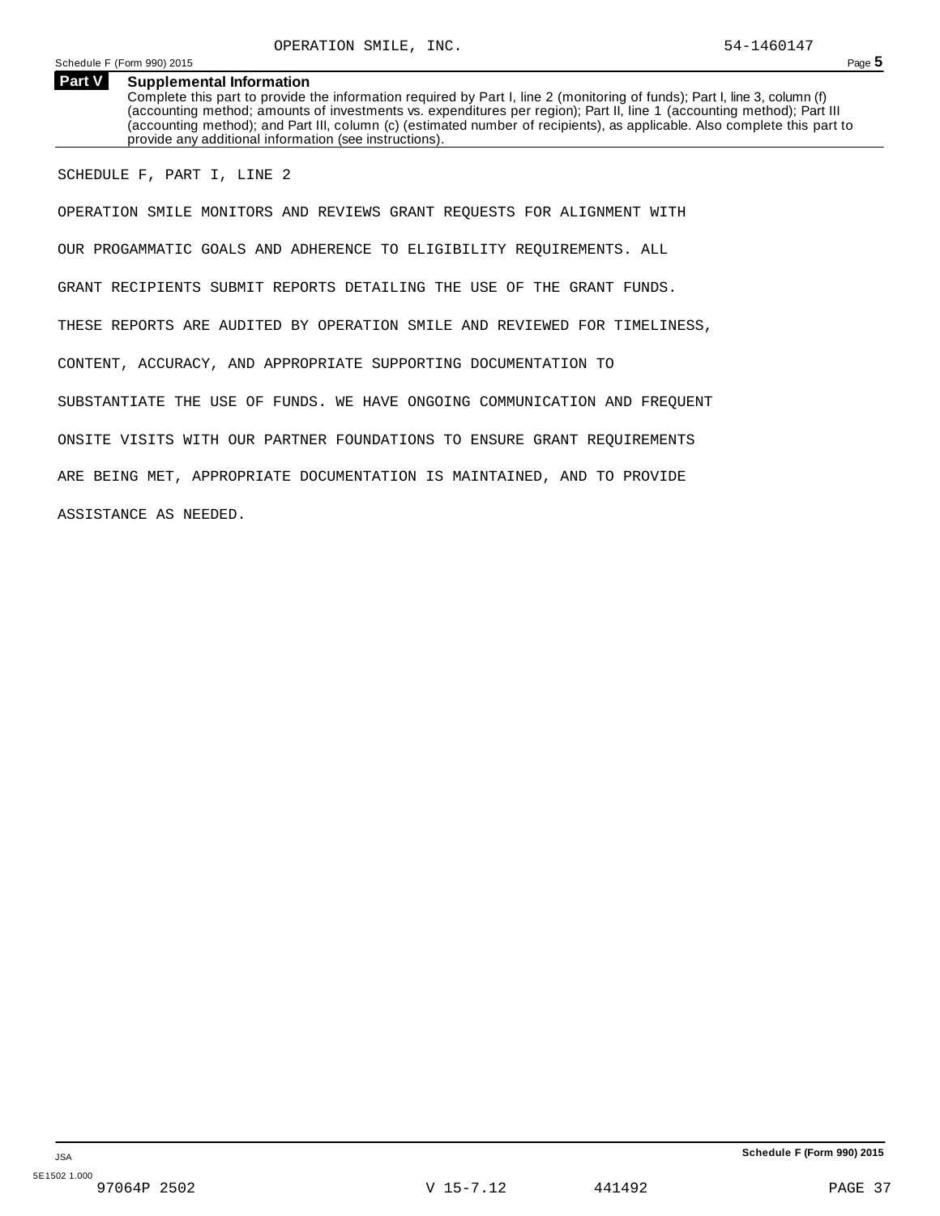OPERATION SMILE, INC. 54-1460147

## Part V Supplemental Information

Complete this part to provide the information required by Part I, line 2 (monitoring of funds); Part I, line 3, column (f) (accounting method; amounts of investments vs. expenditures per region); Part II, line 1 (accounting method); Part III (accounting method); and Part III, column (c) (estimated number of recipients), as applicable. Also complete this part to provide any additional information (see instructions).

SCHEDULE F, PART I, LINE 2

OPERATION SMILE MONITORS AND REVIEWS GRANT REQUESTS FOR ALIGNMENT WITH OUR PROGAMMATIC GOALS AND ADHERENCE TO ELIGIBILITY REQUIREMENTS. ALL GRANT RECIPIENTS SUBMIT REPORTS DETAILING THE USE OF THE GRANT FUNDS. THESE REPORTS ARE AUDITED BY OPERATION SMILE AND REVIEWED FOR TIMELINESS, CONTENT, ACCURACY, AND APPROPRIATE SUPPORTING DOCUMENTATION TO SUBSTANTIATE THE USE OF FUNDS. WE HAVE ONGOING COMMUNICATION AND FREQUENT ONSITE VISITS WITH OUR PARTNER FOUNDATIONS TO ENSURE GRANT REQUIREMENTS ARE BEING MET, APPROPRIATE DOCUMENTATION IS MAINTAINED, AND TO PROVIDE ASSISTANCE AS NEEDED.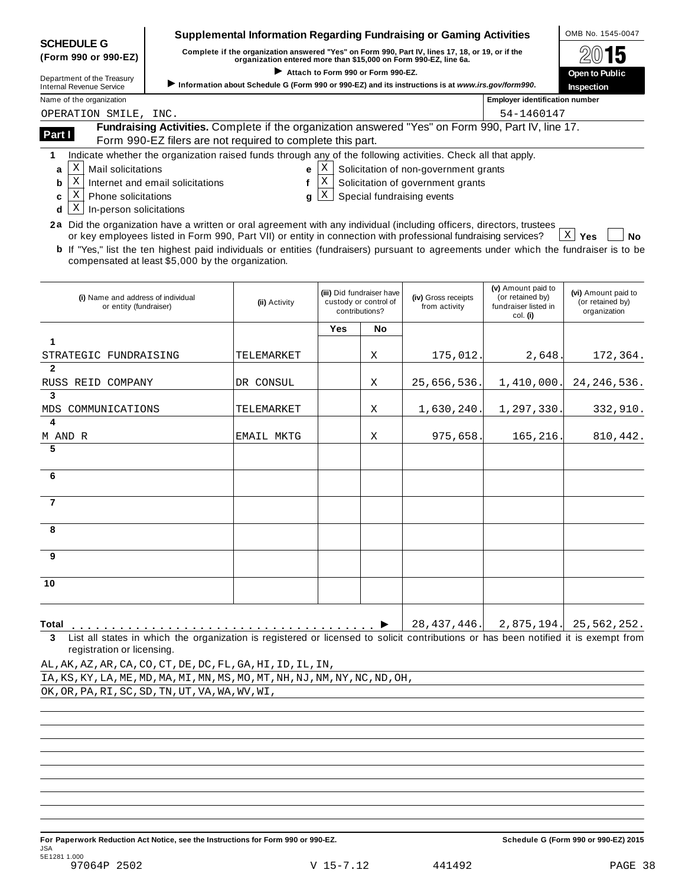**SCHEDULE G (Form 990 or 990-EZ)**

Department of the Treasury
Internal Revenue Service

# Supplemental Information Regarding Fundraising or Gaming Activities

**Complete if the organization answered "Yes" on Form 990, Part IV, lines 17, 18, or 19, or if the organization entered more than $15,000 on Form 990-EZ, line 6a.**

▶ **Attach to Form 990 or Form 990-EZ.**

▶ **Information about Schedule G (Form 990 or 990-EZ) and its instructions is at *www.irs.gov/form990*.**

OMB No. 1545-0047

**2015**

**Open to Public Inspection**

Name of the organization: OPERATION SMILE, INC.

Employer identification number: 54-1460147

## Part I — Fundraising Activities.

Complete if the organization answered "Yes" on Form 990, Part IV, line 17. Form 990-EZ filers are not required to complete this part.

**1** Indicate whether the organization raised funds through any of the following activities. Check all that apply.

- **a** [X] Mail solicitations
- **b** [X] Internet and email solicitations
- **c** [X] Phone solicitations
- **d** [X] In-person solicitations
- **e** [X] Solicitation of non-government grants
- **f** [X] Solicitation of government grants
- **g** [X] Special fundraising events

**2a** Did the organization have a written or oral agreement with any individual (including officers, directors, trustees or key employees listed in Form 990, Part VII) or entity in connection with professional fundraising services? [X] **Yes** [ ] **No**

**b** If "Yes," list the ten highest paid individuals or entities (fundraisers) pursuant to agreements under which the fundraiser is to be compensated at least $5,000 by the organization.

| (i) Name and address of individual or entity (fundraiser) | (ii) Activity | (iii) Did fundraiser have custody or control of contributions? Yes | No | (iv) Gross receipts from activity | (v) Amount paid to (or retained by) fundraiser listed in col. (i) | (vi) Amount paid to (or retained by) organization |
|---|---|---|---|---|---|---|
| 1 STRATEGIC FUNDRAISING | TELEMARKET | | X | 175,012. | 2,648. | 172,364. |
| 2 RUSS REID COMPANY | DR CONSUL | | X | 25,656,536. | 1,410,000. | 24,246,536. |
| 3 MDS COMMUNICATIONS | TELEMARKET | | X | 1,630,240. | 1,297,330. | 332,910. |
| 4 M AND R | EMAIL MKTG | | X | 975,658. | 165,216. | 810,442. |
| 5 | | | | | | |
| 6 | | | | | | |
| 7 | | | | | | |
| 8 | | | | | | |
| 9 | | | | | | |
| 10 | | | | | | |
| **Total** ▶ | | | | 28,437,446. | 2,875,194. | 25,562,252. |

**3** List all states in which the organization is registered or licensed to solicit contributions or has been notified it is exempt from registration or licensing.

AL,AK,AZ,AR,CA,CO,CT,DE,DC,FL,GA,HI,ID,IL,IN,
IA,KS,KY,LA,ME,MD,MA,MI,MN,MS,MO,MT,NH,NJ,NM,NY,NC,ND,OH,
OK,OR,PA,RI,SC,SD,TN,UT,VA,WA,WV,WI,

**For Paperwork Reduction Act Notice, see the Instructions for Form 990 or 990-EZ.**

**Schedule G (Form 990 or 990-EZ) 2015**

JSA
5E1281 1.000
97064P 2502 V 15-7.12 441492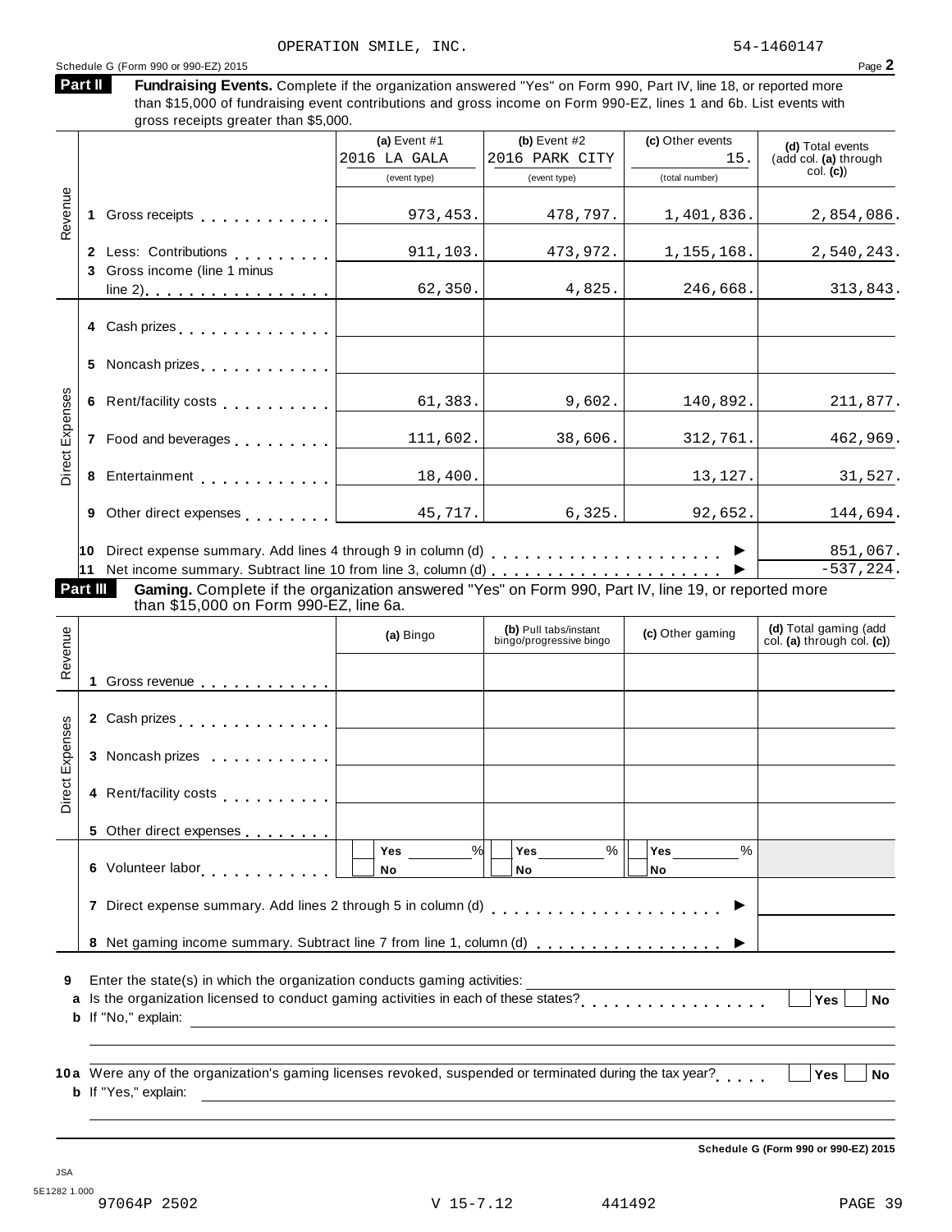OPERATION SMILE, INC. 54-1460147

Schedule G (Form 990 or 990-EZ) 2015 Page **2**

**Part II** **Fundraising Events.** Complete if the organization answered "Yes" on Form 990, Part IV, line 18, or reported more than $15,000 of fundraising event contributions and gross income on Form 990-EZ, lines 1 and 6b. List events with gross receipts greater than $5,000.

| | | (a) Event #1<br>2016 LA GALA<br>(event type) | (b) Event #2<br>2016 PARK CITY<br>(event type) | (c) Other events<br>15.<br>(total number) | (d) Total events (add col. (a) through col. (c)) |
|---|---|---|---|---|---|
| Revenue | 1 Gross receipts | 973,453. | 478,797. | 1,401,836. | 2,854,086. |
| | 2 Less: Contributions | 911,103. | 473,972. | 1,155,168. | 2,540,243. |
| | 3 Gross income (line 1 minus line 2) | 62,350. | 4,825. | 246,668. | 313,843. |
| Direct Expenses | 4 Cash prizes | | | | |
| | 5 Noncash prizes | | | | |
| | 6 Rent/facility costs | 61,383. | 9,602. | 140,892. | 211,877. |
| | 7 Food and beverages | 111,602. | 38,606. | 312,761. | 462,969. |
| | 8 Entertainment | 18,400. | | 13,127. | 31,527. |
| | 9 Other direct expenses | 45,717. | 6,325. | 92,652. | 144,694. |
| | 10 Direct expense summary. Add lines 4 through 9 in column (d) ▶ | | | | 851,067. |
| | 11 Net income summary. Subtract line 10 from line 3, column (d) ▶ | | | | -537,224. |

**Part III** **Gaming.** Complete if the organization answered "Yes" on Form 990, Part IV, line 19, or reported more than $15,000 on Form 990-EZ, line 6a.

| | | (a) Bingo | (b) Pull tabs/instant bingo/progressive bingo | (c) Other gaming | (d) Total gaming (add col. (a) through col. (c)) |
|---|---|---|---|---|---|
| Revenue | 1 Gross revenue | | | | |
| Direct Expenses | 2 Cash prizes | | | | |
| | 3 Noncash prizes | | | | |
| | 4 Rent/facility costs | | | | |
| | 5 Other direct expenses | | | | |
| | 6 Volunteer labor | Yes ___ %<br>No | Yes ___ %<br>No | Yes ___ %<br>No | |
| | 7 Direct expense summary. Add lines 2 through 5 in column (d) ▶ | | | | |
| | 8 Net gaming income summary. Subtract line 7 from line 1, column (d) ▶ | | | | |

**9** Enter the state(s) in which the organization conducts gaming activities: ______

**a** Is the organization licensed to conduct gaming activities in each of these states? Yes No

**b** If "No," explain: ______

**10a** Were any of the organization's gaming licenses revoked, suspended or terminated during the tax year? Yes No

**b** If "Yes," explain: ______

**Schedule G (Form 990 or 990-EZ) 2015**

JSA
5E1282 1.000
97064P 2502 V 15-7.12 441492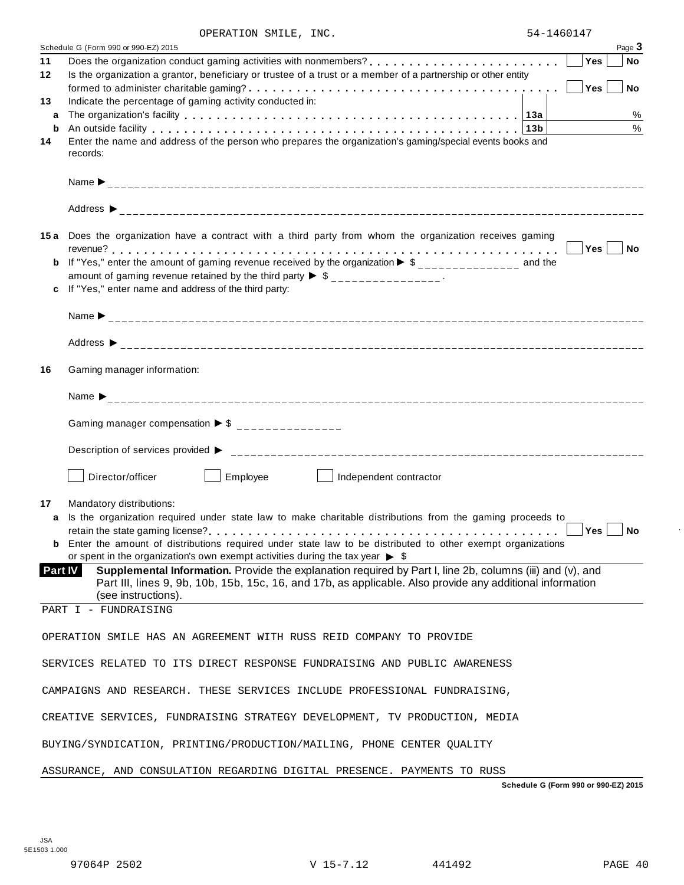OPERATION SMILE, INC. 54-1460147

Schedule G (Form 990 or 990-EZ) 2015 Page **3**

**11** Does the organization conduct gaming activities with nonmembers? . . . . . . . . . . . . . . . . . . . . . . . . Yes No

**12** Is the organization a grantor, beneficiary or trustee of a trust or a member of a partnership or other entity formed to administer charitable gaming? . . . . . . . . . . . . . . . . . . . . . . . . . . . . . . . . . . . . . Yes No

**13** Indicate the percentage of gaming activity conducted in:

**a** The organization's facility . . . . . . . . . . . . . . . . . . . . . . . . . . . . . . . . . . . . . . . . . . **13a** %

**b** An outside facility . . . . . . . . . . . . . . . . . . . . . . . . . . . . . . . . . . . . . . . . . . . . . . . **13b** %

**14** Enter the name and address of the person who prepares the organization's gaming/special events books and records:

Name ▶

Address ▶

**15a** Does the organization have a contract with a third party from whom the organization receives gaming revenue? . . . . . . . . . . . . . . . . . . . . . . . . . . . . . . . . . . . . . . . . . . . . . . . . . . . . . . . . . . . . . Yes No

**b** If "Yes," enter the amount of gaming revenue received by the organization ▶ $ ______________ and the amount of gaming revenue retained by the third party ▶ $ ______________ .

**c** If "Yes," enter name and address of the third party:

Name ▶

Address ▶

**16** Gaming manager information:

Name ▶

Gaming manager compensation ▶ $

Description of services provided ▶

☐ Director/officer ☐ Employee ☐ Independent contractor

**17** Mandatory distributions:

**a** Is the organization required under state law to make charitable distributions from the gaming proceeds to retain the state gaming license? . . . . . . . . . . . . . . . . . . . . . . . . . . . . . . . . . . . . . . . . . . . . . Yes No

**b** Enter the amount of distributions required under state law to be distributed to other exempt organizations or spent in the organization's own exempt activities during the tax year ▶ $

**Part IV** **Supplemental Information.** Provide the explanation required by Part I, line 2b, columns (iii) and (v), and Part III, lines 9, 9b, 10b, 15b, 15c, 16, and 17b, as applicable. Also provide any additional information (see instructions).

PART I - FUNDRAISING

OPERATION SMILE HAS AN AGREEMENT WITH RUSS REID COMPANY TO PROVIDE SERVICES RELATED TO ITS DIRECT RESPONSE FUNDRAISING AND PUBLIC AWARENESS CAMPAIGNS AND RESEARCH. THESE SERVICES INCLUDE PROFESSIONAL FUNDRAISING, CREATIVE SERVICES, FUNDRAISING STRATEGY DEVELOPMENT, TV PRODUCTION, MEDIA BUYING/SYNDICATION, PRINTING/PRODUCTION/MAILING, PHONE CENTER QUALITY ASSURANCE, AND CONSULATION REGARDING DIGITAL PRESENCE. PAYMENTS TO RUSS

Schedule G (Form 990 or 990-EZ) 2015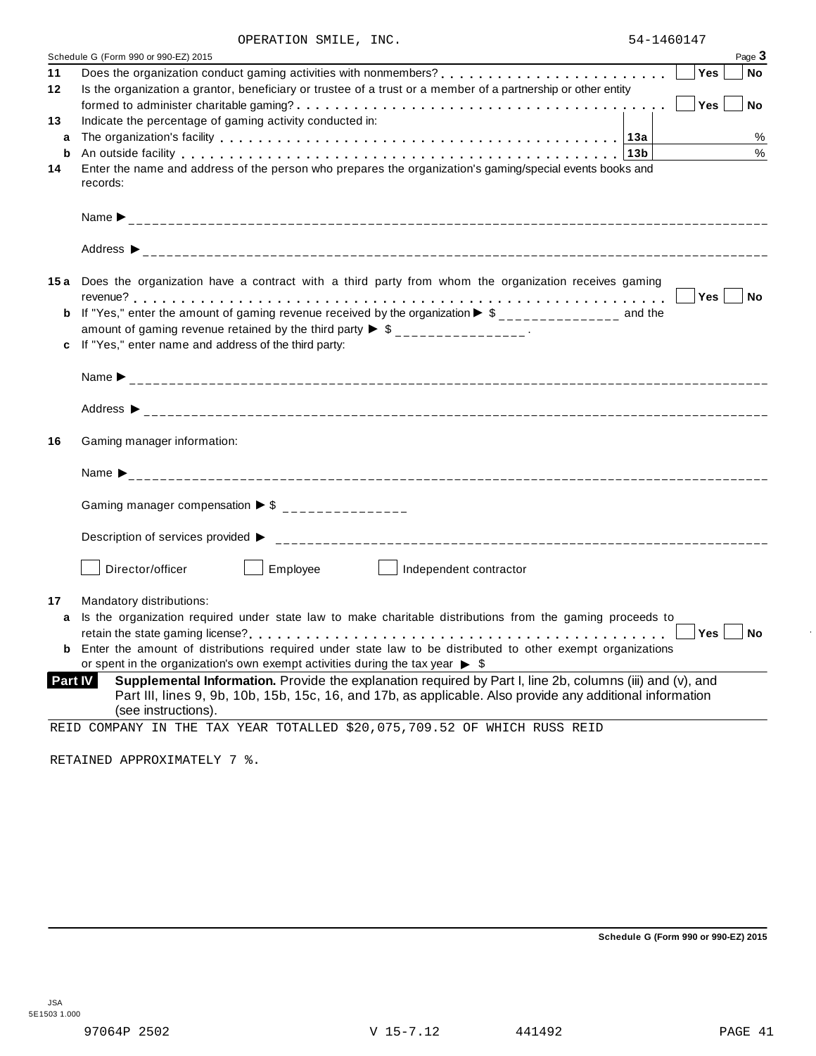OPERATION SMILE, INC. 54-1460147

Schedule G (Form 990 or 990-EZ) 2015 Page **3**

**11** Does the organization conduct gaming activities with nonmembers? . . . . . . . . . . . . . . . . . . . . . . . ☐ **Yes** ☐ **No**

**12** Is the organization a grantor, beneficiary or trustee of a trust or a member of a partnership or other entity formed to administer charitable gaming? . . . . . . . . . . . . . . . . . . . . . . . . . . . . . . . . . . . . . ☐ **Yes** ☐ **No**

**13** Indicate the percentage of gaming activity conducted in:

| | | | |
|---|---|---|---|
| **a** | The organization's facility | **13a** | % |
| **b** | An outside facility | **13b** | % |

**14** Enter the name and address of the person who prepares the organization's gaming/special events books and records:

Name ▶

Address ▶

**15a** Does the organization have a contract with a third party from whom the organization receives gaming revenue? . . . . . . . . . . . . . . . . . . . . . . . . . . . . . . . . . . . . . . . . . . . . . . . . . . . . . . . . ☐ **Yes** ☐ **No**

**b** If "Yes," enter the amount of gaming revenue received by the organization ▶ $ _______________ and the amount of gaming revenue retained by the third party ▶ $ _______________ .

**c** If "Yes," enter name and address of the third party:

Name ▶

Address ▶

**16** Gaming manager information:

Name ▶

Gaming manager compensation ▶ $ _______________

Description of services provided ▶

☐ Director/officer ☐ Employee ☐ Independent contractor

**17** Mandatory distributions:

**a** Is the organization required under state law to make charitable distributions from the gaming proceeds to retain the state gaming license? . . . . . . . . . . . . . . . . . . . . . . . . . . . . . . . . . . . . . . . . . ☐ **Yes** ☐ **No**

**b** Enter the amount of distributions required under state law to be distributed to other exempt organizations or spent in the organization's own exempt activities during the tax year ▶ $

**Part IV** **Supplemental Information.** Provide the explanation required by Part I, line 2b, columns (iii) and (v), and Part III, lines 9, 9b, 10b, 15b, 15c, 16, and 17b, as applicable. Also provide any additional information (see instructions).

REID COMPANY IN THE TAX YEAR TOTALLED $20,075,709.52 OF WHICH RUSS REID

RETAINED APPROXIMATELY 7 %.

**Schedule G (Form 990 or 990-EZ) 2015**

JSA
5E1503 1.000

97064P 2502 V 15-7.12 441492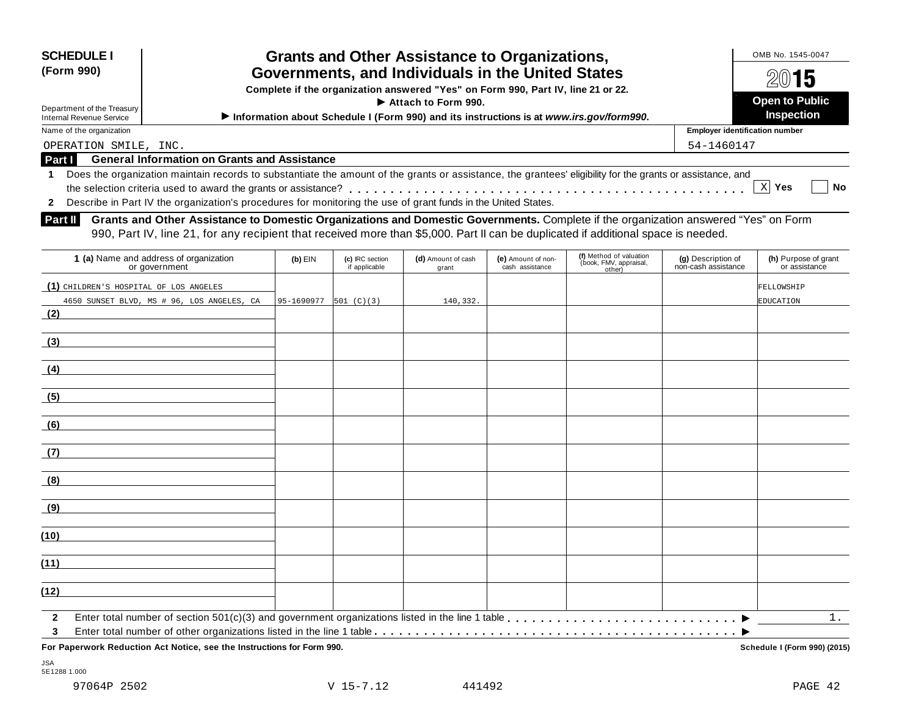**SCHEDULE I (Form 990)**

Department of the Treasury
Internal Revenue Service

# Grants and Other Assistance to Organizations, Governments, and Individuals in the United States

**Complete if the organization answered "Yes" on Form 990, Part IV, line 21 or 22.**

**► Attach to Form 990.**

**► Information about Schedule I (Form 990) and its instructions is at *www.irs.gov/form990*.**

OMB No. 1545-0047

**2015**

**Open to Public Inspection**

Name of the organization: OPERATION SMILE, INC.

Employer identification number: 54-1460147

## Part I General Information on Grants and Assistance

**1** Does the organization maintain records to substantiate the amount of the grants or assistance, the grantees' eligibility for the grants or assistance, and the selection criteria used to award the grants or assistance? . . . . . [X] **Yes** [ ] **No**

**2** Describe in Part IV the organization's procedures for monitoring the use of grant funds in the United States.

## Part II Grants and Other Assistance to Domestic Organizations and Domestic Governments.

Complete if the organization answered "Yes" on Form 990, Part IV, line 21, for any recipient that received more than $5,000. Part II can be duplicated if additional space is needed.

| 1 (a) Name and address of organization or government | (b) EIN | (c) IRC section if applicable | (d) Amount of cash grant | (e) Amount of non-cash assistance | (f) Method of valuation (book, FMV, appraisal, other) | (g) Description of non-cash assistance | (h) Purpose of grant or assistance |
|---|---|---|---|---|---|---|---|
| (1) CHILDREN'S HOSPITAL OF LOS ANGELES 4650 SUNSET BLVD, MS # 96, LOS ANGELES, CA | 95-1690977 | 501 (C)(3) | 140,332. | | | | FELLOWSHIP EDUCATION |
| (2) | | | | | | | |
| (3) | | | | | | | |
| (4) | | | | | | | |
| (5) | | | | | | | |
| (6) | | | | | | | |
| (7) | | | | | | | |
| (8) | | | | | | | |
| (9) | | | | | | | |
| (10) | | | | | | | |
| (11) | | | | | | | |
| (12) | | | | | | | |

**2** Enter total number of section 501(c)(3) and government organizations listed in the line 1 table . . . . . ► 1.

**3** Enter total number of other organizations listed in the line 1 table . . . . . ►

**For Paperwork Reduction Act Notice, see the Instructions for Form 990.** **Schedule I (Form 990) (2015)**

JSA
5E1288 1.000

97064P 2502 V 15-7.12 441492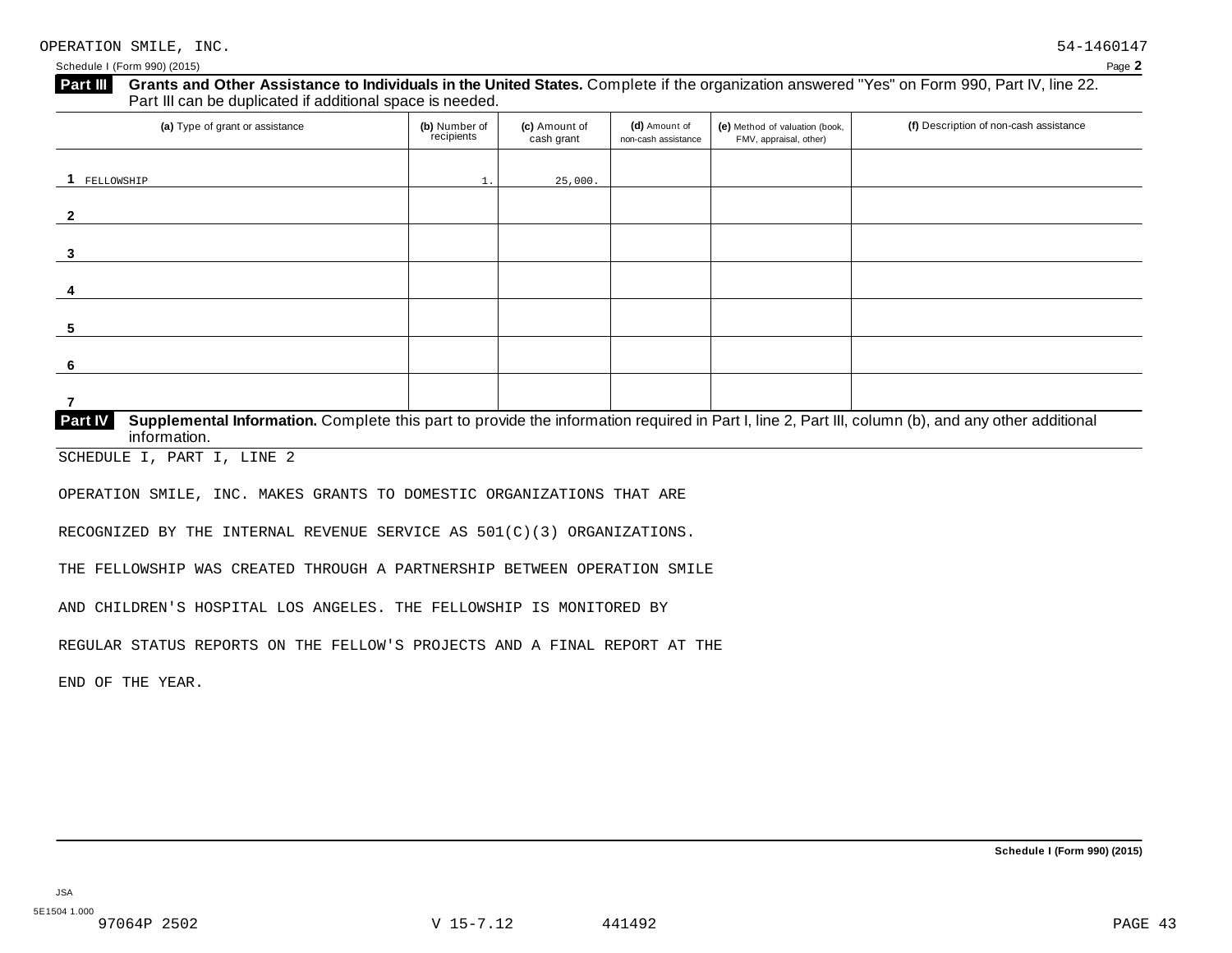OPERATION SMILE, INC. 54-1460147

Schedule I (Form 990) (2015) Page **2**

**Part III** **Grants and Other Assistance to Individuals in the United States.** Complete if the organization answered "Yes" on Form 990, Part IV, line 22. Part III can be duplicated if additional space is needed.

| (a) Type of grant or assistance | (b) Number of recipients | (c) Amount of cash grant | (d) Amount of non-cash assistance | (e) Method of valuation (book, FMV, appraisal, other) | (f) Description of non-cash assistance |
|---|---|---|---|---|---|
| 1 FELLOWSHIP | 1. | 25,000. | | | |
| 2 | | | | | |
| 3 | | | | | |
| 4 | | | | | |
| 5 | | | | | |
| 6 | | | | | |
| 7 | | | | | |

**Part IV** **Supplemental Information.** Complete this part to provide the information required in Part I, line 2, Part III, column (b), and any other additional information.

SCHEDULE I, PART I, LINE 2

OPERATION SMILE, INC. MAKES GRANTS TO DOMESTIC ORGANIZATIONS THAT ARE RECOGNIZED BY THE INTERNAL REVENUE SERVICE AS 501(C)(3) ORGANIZATIONS.

THE FELLOWSHIP WAS CREATED THROUGH A PARTNERSHIP BETWEEN OPERATION SMILE AND CHILDREN'S HOSPITAL LOS ANGELES. THE FELLOWSHIP IS MONITORED BY REGULAR STATUS REPORTS ON THE FELLOW'S PROJECTS AND A FINAL REPORT AT THE END OF THE YEAR.

**Schedule I (Form 990) (2015)**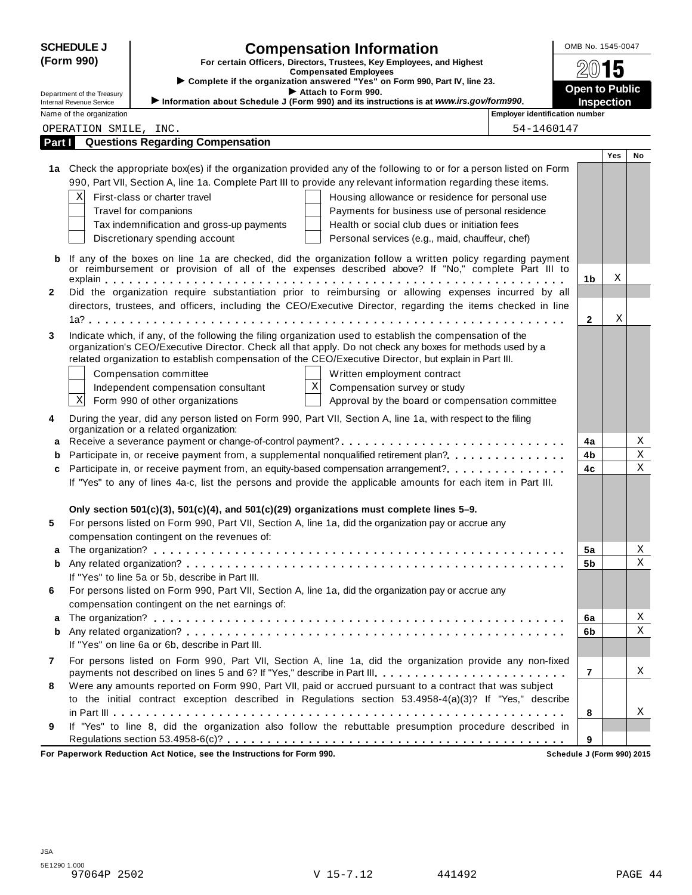**SCHEDULE J (Form 990)**

Department of the Treasury
Internal Revenue Service

# Compensation Information

**For certain Officers, Directors, Trustees, Key Employees, and Highest Compensated Employees**

► **Complete if the organization answered "Yes" on Form 990, Part IV, line 23.**

► **Attach to Form 990.**

► **Information about Schedule J (Form 990) and its instructions is at *www.irs.gov/form990*.**

OMB No. 1545-0047

**2015**

**Open to Public Inspection**

Name of the organization: OPERATION SMILE, INC.

Employer identification number: 54-1460147

## Part I Questions Regarding Compensation

| | | | Yes | No |
|---|---|---|---|---|
| **1a** | Check the appropriate box(es) if the organization provided any of the following to or for a person listed on Form 990, Part VII, Section A, line 1a. Complete Part III to provide any relevant information regarding these items.<br>[X] First-class or charter travel<br>[ ] Travel for companions<br>[ ] Tax indemnification and gross-up payments<br>[ ] Discretionary spending account<br>[ ] Housing allowance or residence for personal use<br>[ ] Payments for business use of personal residence<br>[ ] Health or social club dues or initiation fees<br>[ ] Personal services (e.g., maid, chauffeur, chef) | | | |
| **b** | If any of the boxes on line 1a are checked, did the organization follow a written policy regarding payment or reimbursement or provision of all of the expenses described above? If "No," complete Part III to explain | 1b | X | |
| **2** | Did the organization require substantiation prior to reimbursing or allowing expenses incurred by all directors, trustees, and officers, including the CEO/Executive Director, regarding the items checked in line 1a? | 2 | X | |
| **3** | Indicate which, if any, of the following the filing organization used to establish the compensation of the organization's CEO/Executive Director. Check all that apply. Do not check any boxes for methods used by a related organization to establish compensation of the CEO/Executive Director, but explain in Part III.<br>[ ] Compensation committee<br>[ ] Independent compensation consultant<br>[X] Form 990 of other organizations<br>[ ] Written employment contract<br>[X] Compensation survey or study<br>[ ] Approval by the board or compensation committee | | | |
| **4** | During the year, did any person listed on Form 990, Part VII, Section A, line 1a, with respect to the filing organization or a related organization: | | | |
| **a** | Receive a severance payment or change-of-control payment? | 4a | | X |
| **b** | Participate in, or receive payment from, a supplemental nonqualified retirement plan? | 4b | | X |
| **c** | Participate in, or receive payment from, an equity-based compensation arrangement? | 4c | | X |
| | If "Yes" to any of lines 4a-c, list the persons and provide the applicable amounts for each item in Part III. | | | |
| | **Only section 501(c)(3), 501(c)(4), and 501(c)(29) organizations must complete lines 5–9.** | | | |
| **5** | For persons listed on Form 990, Part VII, Section A, line 1a, did the organization pay or accrue any compensation contingent on the revenues of: | | | |
| **a** | The organization? | 5a | | X |
| **b** | Any related organization? | 5b | | X |
| | If "Yes" to line 5a or 5b, describe in Part III. | | | |
| **6** | For persons listed on Form 990, Part VII, Section A, line 1a, did the organization pay or accrue any compensation contingent on the net earnings of: | | | |
| **a** | The organization? | 6a | | X |
| **b** | Any related organization? | 6b | | X |
| | If "Yes" on line 6a or 6b, describe in Part III. | | | |
| **7** | For persons listed on Form 990, Part VII, Section A, line 1a, did the organization provide any non-fixed payments not described on lines 5 and 6? If "Yes," describe in Part III. | 7 | | X |
| **8** | Were any amounts reported on Form 990, Part VII, paid or accrued pursuant to a contract that was subject to the initial contract exception described in Regulations section 53.4958-4(a)(3)? If "Yes," describe in Part III | 8 | | X |
| **9** | If "Yes" to line 8, did the organization also follow the rebuttable presumption procedure described in Regulations section 53.4958-6(c)? | 9 | | |

**For Paperwork Reduction Act Notice, see the Instructions for Form 990.** **Schedule J (Form 990) 2015**

JSA
5E1290 1.000
97064P 2502 V 15-7.12 441492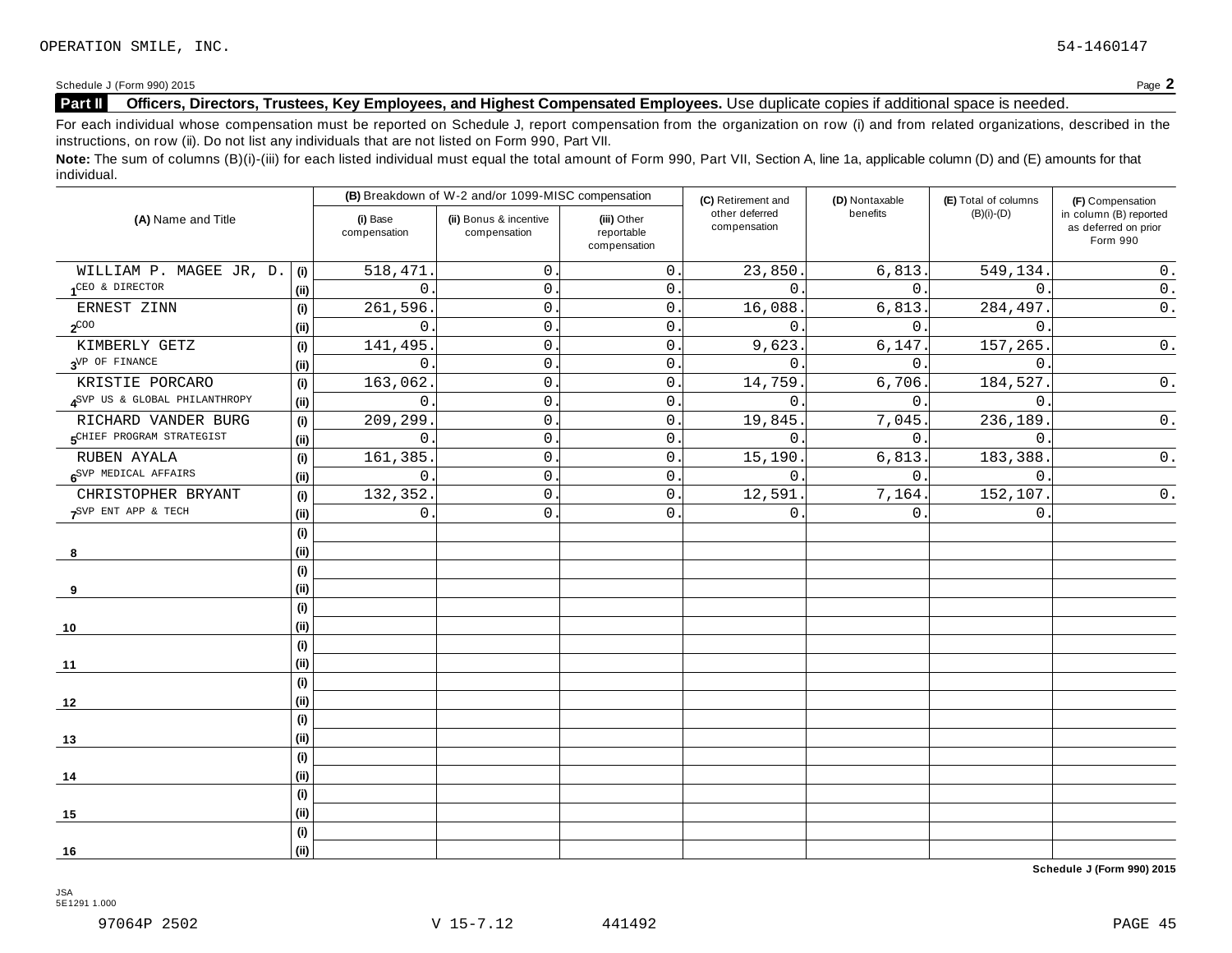OPERATION SMILE, INC. 54-1460147

Schedule J (Form 990) 2015 Page **2**

## Part II Officers, Directors, Trustees, Key Employees, and Highest Compensated Employees. Use duplicate copies if additional space is needed.

For each individual whose compensation must be reported on Schedule J, report compensation from the organization on row (i) and from related organizations, described in the instructions, on row (ii). Do not list any individuals that are not listed on Form 990, Part VII.

**Note:** The sum of columns (B)(i)-(iii) for each listed individual must equal the total amount of Form 990, Part VII, Section A, line 1a, applicable column (D) and (E) amounts for that individual.

| (A) Name and Title | | (B) Breakdown of W-2 and/or 1099-MISC compensation | | | (C) Retirement and other deferred compensation | (D) Nontaxable benefits | (E) Total of columns (B)(i)-(D) | (F) Compensation in column (B) reported as deferred on prior Form 990 |
|---|---|---|---|---|---|---|---|---|
| | | (i) Base compensation | (ii) Bonus & incentive compensation | (iii) Other reportable compensation | | | | |
| 1 WILLIAM P. MAGEE JR, D. | (i) | 518,471. | 0. | 0. | 23,850. | 6,813. | 549,134. | 0. |
| CEO & DIRECTOR | (ii) | 0. | 0. | 0. | 0. | 0. | 0. | 0. |
| 2 ERNEST ZINN | (i) | 261,596. | 0. | 0. | 16,088. | 6,813. | 284,497. | 0. |
| COO | (ii) | 0. | 0. | 0. | 0. | 0. | 0. | |
| 3 KIMBERLY GETZ | (i) | 141,495. | 0. | 0. | 9,623. | 6,147. | 157,265. | 0. |
| VP OF FINANCE | (ii) | 0. | 0. | 0. | 0. | 0. | 0. | |
| 4 KRISTIE PORCARO | (i) | 163,062. | 0. | 0. | 14,759. | 6,706. | 184,527. | 0. |
| SVP US & GLOBAL PHILANTHROPY | (ii) | 0. | 0. | 0. | 0. | 0. | 0. | |
| 5 RICHARD VANDER BURG | (i) | 209,299. | 0. | 0. | 19,845. | 7,045. | 236,189. | 0. |
| CHIEF PROGRAM STRATEGIST | (ii) | 0. | 0. | 0. | 0. | 0. | 0. | |
| 6 RUBEN AYALA | (i) | 161,385. | 0. | 0. | 15,190. | 6,813. | 183,388. | 0. |
| SVP MEDICAL AFFAIRS | (ii) | 0. | 0. | 0. | 0. | 0. | 0. | |
| 7 CHRISTOPHER BRYANT | (i) | 132,352. | 0. | 0. | 12,591. | 7,164. | 152,107. | 0. |
| SVP ENT APP & TECH | (ii) | 0. | 0. | 0. | 0. | 0. | 0. | |
| 8 | (i) | | | | | | | |
| | (ii) | | | | | | | |
| 9 | (i) | | | | | | | |
| | (ii) | | | | | | | |
| 10 | (i) | | | | | | | |
| | (ii) | | | | | | | |
| 11 | (i) | | | | | | | |
| | (ii) | | | | | | | |
| 12 | (i) | | | | | | | |
| | (ii) | | | | | | | |
| 13 | (i) | | | | | | | |
| | (ii) | | | | | | | |
| 14 | (i) | | | | | | | |
| | (ii) | | | | | | | |
| 15 | (i) | | | | | | | |
| | (ii) | | | | | | | |
| 16 | (i) | | | | | | | |
| | (ii) | | | | | | | |

**Schedule J (Form 990) 2015**

JSA
5E1291 1.000

97064P 2502 V 15-7.12 441492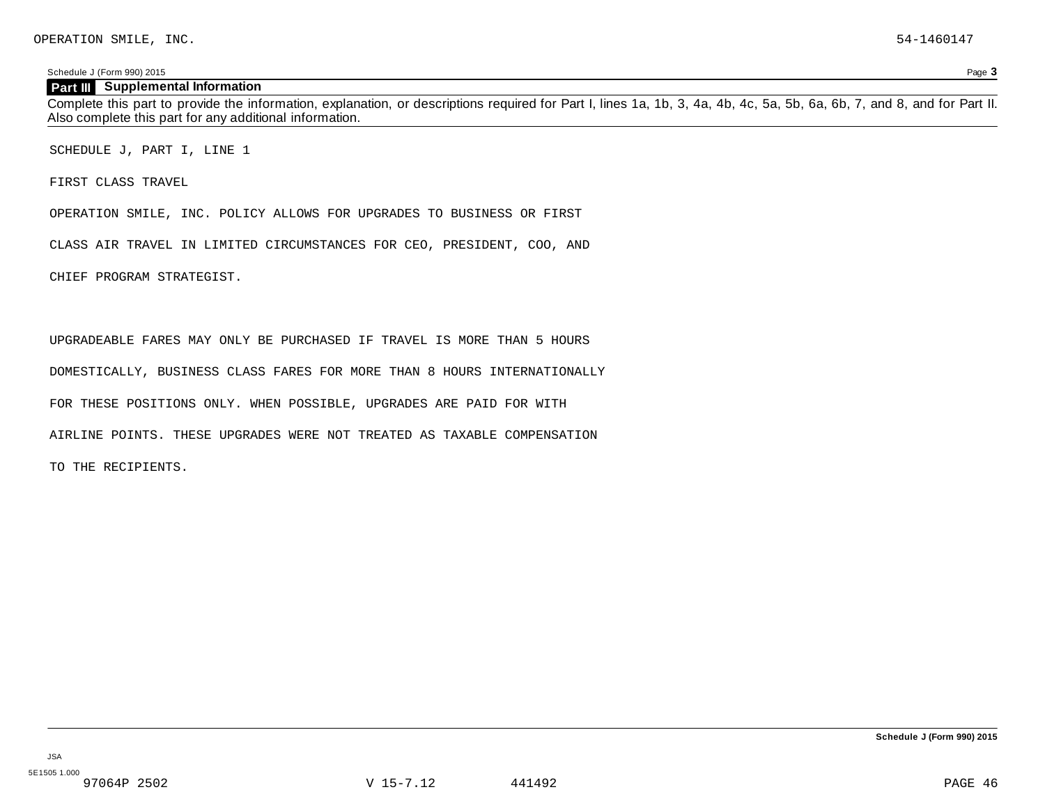OPERATION SMILE, INC. 54-1460147

Schedule J (Form 990) 2015 Page **3**

## Part III Supplemental Information

Complete this part to provide the information, explanation, or descriptions required for Part I, lines 1a, 1b, 3, 4a, 4b, 4c, 5a, 5b, 6a, 6b, 7, and 8, and for Part II. Also complete this part for any additional information.

SCHEDULE J, PART I, LINE 1

FIRST CLASS TRAVEL

OPERATION SMILE, INC. POLICY ALLOWS FOR UPGRADES TO BUSINESS OR FIRST CLASS AIR TRAVEL IN LIMITED CIRCUMSTANCES FOR CEO, PRESIDENT, COO, AND CHIEF PROGRAM STRATEGIST.

UPGRADEABLE FARES MAY ONLY BE PURCHASED IF TRAVEL IS MORE THAN 5 HOURS DOMESTICALLY, BUSINESS CLASS FARES FOR MORE THAN 8 HOURS INTERNATIONALLY FOR THESE POSITIONS ONLY. WHEN POSSIBLE, UPGRADES ARE PAID FOR WITH AIRLINE POINTS. THESE UPGRADES WERE NOT TREATED AS TAXABLE COMPENSATION TO THE RECIPIENTS.

**Schedule J (Form 990) 2015**

JSA
5E1505 1.000
97064P 2502 V 15-7.12 441492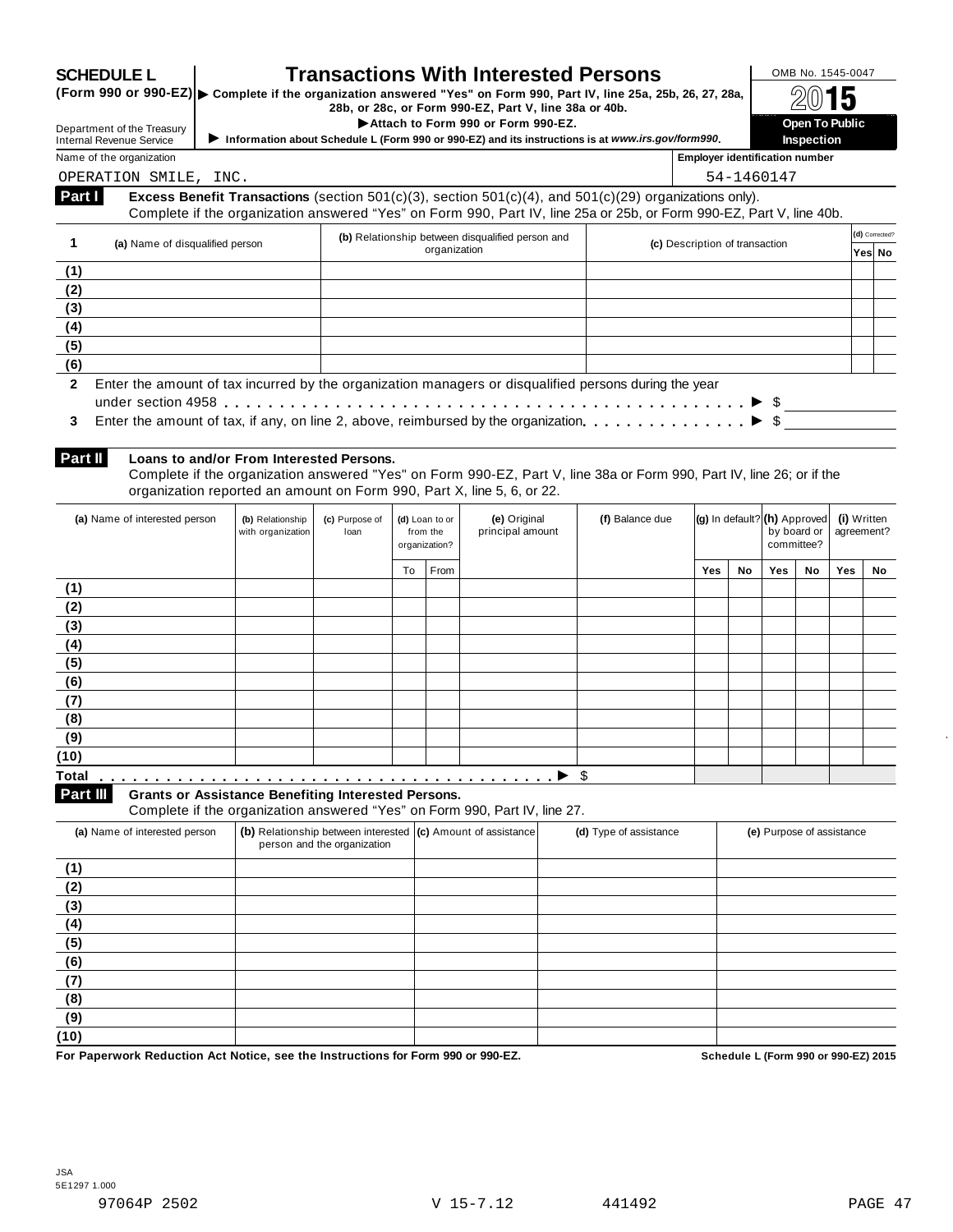# SCHEDULE L (Form 990 or 990-EZ)

# Transactions With Interested Persons

▶ Complete if the organization answered "Yes" on Form 990, Part IV, line 25a, 25b, 26, 27, 28a, 28b, or 28c, or Form 990-EZ, Part V, line 38a or 40b.

▶ Attach to Form 990 or Form 990-EZ.

▶ Information about Schedule L (Form 990 or 990-EZ) and its instructions is at *www.irs.gov/form990*.

Department of the Treasury
Internal Revenue Service

OMB No. 1545-0047

2015

**Open To Public Inspection**

Name of the organization: OPERATION SMILE, INC.

Employer identification number: 54-1460147

## Part I Excess Benefit Transactions (section 501(c)(3), section 501(c)(4), and 501(c)(29) organizations only).

Complete if the organization answered "Yes" on Form 990, Part IV, line 25a or 25b, or Form 990-EZ, Part V, line 40b.

| 1 | (a) Name of disqualified person | (b) Relationship between disqualified person and organization | (c) Description of transaction | (d) Corrected? Yes | No |
|---|---|---|---|---|---|
| (1) | | | | | |
| (2) | | | | | |
| (3) | | | | | |
| (4) | | | | | |
| (5) | | | | | |
| (6) | | | | | |

**2** Enter the amount of tax incurred by the organization managers or disqualified persons during the year under section 4958 . . . ▶ $

**3** Enter the amount of tax, if any, on line 2, above, reimbursed by the organization . . . ▶ $

## Part II Loans to and/or From Interested Persons.

Complete if the organization answered "Yes" on Form 990-EZ, Part V, line 38a or Form 990, Part IV, line 26; or if the organization reported an amount on Form 990, Part X, line 5, 6, or 22.

| | (a) Name of interested person | (b) Relationship with organization | (c) Purpose of loan | (d) Loan to or from the organization? | | (e) Original principal amount | (f) Balance due | (g) In default? | | (h) Approved by board or committee? | | (i) Written agreement? | |
|---|---|---|---|---|---|---|---|---|---|---|---|---|---|
| | | | | To | From | | | Yes | No | Yes | No | Yes | No |
| (1) | | | | | | | | | | | | | |
| (2) | | | | | | | | | | | | | |
| (3) | | | | | | | | | | | | | |
| (4) | | | | | | | | | | | | | |
| (5) | | | | | | | | | | | | | |
| (6) | | | | | | | | | | | | | |
| (7) | | | | | | | | | | | | | |
| (8) | | | | | | | | | | | | | |
| (9) | | | | | | | | | | | | | |
| (10) | | | | | | | | | | | | | |
| **Total** . . . ▶ | | | | | | | $ | | | | | | |

## Part III Grants or Assistance Benefiting Interested Persons.

Complete if the organization answered "Yes" on Form 990, Part IV, line 27.

| | (a) Name of interested person | (b) Relationship between interested person and the organization | (c) Amount of assistance | (d) Type of assistance | (e) Purpose of assistance |
|---|---|---|---|---|---|
| (1) | | | | | |
| (2) | | | | | |
| (3) | | | | | |
| (4) | | | | | |
| (5) | | | | | |
| (6) | | | | | |
| (7) | | | | | |
| (8) | | | | | |
| (9) | | | | | |
| (10) | | | | | |

**For Paperwork Reduction Act Notice, see the Instructions for Form 990 or 990-EZ.** **Schedule L (Form 990 or 990-EZ) 2015**

JSA
5E1297 1.000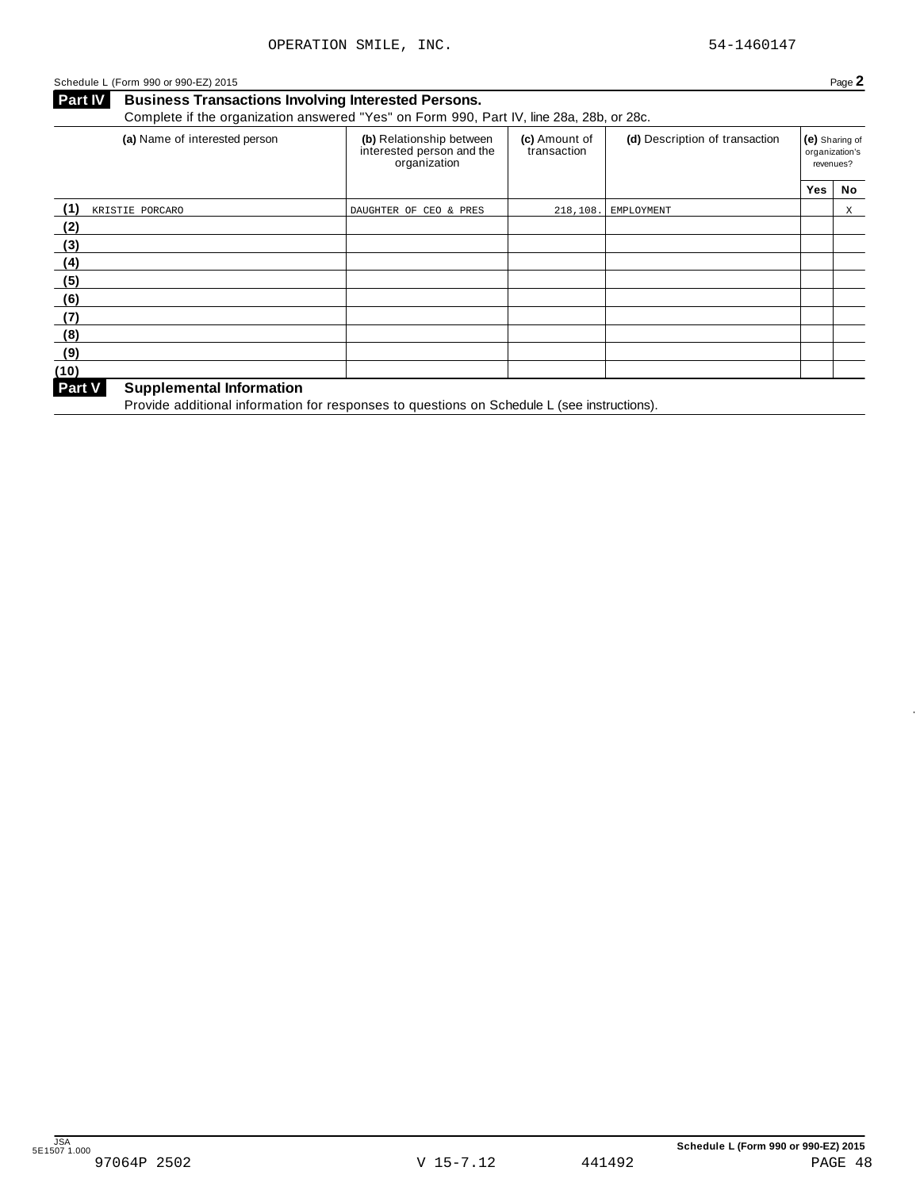OPERATION SMILE, INC. 54-1460147

Schedule L (Form 990 or 990-EZ) 2015 Page **2**

## Part IV Business Transactions Involving Interested Persons.

Complete if the organization answered "Yes" on Form 990, Part IV, line 28a, 28b, or 28c.

| | (a) Name of interested person | (b) Relationship between interested person and the organization | (c) Amount of transaction | (d) Description of transaction | (e) Sharing of organization's revenues? Yes | No |
|---|---|---|---|---|---|---|
| (1) | KRISTIE PORCARO | DAUGHTER OF CEO & PRES | 218,108. | EMPLOYMENT | | X |
| (2) | | | | | | |
| (3) | | | | | | |
| (4) | | | | | | |
| (5) | | | | | | |
| (6) | | | | | | |
| (7) | | | | | | |
| (8) | | | | | | |
| (9) | | | | | | |
| (10) | | | | | | |

## Part V Supplemental Information

Provide additional information for responses to questions on Schedule L (see instructions).

JSA
5E1507 1.000
97064P 2502 V 15-7.12 441492

**Schedule L (Form 990 or 990-EZ) 2015**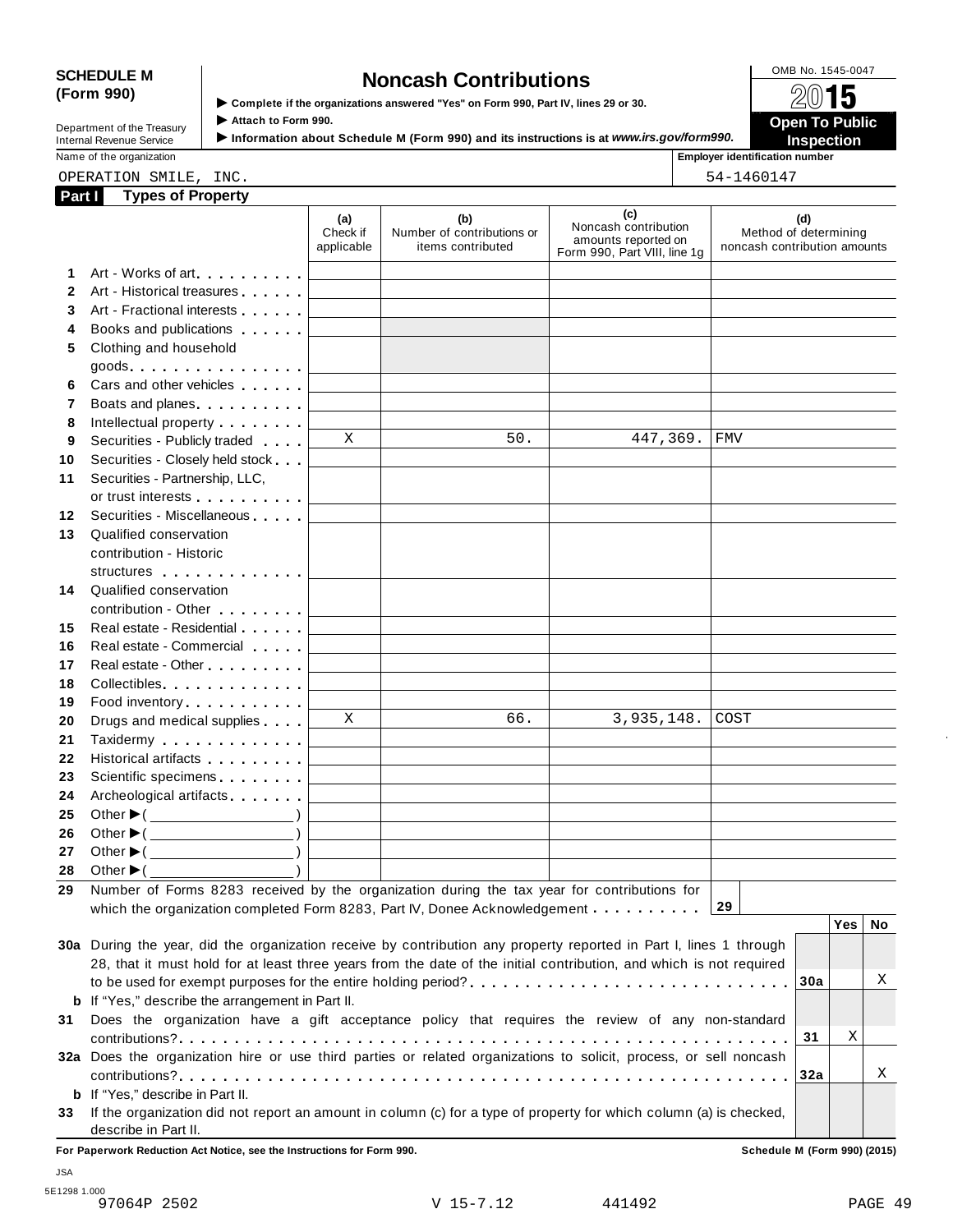**SCHEDULE M (Form 990)**

Department of the Treasury
Internal Revenue Service

# Noncash Contributions

▶ Complete if the organizations answered "Yes" on Form 990, Part IV, lines 29 or 30.
▶ Attach to Form 990.
▶ Information about Schedule M (Form 990) and its instructions is at *www.irs.gov/form990.*

OMB No. 1545-0047
2015
**Open To Public Inspection**

Name of the organization: OPERATION SMILE, INC.
Employer identification number: 54-1460147

## Part I Types of Property

| | | (a) Check if applicable | (b) Number of contributions or items contributed | (c) Noncash contribution amounts reported on Form 990, Part VIII, line 1g | (d) Method of determining noncash contribution amounts |
|---|---|---|---|---|---|
| 1 | Art - Works of art | | | | |
| 2 | Art - Historical treasures | | | | |
| 3 | Art - Fractional interests | | | | |
| 4 | Books and publications | | | | |
| 5 | Clothing and household goods | | | | |
| 6 | Cars and other vehicles | | | | |
| 7 | Boats and planes | | | | |
| 8 | Intellectual property | | | | |
| 9 | Securities - Publicly traded | X | 50. | 447,369. | FMV |
| 10 | Securities - Closely held stock | | | | |
| 11 | Securities - Partnership, LLC, or trust interests | | | | |
| 12 | Securities - Miscellaneous | | | | |
| 13 | Qualified conservation contribution - Historic structures | | | | |
| 14 | Qualified conservation contribution - Other | | | | |
| 15 | Real estate - Residential | | | | |
| 16 | Real estate - Commercial | | | | |
| 17 | Real estate - Other | | | | |
| 18 | Collectibles | | | | |
| 19 | Food inventory | | | | |
| 20 | Drugs and medical supplies | X | 66. | 3,935,148. | COST |
| 21 | Taxidermy | | | | |
| 22 | Historical artifacts | | | | |
| 23 | Scientific specimens | | | | |
| 24 | Archeological artifacts | | | | |
| 25 | Other ▶( ) | | | | |
| 26 | Other ▶( ) | | | | |
| 27 | Other ▶( ) | | | | |
| 28 | Other ▶( ) | | | | |

29 Number of Forms 8283 received by the organization during the tax year for contributions for which the organization completed Form 8283, Part IV, Donee Acknowledgement . . . . . . . . . . **29**

| | | | Yes | No |
|---|---|---|---|---|
| 30a | During the year, did the organization receive by contribution any property reported in Part I, lines 1 through 28, that it must hold for at least three years from the date of the initial contribution, and which is not required to be used for exempt purposes for the entire holding period? | 30a | | X |
| b | If "Yes," describe the arrangement in Part II. | | | |
| 31 | Does the organization have a gift acceptance policy that requires the review of any non-standard contributions? | 31 | X | |
| 32a | Does the organization hire or use third parties or related organizations to solicit, process, or sell noncash contributions? | 32a | | X |
| b | If "Yes," describe in Part II. | | | |
| 33 | If the organization did not report an amount in column (c) for a type of property for which column (a) is checked, describe in Part II. | | | |

**For Paperwork Reduction Act Notice, see the Instructions for Form 990.** **Schedule M (Form 990) (2015)**

JSA
5E1298 1.000
97064P 2502 V 15-7.12 441492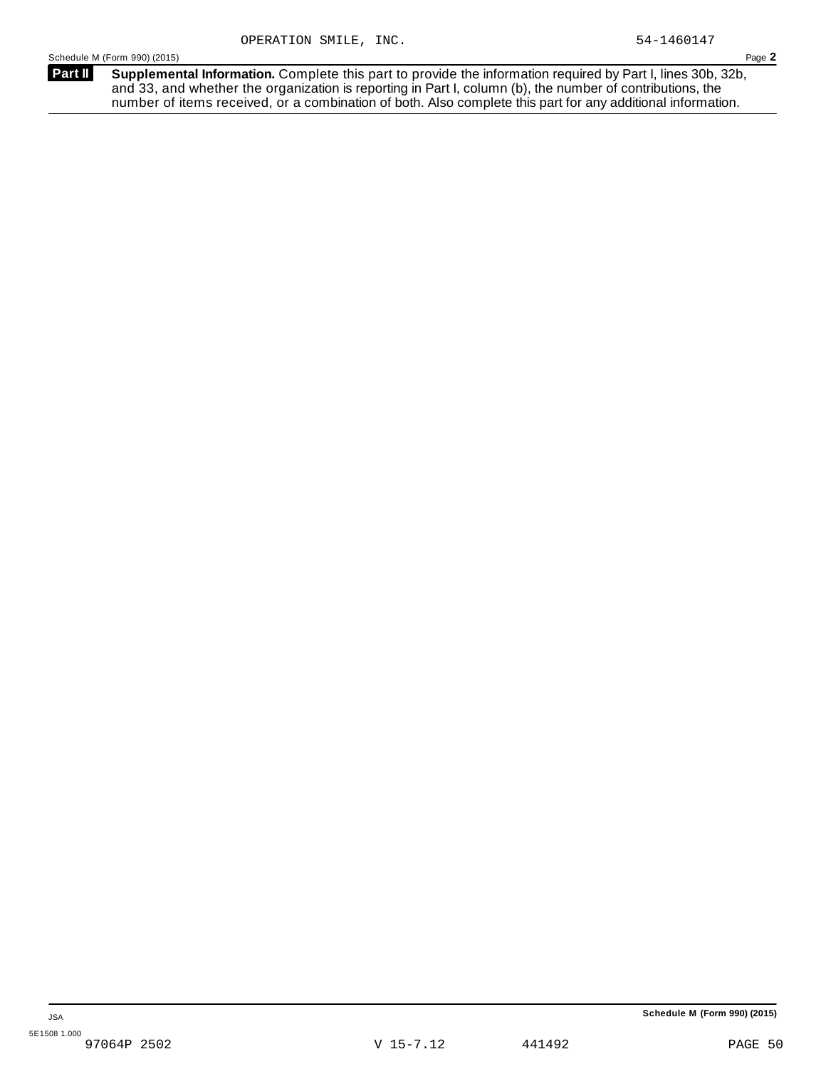OPERATION SMILE, INC. 54-1460147

**Part II** **Supplemental Information.** Complete this part to provide the information required by Part I, lines 30b, 32b, and 33, and whether the organization is reporting in Part I, column (b), the number of contributions, the number of items received, or a combination of both. Also complete this part for any additional information.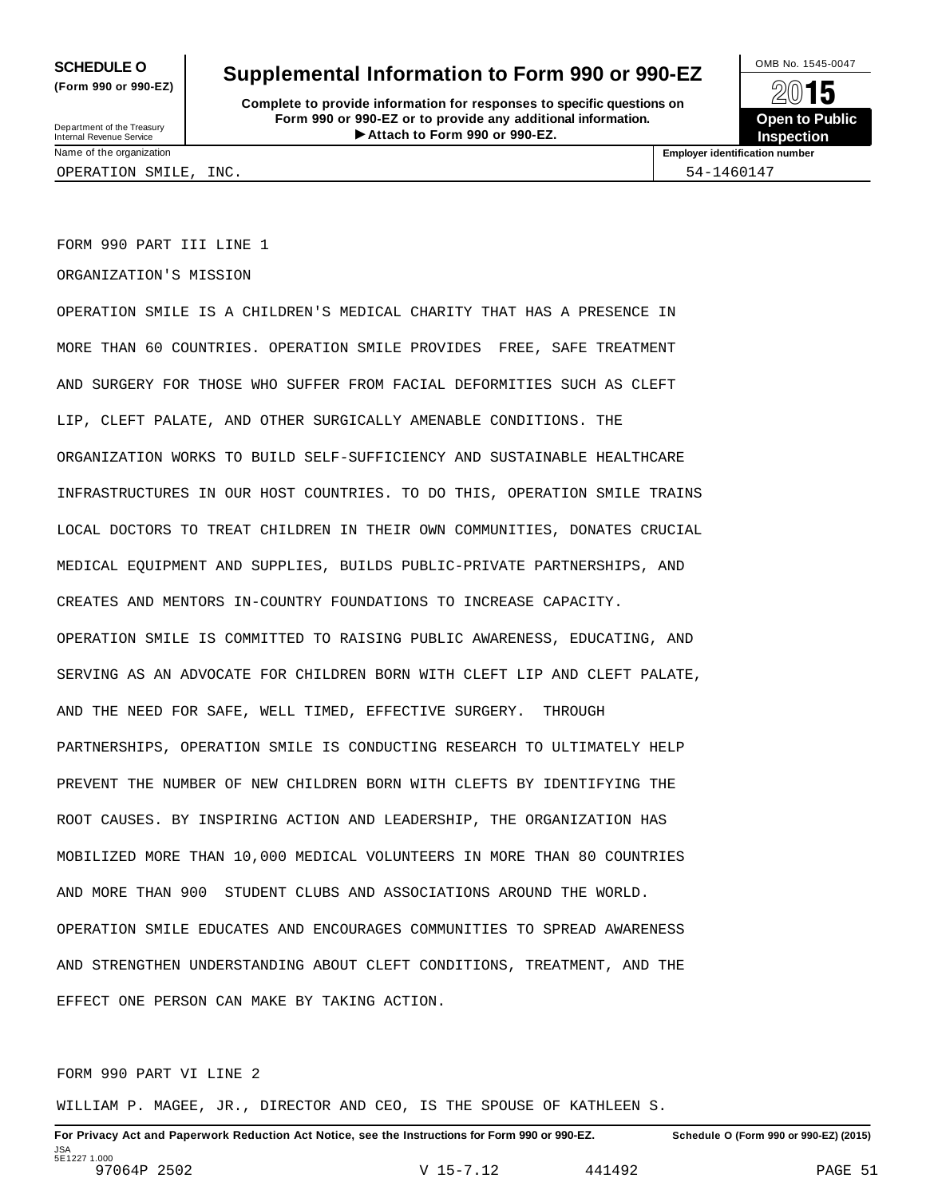**SCHEDULE O**
**(Form 990 or 990-EZ)**

Department of the Treasury
Internal Revenue Service

# Supplemental Information to Form 990 or 990-EZ

**Complete to provide information for responses to specific questions on Form 990 or 990-EZ or to provide any additional information.**
**▶ Attach to Form 990 or 990-EZ.**

OMB No. 1545-0047

**2015**

**Open to Public Inspection**

| Name of the organization | Employer identification number |
|---|---|
| OPERATION SMILE, INC. | 54-1460147 |

FORM 990 PART III LINE 1

ORGANIZATION'S MISSION

OPERATION SMILE IS A CHILDREN'S MEDICAL CHARITY THAT HAS A PRESENCE IN MORE THAN 60 COUNTRIES. OPERATION SMILE PROVIDES FREE, SAFE TREATMENT AND SURGERY FOR THOSE WHO SUFFER FROM FACIAL DEFORMITIES SUCH AS CLEFT LIP, CLEFT PALATE, AND OTHER SURGICALLY AMENABLE CONDITIONS. THE ORGANIZATION WORKS TO BUILD SELF-SUFFICIENCY AND SUSTAINABLE HEALTHCARE INFRASTRUCTURES IN OUR HOST COUNTRIES. TO DO THIS, OPERATION SMILE TRAINS LOCAL DOCTORS TO TREAT CHILDREN IN THEIR OWN COMMUNITIES, DONATES CRUCIAL MEDICAL EQUIPMENT AND SUPPLIES, BUILDS PUBLIC-PRIVATE PARTNERSHIPS, AND CREATES AND MENTORS IN-COUNTRY FOUNDATIONS TO INCREASE CAPACITY. OPERATION SMILE IS COMMITTED TO RAISING PUBLIC AWARENESS, EDUCATING, AND SERVING AS AN ADVOCATE FOR CHILDREN BORN WITH CLEFT LIP AND CLEFT PALATE, AND THE NEED FOR SAFE, WELL TIMED, EFFECTIVE SURGERY. THROUGH PARTNERSHIPS, OPERATION SMILE IS CONDUCTING RESEARCH TO ULTIMATELY HELP PREVENT THE NUMBER OF NEW CHILDREN BORN WITH CLEFTS BY IDENTIFYING THE ROOT CAUSES. BY INSPIRING ACTION AND LEADERSHIP, THE ORGANIZATION HAS MOBILIZED MORE THAN 10,000 MEDICAL VOLUNTEERS IN MORE THAN 80 COUNTRIES AND MORE THAN 900 STUDENT CLUBS AND ASSOCIATIONS AROUND THE WORLD. OPERATION SMILE EDUCATES AND ENCOURAGES COMMUNITIES TO SPREAD AWARENESS AND STRENGTHEN UNDERSTANDING ABOUT CLEFT CONDITIONS, TREATMENT, AND THE EFFECT ONE PERSON CAN MAKE BY TAKING ACTION.

FORM 990 PART VI LINE 2

WILLIAM P. MAGEE, JR., DIRECTOR AND CEO, IS THE SPOUSE OF KATHLEEN S.

**For Privacy Act and Paperwork Reduction Act Notice, see the Instructions for Form 990 or 990-EZ.** **Schedule O (Form 990 or 990-EZ) (2015)**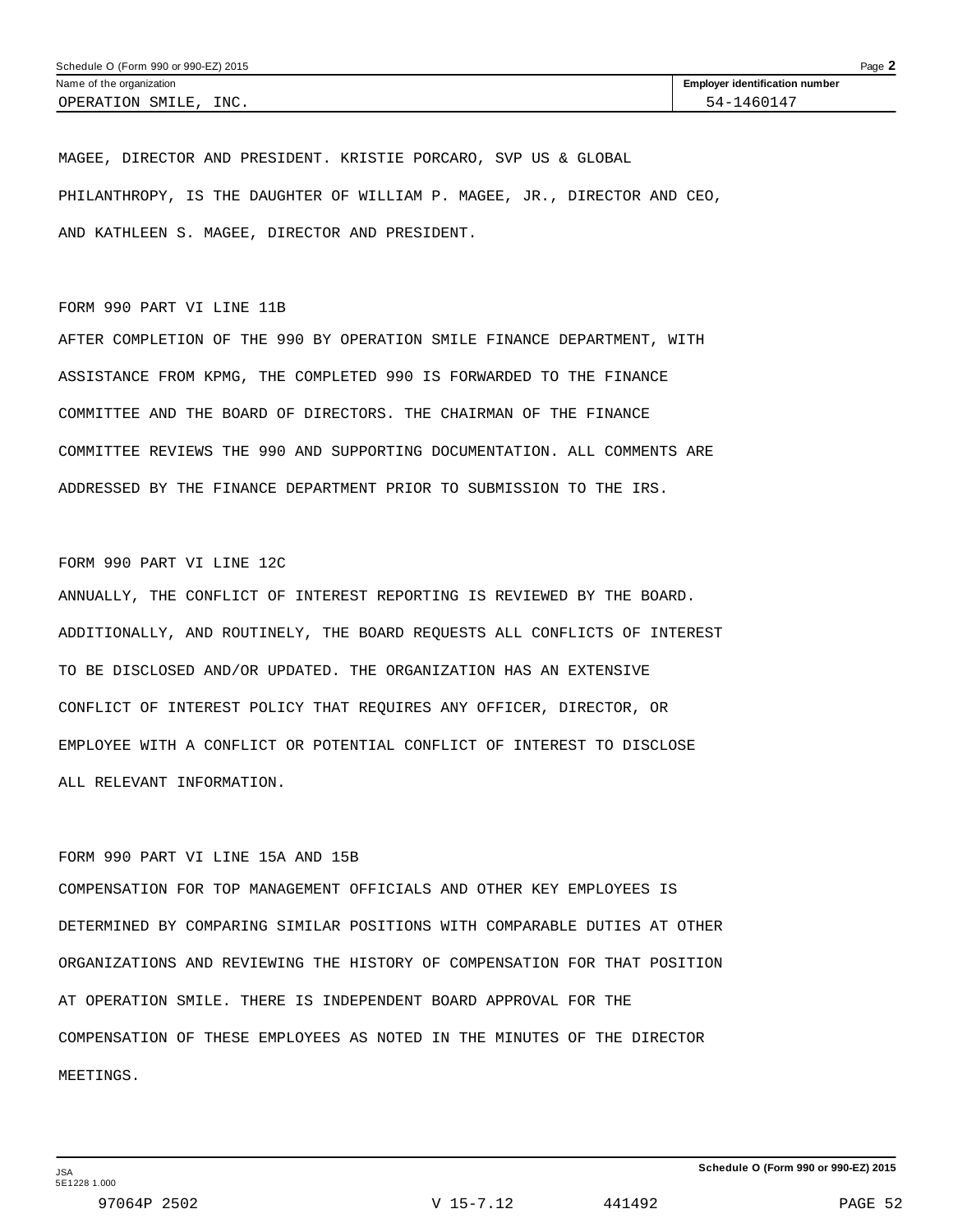MAGEE, DIRECTOR AND PRESIDENT. KRISTIE PORCARO, SVP US & GLOBAL PHILANTHROPY, IS THE DAUGHTER OF WILLIAM P. MAGEE, JR., DIRECTOR AND CEO, AND KATHLEEN S. MAGEE, DIRECTOR AND PRESIDENT.

FORM 990 PART VI LINE 11B

AFTER COMPLETION OF THE 990 BY OPERATION SMILE FINANCE DEPARTMENT, WITH ASSISTANCE FROM KPMG, THE COMPLETED 990 IS FORWARDED TO THE FINANCE COMMITTEE AND THE BOARD OF DIRECTORS. THE CHAIRMAN OF THE FINANCE COMMITTEE REVIEWS THE 990 AND SUPPORTING DOCUMENTATION. ALL COMMENTS ARE ADDRESSED BY THE FINANCE DEPARTMENT PRIOR TO SUBMISSION TO THE IRS.

FORM 990 PART VI LINE 12C

ANNUALLY, THE CONFLICT OF INTEREST REPORTING IS REVIEWED BY THE BOARD. ADDITIONALLY, AND ROUTINELY, THE BOARD REQUESTS ALL CONFLICTS OF INTEREST TO BE DISCLOSED AND/OR UPDATED. THE ORGANIZATION HAS AN EXTENSIVE CONFLICT OF INTEREST POLICY THAT REQUIRES ANY OFFICER, DIRECTOR, OR EMPLOYEE WITH A CONFLICT OR POTENTIAL CONFLICT OF INTEREST TO DISCLOSE ALL RELEVANT INFORMATION.

FORM 990 PART VI LINE 15A AND 15B

COMPENSATION FOR TOP MANAGEMENT OFFICIALS AND OTHER KEY EMPLOYEES IS DETERMINED BY COMPARING SIMILAR POSITIONS WITH COMPARABLE DUTIES AT OTHER ORGANIZATIONS AND REVIEWING THE HISTORY OF COMPENSATION FOR THAT POSITION AT OPERATION SMILE. THERE IS INDEPENDENT BOARD APPROVAL FOR THE COMPENSATION OF THESE EMPLOYEES AS NOTED IN THE MINUTES OF THE DIRECTOR MEETINGS.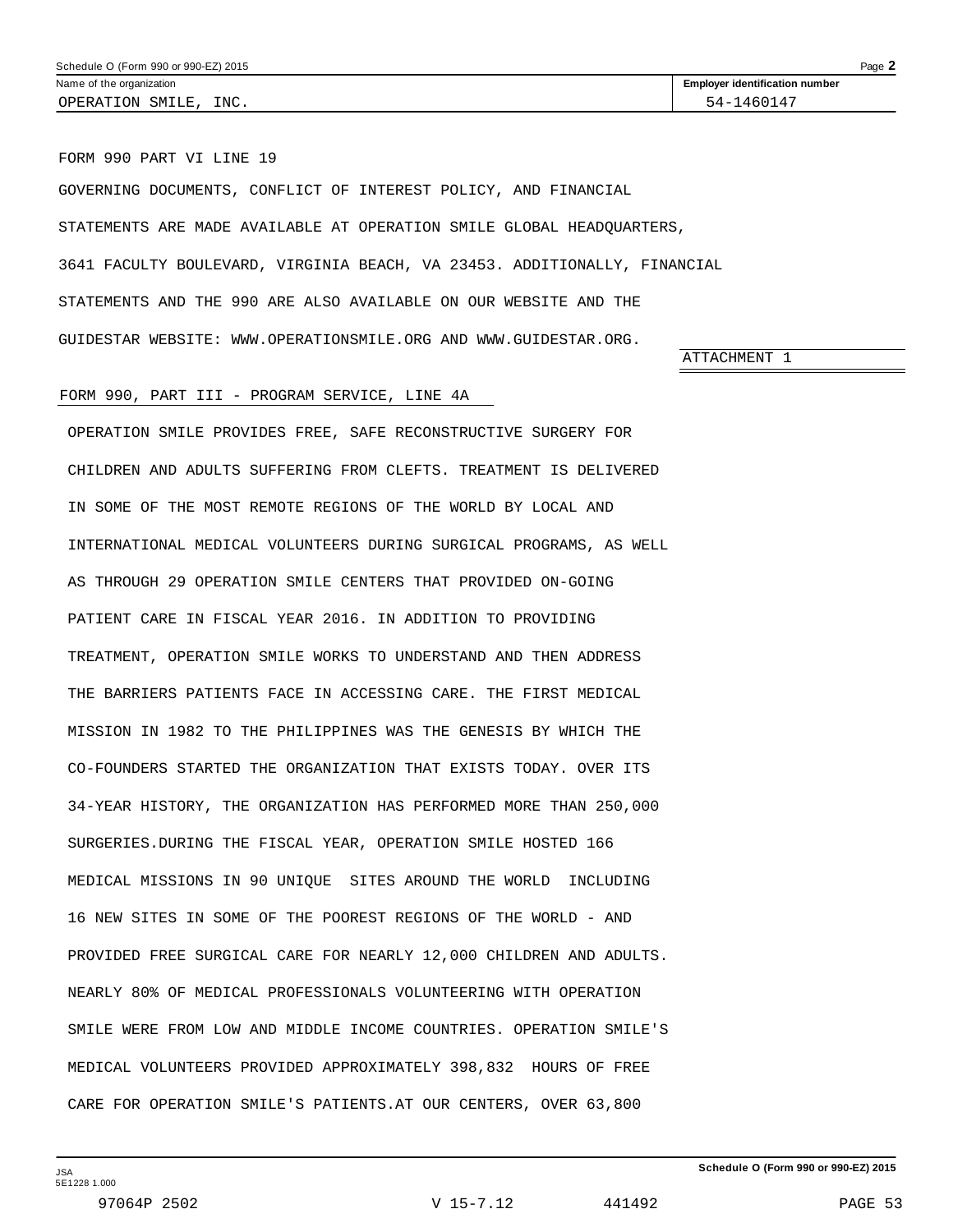Schedule O (Form 990 or 990-EZ) 2015

| Name of the organization | Employer identification number |
| --- | --- |
| OPERATION SMILE, INC. | 54-1460147 |

FORM 990 PART VI LINE 19

GOVERNING DOCUMENTS, CONFLICT OF INTEREST POLICY, AND FINANCIAL STATEMENTS ARE MADE AVAILABLE AT OPERATION SMILE GLOBAL HEADQUARTERS, 3641 FACULTY BOULEVARD, VIRGINIA BEACH, VA 23453. ADDITIONALLY, FINANCIAL STATEMENTS AND THE 990 ARE ALSO AVAILABLE ON OUR WEBSITE AND THE GUIDESTAR WEBSITE: WWW.OPERATIONSMILE.ORG AND WWW.GUIDESTAR.ORG.

ATTACHMENT 1

FORM 990, PART III - PROGRAM SERVICE, LINE 4A

OPERATION SMILE PROVIDES FREE, SAFE RECONSTRUCTIVE SURGERY FOR CHILDREN AND ADULTS SUFFERING FROM CLEFTS. TREATMENT IS DELIVERED IN SOME OF THE MOST REMOTE REGIONS OF THE WORLD BY LOCAL AND INTERNATIONAL MEDICAL VOLUNTEERS DURING SURGICAL PROGRAMS, AS WELL AS THROUGH 29 OPERATION SMILE CENTERS THAT PROVIDED ON-GOING PATIENT CARE IN FISCAL YEAR 2016. IN ADDITION TO PROVIDING TREATMENT, OPERATION SMILE WORKS TO UNDERSTAND AND THEN ADDRESS THE BARRIERS PATIENTS FACE IN ACCESSING CARE. THE FIRST MEDICAL MISSION IN 1982 TO THE PHILIPPINES WAS THE GENESIS BY WHICH THE CO-FOUNDERS STARTED THE ORGANIZATION THAT EXISTS TODAY. OVER ITS 34-YEAR HISTORY, THE ORGANIZATION HAS PERFORMED MORE THAN 250,000 SURGERIES.DURING THE FISCAL YEAR, OPERATION SMILE HOSTED 166 MEDICAL MISSIONS IN 90 UNIQUE SITES AROUND THE WORLD INCLUDING 16 NEW SITES IN SOME OF THE POOREST REGIONS OF THE WORLD - AND PROVIDED FREE SURGICAL CARE FOR NEARLY 12,000 CHILDREN AND ADULTS. NEARLY 80% OF MEDICAL PROFESSIONALS VOLUNTEERING WITH OPERATION SMILE WERE FROM LOW AND MIDDLE INCOME COUNTRIES. OPERATION SMILE'S MEDICAL VOLUNTEERS PROVIDED APPROXIMATELY 398,832 HOURS OF FREE CARE FOR OPERATION SMILE'S PATIENTS.AT OUR CENTERS, OVER 63,800

Schedule O (Form 990 or 990-EZ) 2015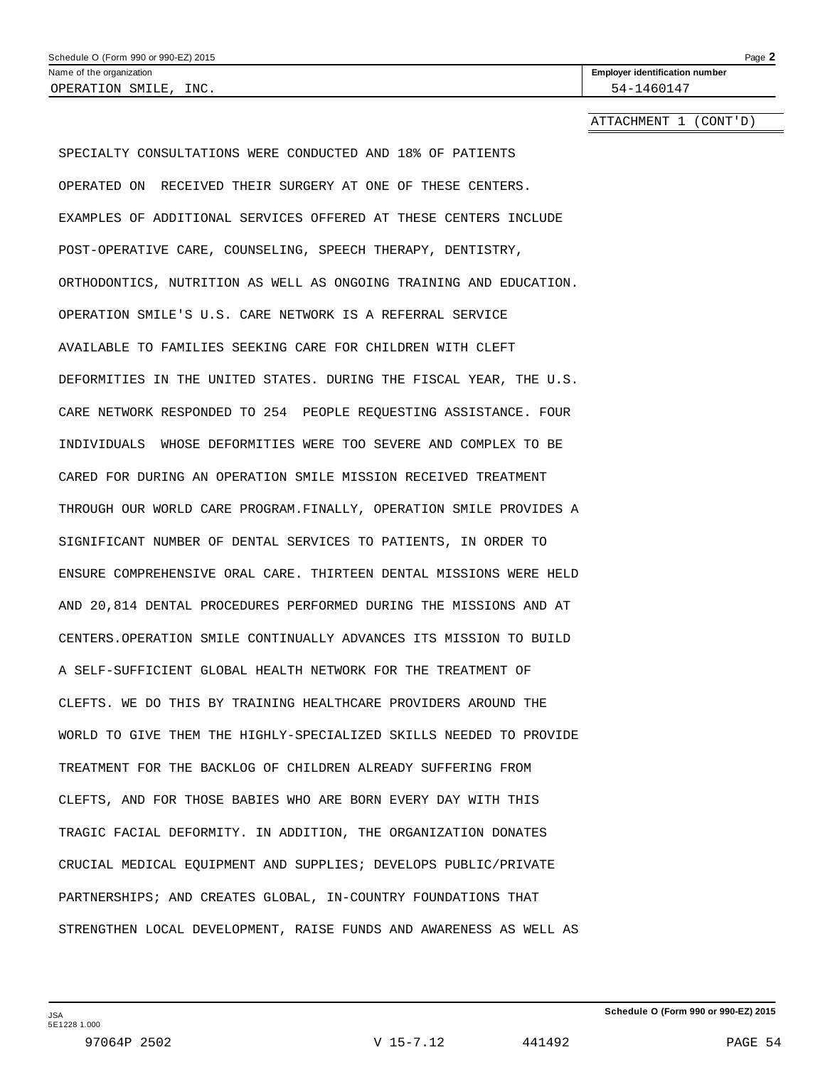Schedule O (Form 990 or 990-EZ) 2015

Name of the organization: OPERATION SMILE, INC.

Employer identification number: 54-1460147

ATTACHMENT 1 (CONT'D)

SPECIALTY CONSULTATIONS WERE CONDUCTED AND 18% OF PATIENTS OPERATED ON RECEIVED THEIR SURGERY AT ONE OF THESE CENTERS. EXAMPLES OF ADDITIONAL SERVICES OFFERED AT THESE CENTERS INCLUDE POST-OPERATIVE CARE, COUNSELING, SPEECH THERAPY, DENTISTRY, ORTHODONTICS, NUTRITION AS WELL AS ONGOING TRAINING AND EDUCATION. OPERATION SMILE'S U.S. CARE NETWORK IS A REFERRAL SERVICE AVAILABLE TO FAMILIES SEEKING CARE FOR CHILDREN WITH CLEFT DEFORMITIES IN THE UNITED STATES. DURING THE FISCAL YEAR, THE U.S. CARE NETWORK RESPONDED TO 254 PEOPLE REQUESTING ASSISTANCE. FOUR INDIVIDUALS WHOSE DEFORMITIES WERE TOO SEVERE AND COMPLEX TO BE CARED FOR DURING AN OPERATION SMILE MISSION RECEIVED TREATMENT THROUGH OUR WORLD CARE PROGRAM.FINALLY, OPERATION SMILE PROVIDES A SIGNIFICANT NUMBER OF DENTAL SERVICES TO PATIENTS, IN ORDER TO ENSURE COMPREHENSIVE ORAL CARE. THIRTEEN DENTAL MISSIONS WERE HELD AND 20,814 DENTAL PROCEDURES PERFORMED DURING THE MISSIONS AND AT CENTERS.OPERATION SMILE CONTINUALLY ADVANCES ITS MISSION TO BUILD A SELF-SUFFICIENT GLOBAL HEALTH NETWORK FOR THE TREATMENT OF CLEFTS. WE DO THIS BY TRAINING HEALTHCARE PROVIDERS AROUND THE WORLD TO GIVE THEM THE HIGHLY-SPECIALIZED SKILLS NEEDED TO PROVIDE TREATMENT FOR THE BACKLOG OF CHILDREN ALREADY SUFFERING FROM CLEFTS, AND FOR THOSE BABIES WHO ARE BORN EVERY DAY WITH THIS TRAGIC FACIAL DEFORMITY. IN ADDITION, THE ORGANIZATION DONATES CRUCIAL MEDICAL EQUIPMENT AND SUPPLIES; DEVELOPS PUBLIC/PRIVATE PARTNERSHIPS; AND CREATES GLOBAL, IN-COUNTRY FOUNDATIONS THAT STRENGTHEN LOCAL DEVELOPMENT, RAISE FUNDS AND AWARENESS AS WELL AS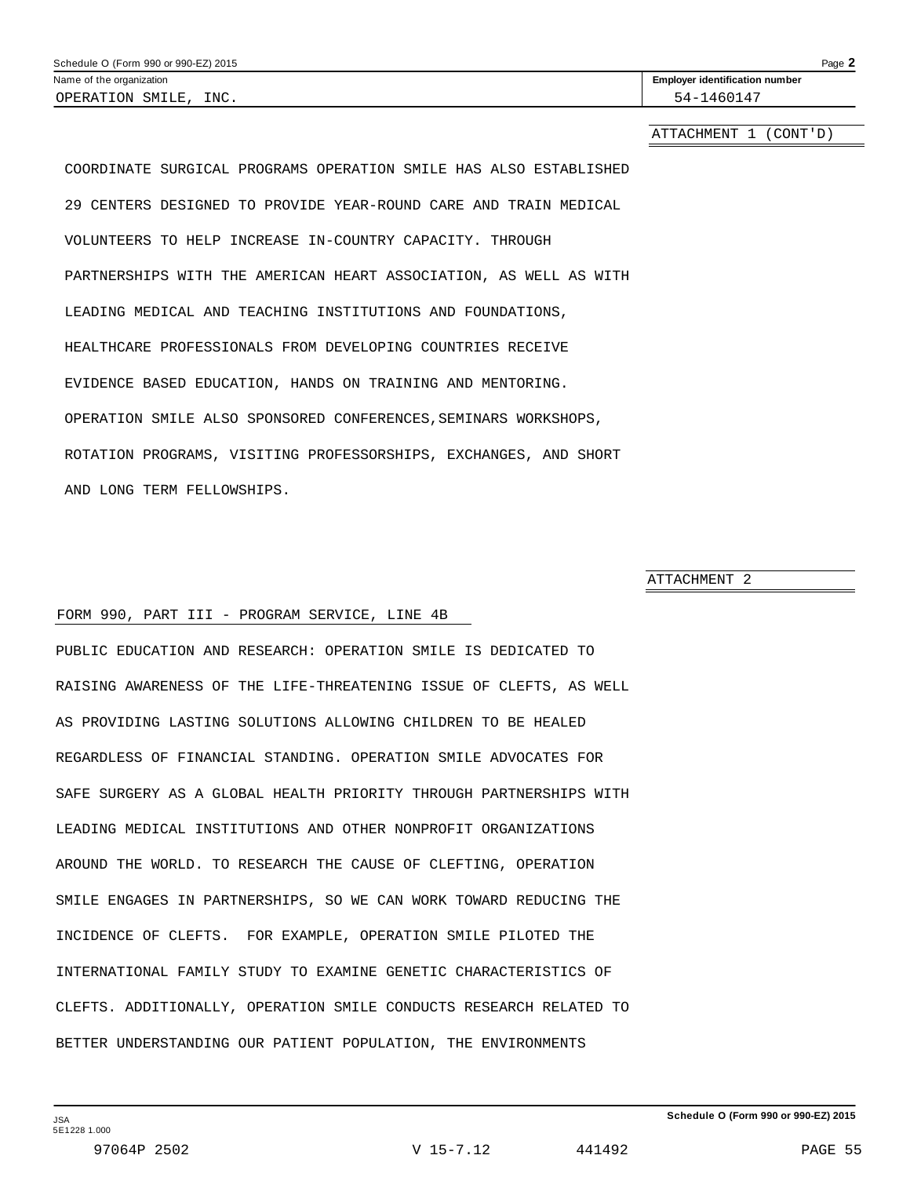Name of the organization: OPERATION SMILE, INC.

Employer identification number: 54-1460147

ATTACHMENT 1 (CONT'D)

COORDINATE SURGICAL PROGRAMS OPERATION SMILE HAS ALSO ESTABLISHED 29 CENTERS DESIGNED TO PROVIDE YEAR-ROUND CARE AND TRAIN MEDICAL VOLUNTEERS TO HELP INCREASE IN-COUNTRY CAPACITY. THROUGH PARTNERSHIPS WITH THE AMERICAN HEART ASSOCIATION, AS WELL AS WITH LEADING MEDICAL AND TEACHING INSTITUTIONS AND FOUNDATIONS, HEALTHCARE PROFESSIONALS FROM DEVELOPING COUNTRIES RECEIVE EVIDENCE BASED EDUCATION, HANDS ON TRAINING AND MENTORING. OPERATION SMILE ALSO SPONSORED CONFERENCES,SEMINARS WORKSHOPS, ROTATION PROGRAMS, VISITING PROFESSORSHIPS, EXCHANGES, AND SHORT AND LONG TERM FELLOWSHIPS.

ATTACHMENT 2

FORM 990, PART III - PROGRAM SERVICE, LINE 4B

PUBLIC EDUCATION AND RESEARCH: OPERATION SMILE IS DEDICATED TO RAISING AWARENESS OF THE LIFE-THREATENING ISSUE OF CLEFTS, AS WELL AS PROVIDING LASTING SOLUTIONS ALLOWING CHILDREN TO BE HEALED REGARDLESS OF FINANCIAL STANDING. OPERATION SMILE ADVOCATES FOR SAFE SURGERY AS A GLOBAL HEALTH PRIORITY THROUGH PARTNERSHIPS WITH LEADING MEDICAL INSTITUTIONS AND OTHER NONPROFIT ORGANIZATIONS AROUND THE WORLD. TO RESEARCH THE CAUSE OF CLEFTING, OPERATION SMILE ENGAGES IN PARTNERSHIPS, SO WE CAN WORK TOWARD REDUCING THE INCIDENCE OF CLEFTS. FOR EXAMPLE, OPERATION SMILE PILOTED THE INTERNATIONAL FAMILY STUDY TO EXAMINE GENETIC CHARACTERISTICS OF CLEFTS. ADDITIONALLY, OPERATION SMILE CONDUCTS RESEARCH RELATED TO BETTER UNDERSTANDING OUR PATIENT POPULATION, THE ENVIRONMENTS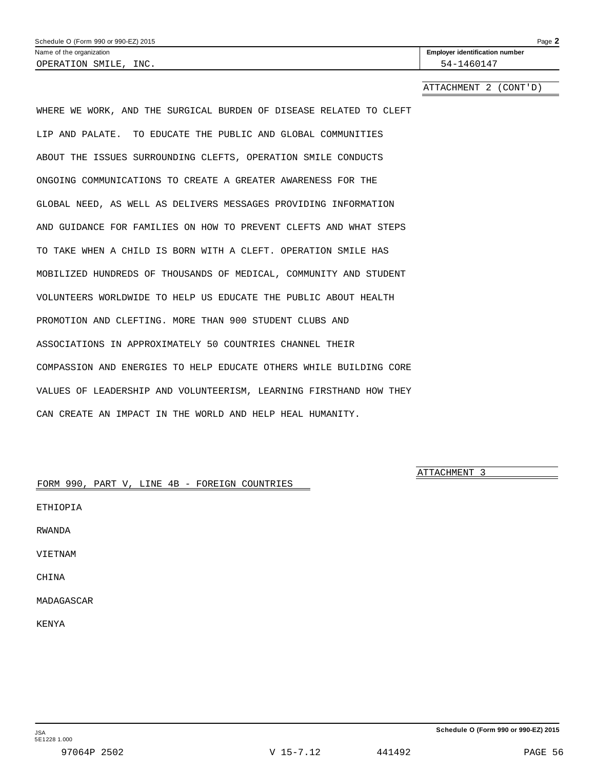Name of the organization: OPERATION SMILE, INC.

Employer identification number: 54-1460147

ATTACHMENT 2 (CONT'D)

WHERE WE WORK, AND THE SURGICAL BURDEN OF DISEASE RELATED TO CLEFT LIP AND PALATE. TO EDUCATE THE PUBLIC AND GLOBAL COMMUNITIES ABOUT THE ISSUES SURROUNDING CLEFTS, OPERATION SMILE CONDUCTS ONGOING COMMUNICATIONS TO CREATE A GREATER AWARENESS FOR THE GLOBAL NEED, AS WELL AS DELIVERS MESSAGES PROVIDING INFORMATION AND GUIDANCE FOR FAMILIES ON HOW TO PREVENT CLEFTS AND WHAT STEPS TO TAKE WHEN A CHILD IS BORN WITH A CLEFT. OPERATION SMILE HAS MOBILIZED HUNDREDS OF THOUSANDS OF MEDICAL, COMMUNITY AND STUDENT VOLUNTEERS WORLDWIDE TO HELP US EDUCATE THE PUBLIC ABOUT HEALTH PROMOTION AND CLEFTING. MORE THAN 900 STUDENT CLUBS AND ASSOCIATIONS IN APPROXIMATELY 50 COUNTRIES CHANNEL THEIR COMPASSION AND ENERGIES TO HELP EDUCATE OTHERS WHILE BUILDING CORE VALUES OF LEADERSHIP AND VOLUNTEERISM, LEARNING FIRSTHAND HOW THEY CAN CREATE AN IMPACT IN THE WORLD AND HELP HEAL HUMANITY.

ATTACHMENT 3

FORM 990, PART V, LINE 4B - FOREIGN COUNTRIES

ETHIOPIA

RWANDA

VIETNAM

CHINA

MADAGASCAR

KENYA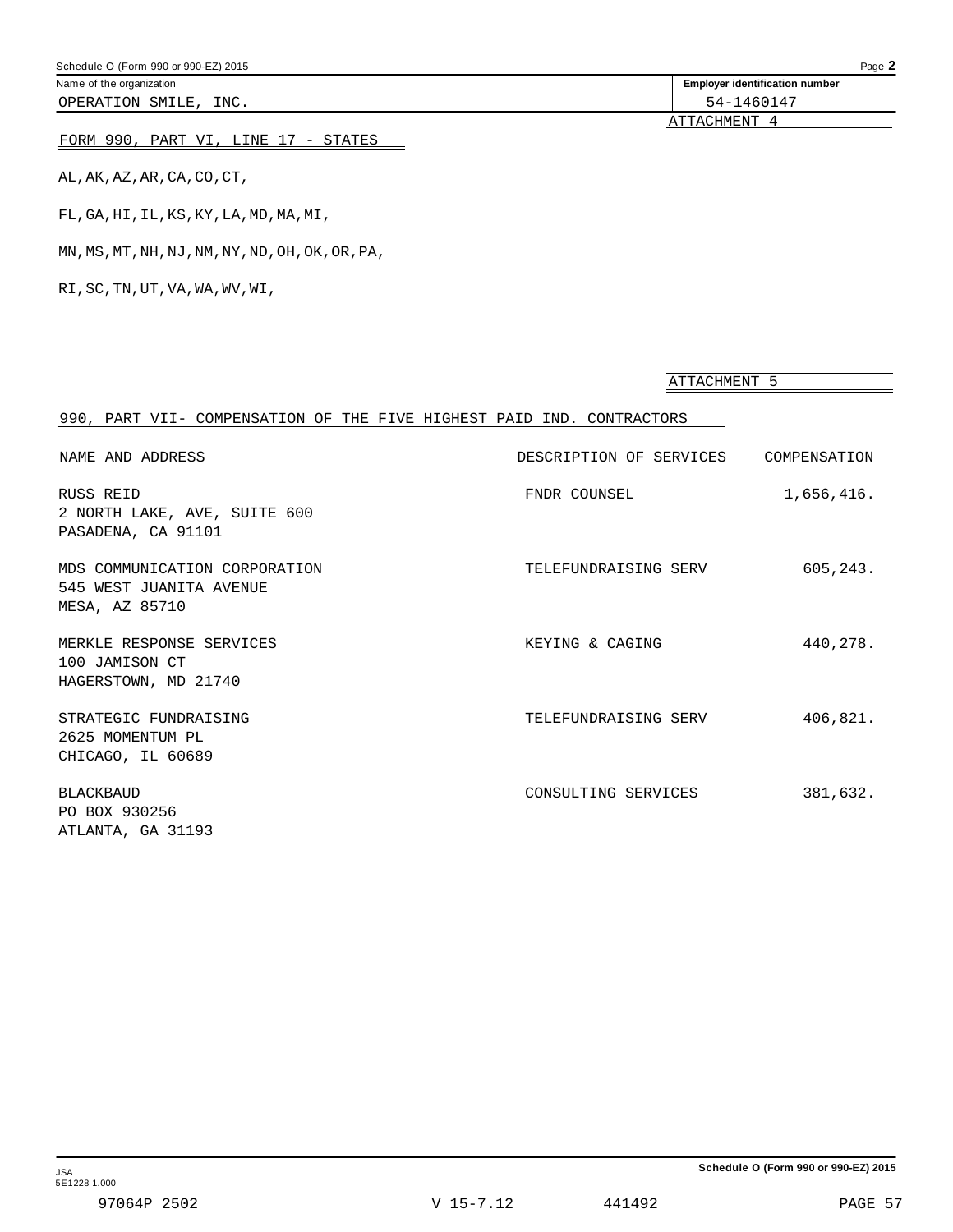Schedule O (Form 990 or 990-EZ) 2015 Page **2**

Name of the organization: OPERATION SMILE, INC.

**Employer identification number**: 54-1460147

ATTACHMENT 4

FORM 990, PART VI, LINE 17 - STATES

AL,AK,AZ,AR,CA,CO,CT,

FL,GA,HI,IL,KS,KY,LA,MD,MA,MI,

MN,MS,MT,NH,NJ,NM,NY,ND,OH,OK,OR,PA,

RI,SC,TN,UT,VA,WA,WV,WI,

ATTACHMENT 5

990, PART VII- COMPENSATION OF THE FIVE HIGHEST PAID IND. CONTRACTORS

| NAME AND ADDRESS | DESCRIPTION OF SERVICES | COMPENSATION |
|---|---|---|
| RUSS REID<br>2 NORTH LAKE, AVE, SUITE 600<br>PASADENA, CA 91101 | FNDR COUNSEL | 1,656,416. |
| MDS COMMUNICATION CORPORATION<br>545 WEST JUANITA AVENUE<br>MESA, AZ 85710 | TELEFUNDRAISING SERV | 605,243. |
| MERKLE RESPONSE SERVICES<br>100 JAMISON CT<br>HAGERSTOWN, MD 21740 | KEYING & CAGING | 440,278. |
| STRATEGIC FUNDRAISING<br>2625 MOMENTUM PL<br>CHICAGO, IL 60689 | TELEFUNDRAISING SERV | 406,821. |
| BLACKBAUD<br>PO BOX 930256<br>ATLANTA, GA 31193 | CONSULTING SERVICES | 381,632. |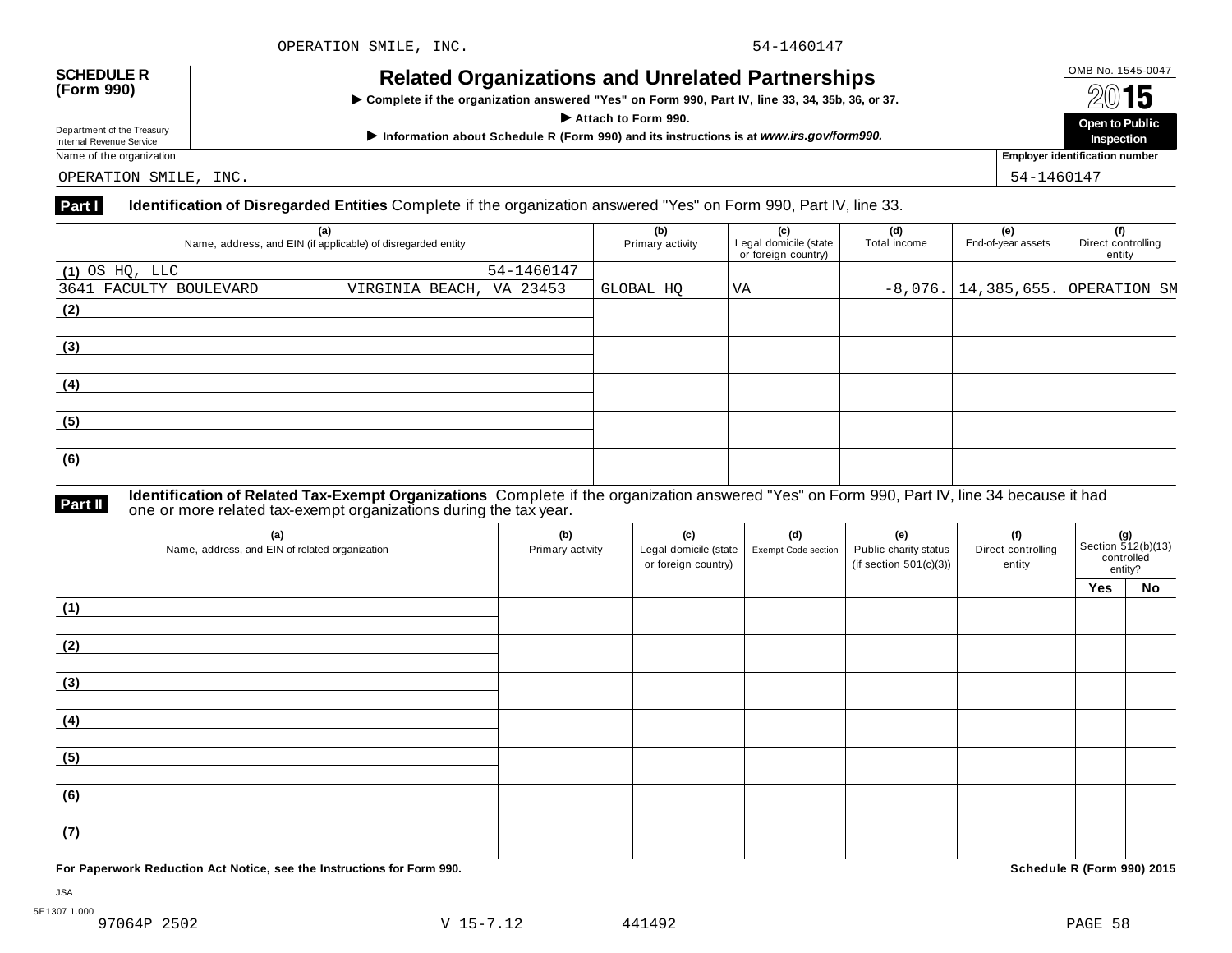OPERATION SMILE, INC. 54-1460147

# SCHEDULE R (Form 990)

## Related Organizations and Unrelated Partnerships

▶ Complete if the organization answered "Yes" on Form 990, Part IV, line 33, 34, 35b, 36, or 37.

▶ Attach to Form 990.

▶ Information about Schedule R (Form 990) and its instructions is at *www.irs.gov/form990*.

OMB No. 1545-0047

2015

**Open to Public Inspection**

Department of the Treasury
Internal Revenue Service

Name of the organization: OPERATION SMILE, INC.

Employer identification number: 54-1460147

**Part I** **Identification of Disregarded Entities** Complete if the organization answered "Yes" on Form 990, Part IV, line 33.

| (a) Name, address, and EIN (if applicable) of disregarded entity | (b) Primary activity | (c) Legal domicile (state or foreign country) | (d) Total income | (e) End-of-year assets | (f) Direct controlling entity |
|---|---|---|---|---|---|
| (1) OS HQ, LLC 54-1460147<br>3641 FACULTY BOULEVARD VIRGINIA BEACH, VA 23453 | GLOBAL HQ | VA | -8,076. | 14,385,655. | OPERATION SM |
| (2) | | | | | |
| (3) | | | | | |
| (4) | | | | | |
| (5) | | | | | |
| (6) | | | | | |

**Part II** **Identification of Related Tax-Exempt Organizations** Complete if the organization answered "Yes" on Form 990, Part IV, line 34 because it had one or more related tax-exempt organizations during the tax year.

| (a) Name, address, and EIN of related organization | (b) Primary activity | (c) Legal domicile (state or foreign country) | (d) Exempt Code section | (e) Public charity status (if section 501(c)(3)) | (f) Direct controlling entity | (g) Section 512(b)(13) controlled entity? Yes | No |
|---|---|---|---|---|---|---|---|
| (1) | | | | | | | |
| (2) | | | | | | | |
| (3) | | | | | | | |
| (4) | | | | | | | |
| (5) | | | | | | | |
| (6) | | | | | | | |
| (7) | | | | | | | |

**For Paperwork Reduction Act Notice, see the Instructions for Form 990.** **Schedule R (Form 990) 2015**

JSA
5E1307 1.000
97064P 2502 V 15-7.12 441492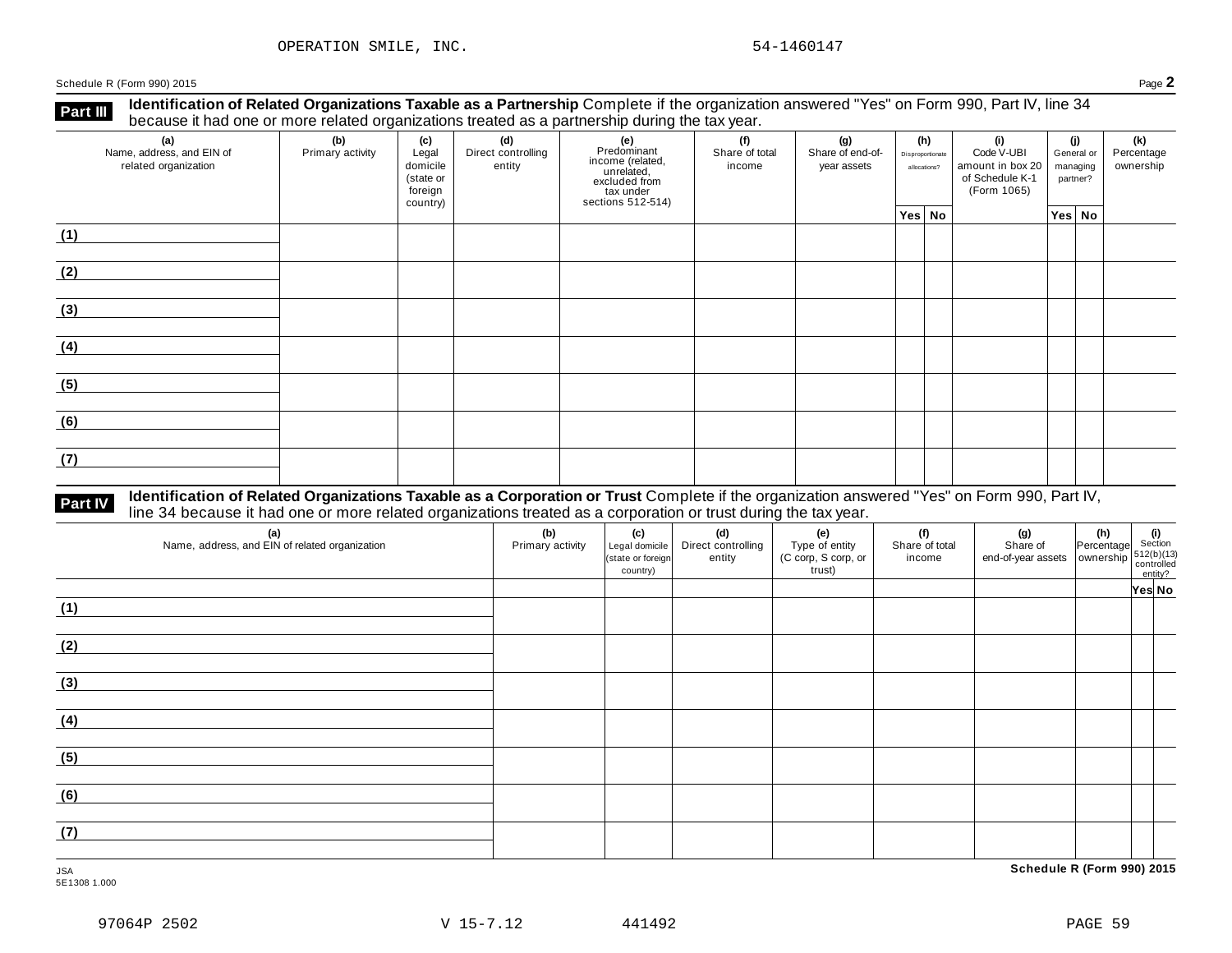OPERATION SMILE, INC. 54-1460147

Schedule R (Form 990) 2015 Page **2**

**Part III** **Identification of Related Organizations Taxable as a Partnership** Complete if the organization answered "Yes" on Form 990, Part IV, line 34 because it had one or more related organizations treated as a partnership during the tax year.

| (a) Name, address, and EIN of related organization | (b) Primary activity | (c) Legal domicile (state or foreign country) | (d) Direct controlling entity | (e) Predominant income (related, unrelated, excluded from tax under sections 512-514) | (f) Share of total income | (g) Share of end-of-year assets | (h) Disproportionate allocations? | | (i) Code V-UBI amount in box 20 of Schedule K-1 (Form 1065) | (j) General or managing partner? | | (k) Percentage ownership |
|---|---|---|---|---|---|---|---|---|---|---|---|---|
| | | | | | | | Yes | No | | Yes | No | |
| (1) | | | | | | | | | | | | |
| (2) | | | | | | | | | | | | |
| (3) | | | | | | | | | | | | |
| (4) | | | | | | | | | | | | |
| (5) | | | | | | | | | | | | |
| (6) | | | | | | | | | | | | |
| (7) | | | | | | | | | | | | |

**Part IV** **Identification of Related Organizations Taxable as a Corporation or Trust** Complete if the organization answered "Yes" on Form 990, Part IV, line 34 because it had one or more related organizations treated as a corporation or trust during the tax year.

| (a) Name, address, and EIN of related organization | (b) Primary activity | (c) Legal domicile (state or foreign country) | (d) Direct controlling entity | (e) Type of entity (C corp, S corp, or trust) | (f) Share of total income | (g) Share of end-of-year assets | (h) Percentage ownership | (i) Section 512(b)(13) controlled entity? | |
|---|---|---|---|---|---|---|---|---|---|
| | | | | | | | | Yes | No |
| (1) | | | | | | | | | |
| (2) | | | | | | | | | |
| (3) | | | | | | | | | |
| (4) | | | | | | | | | |
| (5) | | | | | | | | | |
| (6) | | | | | | | | | |
| (7) | | | | | | | | | |

JSA
5E1308 1.000

**Schedule R (Form 990) 2015**

97064P 2502 V 15-7.12 441492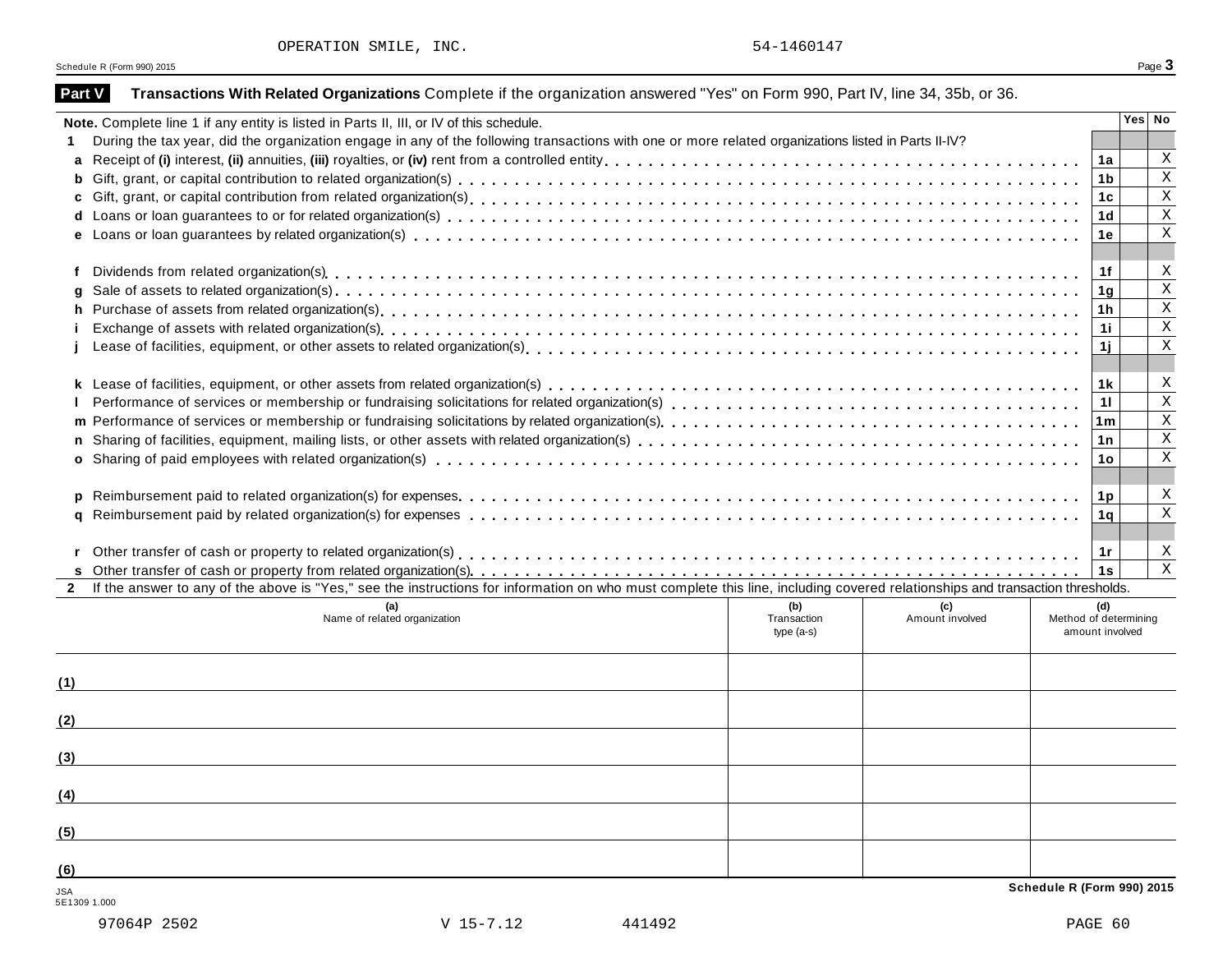OPERATION SMILE, INC. 54-1460147

Schedule R (Form 990) 2015

## Part V Transactions With Related Organizations

Complete if the organization answered "Yes" on Form 990, Part IV, line 34, 35b, or 36.

**Note.** Complete line 1 if any entity is listed in Parts II, III, or IV of this schedule.

| | | Line | Yes | No |
|---|---|---|---|---|
| **1** | During the tax year, did the organization engage in any of the following transactions with one or more related organizations listed in Parts II-IV? | | | |
| **a** | Receipt of **(i)** interest, **(ii)** annuities, **(iii)** royalties, or **(iv)** rent from a controlled entity | 1a | | X |
| **b** | Gift, grant, or capital contribution to related organization(s) | 1b | | X |
| **c** | Gift, grant, or capital contribution from related organization(s) | 1c | | X |
| **d** | Loans or loan guarantees to or for related organization(s) | 1d | | X |
| **e** | Loans or loan guarantees by related organization(s) | 1e | | X |
| **f** | Dividends from related organization(s) | 1f | | X |
| **g** | Sale of assets to related organization(s) | 1g | | X |
| **h** | Purchase of assets from related organization(s) | 1h | | X |
| **i** | Exchange of assets with related organization(s) | 1i | | X |
| **j** | Lease of facilities, equipment, or other assets to related organization(s) | 1j | | X |
| **k** | Lease of facilities, equipment, or other assets from related organization(s) | 1k | | X |
| **l** | Performance of services or membership or fundraising solicitations for related organization(s) | 1l | | X |
| **m** | Performance of services or membership or fundraising solicitations by related organization(s) | 1m | | X |
| **n** | Sharing of facilities, equipment, mailing lists, or other assets with related organization(s) | 1n | | X |
| **o** | Sharing of paid employees with related organization(s) | 1o | | X |
| **p** | Reimbursement paid to related organization(s) for expenses | 1p | | X |
| **q** | Reimbursement paid by related organization(s) for expenses | 1q | | X |
| **r** | Other transfer of cash or property to related organization(s) | 1r | | X |
| **s** | Other transfer of cash or property from related organization(s) | 1s | | X |

**2** If the answer to any of the above is "Yes," see the instructions for information on who must complete this line, including covered relationships and transaction thresholds.

| | (a) Name of related organization | (b) Transaction type (a-s) | (c) Amount involved | (d) Method of determining amount involved |
|---|---|---|---|---|
| (1) | | | | |
| (2) | | | | |
| (3) | | | | |
| (4) | | | | |
| (5) | | | | |
| (6) | | | | |

JSA
5E1309 1.000

**Schedule R (Form 990) 2015**

97064P 2502 V 15-7.12 441492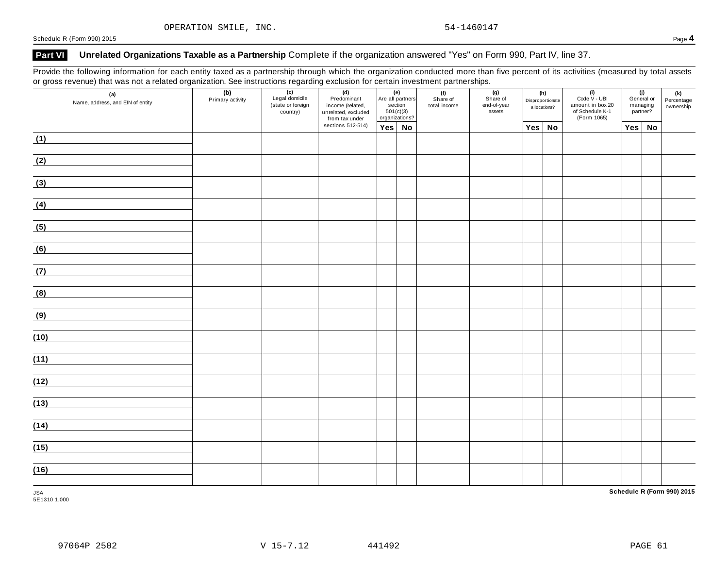OPERATION SMILE, INC. 54-1460147

Schedule R (Form 990) 2015

## Part VI Unrelated Organizations Taxable as a Partnership

Complete if the organization answered "Yes" on Form 990, Part IV, line 37.

Provide the following information for each entity taxed as a partnership through which the organization conducted more than five percent of its activities (measured by total assets or gross revenue) that was not a related organization. See instructions regarding exclusion for certain investment partnerships.

| (a) Name, address, and EIN of entity | (b) Primary activity | (c) Legal domicile (state or foreign country) | (d) Predominant income (related, unrelated, excluded from tax under sections 512-514) | (e) Are all partners section 501(c)(3) organizations? | | (f) Share of total income | (g) Share of end-of-year assets | (h) Disproportionate allocations? | | (i) Code V - UBI amount in box 20 of Schedule K-1 (Form 1065) | (j) General or managing partner? | | (k) Percentage ownership |
|---|---|---|---|---|---|---|---|---|---|---|---|---|---|
| | | | | Yes | No | | | Yes | No | | Yes | No | |
| (1) | | | | | | | | | | | | | |
| (2) | | | | | | | | | | | | | |
| (3) | | | | | | | | | | | | | |
| (4) | | | | | | | | | | | | | |
| (5) | | | | | | | | | | | | | |
| (6) | | | | | | | | | | | | | |
| (7) | | | | | | | | | | | | | |
| (8) | | | | | | | | | | | | | |
| (9) | | | | | | | | | | | | | |
| (10) | | | | | | | | | | | | | |
| (11) | | | | | | | | | | | | | |
| (12) | | | | | | | | | | | | | |
| (13) | | | | | | | | | | | | | |
| (14) | | | | | | | | | | | | | |
| (15) | | | | | | | | | | | | | |
| (16) | | | | | | | | | | | | | |

JSA
5E1310 1.000

Schedule R (Form 990) 2015

97064P 2502 V 15-7.12 441492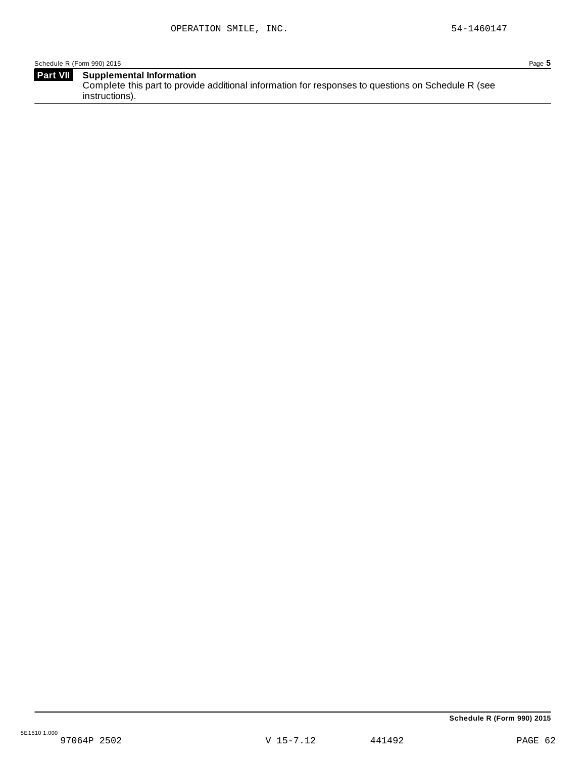## Part VII Supplemental Information

Complete this part to provide additional information for responses to questions on Schedule R (see instructions).